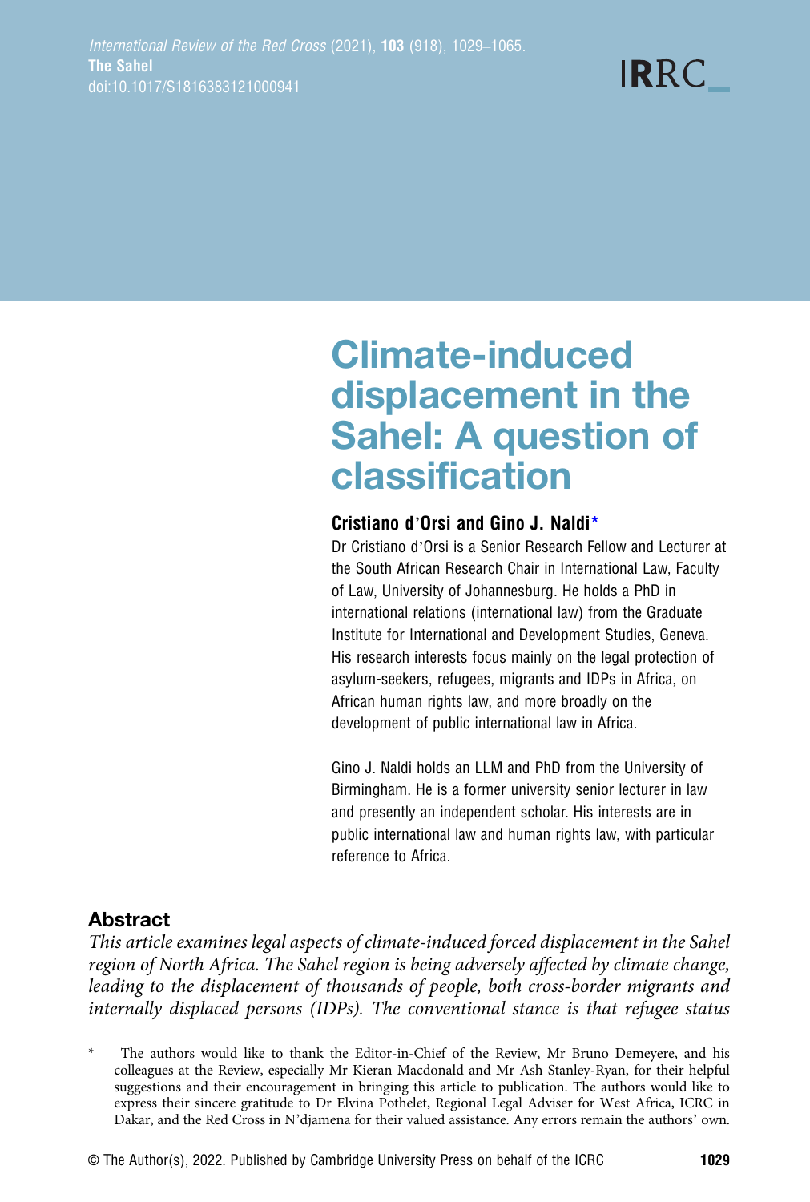# Climate-induced displacement in the Sahel: A question of classification

**Cristiano d'Orsi and Gino J. Naldi***

Dr Cristiano d'Orsi is a Senior Research Fellow and Lecturer at the South African Research Chair in International Law, Faculty of Law, University of Johannesburg. He holds a PhD in international relations (international law) from the Graduate Institute for International and Development Studies, Geneva. His research interests focus mainly on the legal protection of asylum-seekers, refugees, migrants and IDPs in Africa, on African human rights law, and more broadly on the development of public international law in Africa.

Gino J. Naldi holds an LLM and PhD from the University of Birmingham. He is a former university senior lecturer in law and presently an independent scholar. His interests are in public international law and human rights law, with particular reference to Africa.

## Abstract

*This article examines legal aspects of climate-induced forced displacement in the Sahel region of North Africa. The Sahel region is being adversely affected by climate change, leading to the displacement of thousands of people, both cross-border migrants and internally displaced persons (IDPs). The conventional stance is that refugee status*

\* The authors would like to thank the Editor-in-Chief of the Review, Mr Bruno Demeyere, and his colleagues at the Review, especially Mr Kieran Macdonald and Mr Ash Stanley-Ryan, for their helpful suggestions and their encouragement in bringing this article to publication. The authors would like to express their sincere gratitude to Dr Elvina Pothelet, Regional Legal Adviser for West Africa, ICRC in Dakar, and the Red Cross in N'djamena for their valued assistance. Any errors remain the authors' own.

© The Author(s), 2022. Published by Cambridge University Press on behalf of the ICRC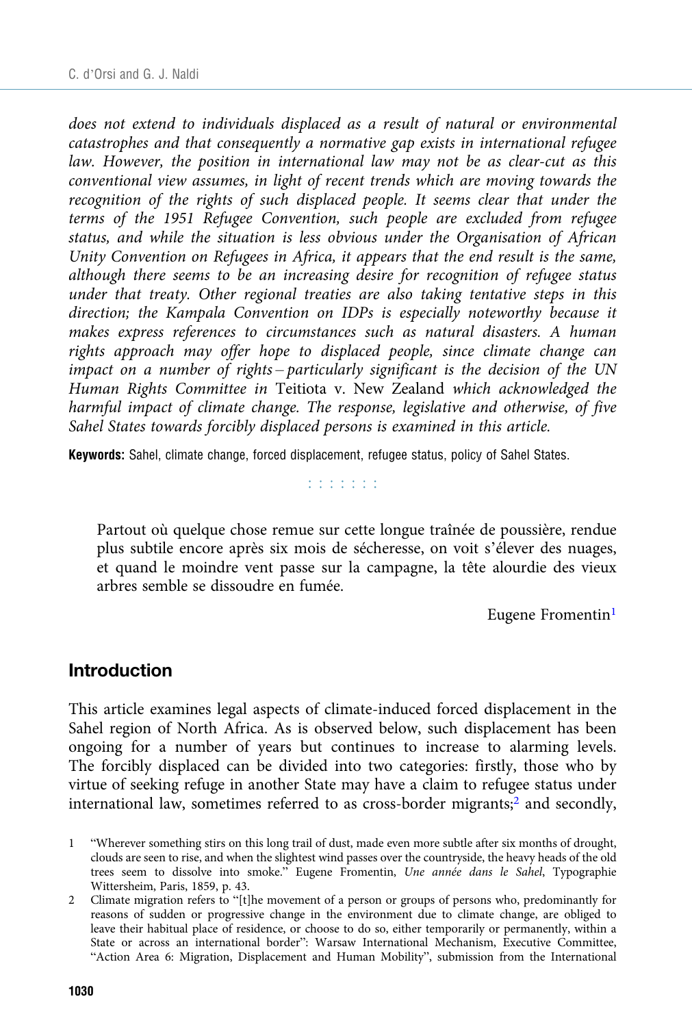*does not extend to individuals displaced as a result of natural or environmental catastrophes and that consequently a normative gap exists in international refugee law. However, the position in international law may not be as clear-cut as this conventional view assumes, in light of recent trends which are moving towards the recognition of the rights of such displaced people. It seems clear that under the terms of the 1951 Refugee Convention, such people are excluded from refugee status, and while the situation is less obvious under the Organisation of African Unity Convention on Refugees in Africa, it appears that the end result is the same, although there seems to be an increasing desire for recognition of refugee status under that treaty. Other regional treaties are also taking tentative steps in this direction; the Kampala Convention on IDPs is especially noteworthy because it makes express references to circumstances such as natural disasters. A human rights approach may offer hope to displaced people, since climate change can impact on a number of rights – particularly significant is the decision of the UN Human Rights Committee in* Teitiota v. New Zealand *which acknowledged the harmful impact of climate change. The response, legislative and otherwise, of five Sahel States towards forcibly displaced persons is examined in this article.*

**Keywords:** Sahel, climate change, forced displacement, refugee status, policy of Sahel States.

> Partout où quelque chose remue sur cette longue traînée de poussière, rendue plus subtile encore après six mois de sécheresse, on voit s'élever des nuages, et quand le moindre vent passe sur la campagne, la tête alourdie des vieux arbres semble se dissoudre en fumée.
>
> Eugene Fromentin[1]

## Introduction

This article examines legal aspects of climate-induced forced displacement in the Sahel region of North Africa. As is observed below, such displacement has been ongoing for a number of years but continues to increase to alarming levels. The forcibly displaced can be divided into two categories: firstly, those who by virtue of seeking refuge in another State may have a claim to refugee status under international law, sometimes referred to as cross-border migrants;[2] and secondly,

1 "Wherever something stirs on this long trail of dust, made even more subtle after six months of drought, clouds are seen to rise, and when the slightest wind passes over the countryside, the heavy heads of the old trees seem to dissolve into smoke." Eugene Fromentin, *Une année dans le Sahel*, Typographie Wittersheim, Paris, 1859, p. 43.

2 Climate migration refers to "[t]he movement of a person or groups of persons who, predominantly for reasons of sudden or progressive change in the environment due to climate change, are obliged to leave their habitual place of residence, or choose to do so, either temporarily or permanently, within a State or across an international border": Warsaw International Mechanism, Executive Committee, "Action Area 6: Migration, Displacement and Human Mobility", submission from the International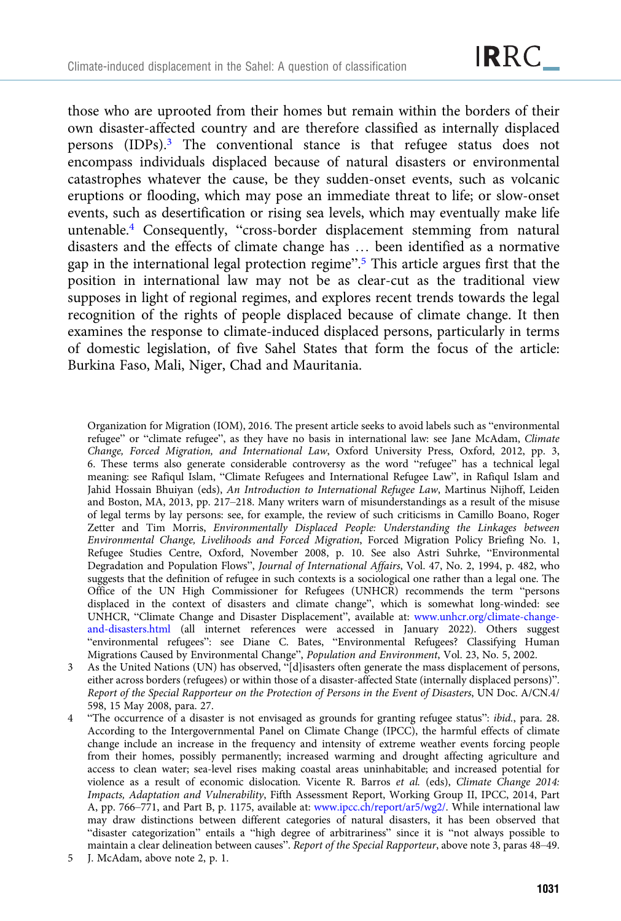those who are uprooted from their homes but remain within the borders of their own disaster-affected country and are therefore classified as internally displaced persons (IDPs).[3] The conventional stance is that refugee status does not encompass individuals displaced because of natural disasters or environmental catastrophes whatever the cause, be they sudden-onset events, such as volcanic eruptions or flooding, which may pose an immediate threat to life; or slow-onset events, such as desertification or rising sea levels, which may eventually make life untenable.[4] Consequently, "cross-border displacement stemming from natural disasters and the effects of climate change has … been identified as a normative gap in the international legal protection regime".[5] This article argues first that the position in international law may not be as clear-cut as the traditional view supposes in light of regional regimes, and explores recent trends towards the legal recognition of the rights of people displaced because of climate change. It then examines the response to climate-induced displaced persons, particularly in terms of domestic legislation, of five Sahel States that form the focus of the article: Burkina Faso, Mali, Niger, Chad and Mauritania.

Organization for Migration (IOM), 2016. The present article seeks to avoid labels such as "environmental refugee" or "climate refugee", as they have no basis in international law: see Jane McAdam, *Climate Change, Forced Migration, and International Law*, Oxford University Press, Oxford, 2012, pp. 3, 6. These terms also generate considerable controversy as the word "refugee" has a technical legal meaning: see Rafiqul Islam, "Climate Refugees and International Refugee Law", in Rafiqul Islam and Jahid Hossain Bhuiyan (eds), *An Introduction to International Refugee Law*, Martinus Nijhoff, Leiden and Boston, MA, 2013, pp. 217–218. Many writers warn of misunderstandings as a result of the misuse of legal terms by lay persons: see, for example, the review of such criticisms in Camillo Boano, Roger Zetter and Tim Morris, *Environmentally Displaced People: Understanding the Linkages between Environmental Change, Livelihoods and Forced Migration*, Forced Migration Policy Briefing No. 1, Refugee Studies Centre, Oxford, November 2008, p. 10. See also Astri Suhrke, "Environmental Degradation and Population Flows", *Journal of International Affairs*, Vol. 47, No. 2, 1994, p. 482, who suggests that the definition of refugee in such contexts is a sociological one rather than a legal one. The Office of the UN High Commissioner for Refugees (UNHCR) recommends the term "persons displaced in the context of disasters and climate change", which is somewhat long-winded: see UNHCR, "Climate Change and Disaster Displacement", available at: www.unhcr.org/climate-change-and-disasters.html (all internet references were accessed in January 2022). Others suggest "environmental refugees": see Diane C. Bates, "Environmental Refugees? Classifying Human Migrations Caused by Environmental Change", *Population and Environment*, Vol. 23, No. 5, 2002.

3 As the United Nations (UN) has observed, "[d]isasters often generate the mass displacement of persons, either across borders (refugees) or within those of a disaster-affected State (internally displaced persons)". *Report of the Special Rapporteur on the Protection of Persons in the Event of Disasters*, UN Doc. A/CN.4/598, 15 May 2008, para. 27.

4 "The occurrence of a disaster is not envisaged as grounds for granting refugee status": *ibid.*, para. 28. According to the Intergovernmental Panel on Climate Change (IPCC), the harmful effects of climate change include an increase in the frequency and intensity of extreme weather events forcing people from their homes, possibly permanently; increased warming and drought affecting agriculture and access to clean water; sea-level rises making coastal areas uninhabitable; and increased potential for violence as a result of economic dislocation. Vicente R. Barros *et al.* (eds), *Climate Change 2014: Impacts, Adaptation and Vulnerability*, Fifth Assessment Report, Working Group II, IPCC, 2014, Part A, pp. 766–771, and Part B, p. 1175, available at: www.ipcc.ch/report/ar5/wg2/. While international law may draw distinctions between different categories of natural disasters, it has been observed that "disaster categorization" entails a "high degree of arbitrariness" since it is "not always possible to maintain a clear delineation between causes". *Report of the Special Rapporteur*, above note 3, paras 48–49.

5 J. McAdam, above note 2, p. 1.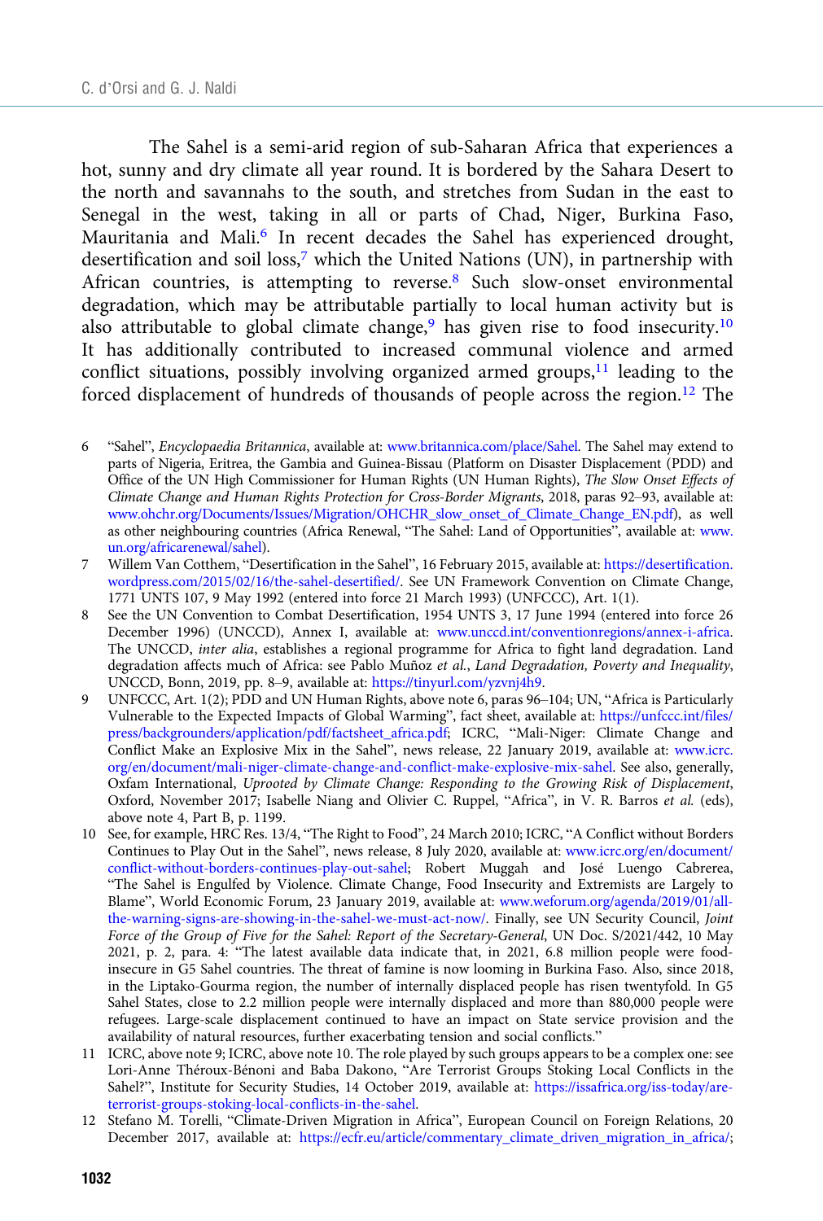The Sahel is a semi-arid region of sub-Saharan Africa that experiences a hot, sunny and dry climate all year round. It is bordered by the Sahara Desert to the north and savannahs to the south, and stretches from Sudan in the east to Senegal in the west, taking in all or parts of Chad, Niger, Burkina Faso, Mauritania and Mali.[6] In recent decades the Sahel has experienced drought, desertification and soil loss,[7] which the United Nations (UN), in partnership with African countries, is attempting to reverse.[8] Such slow-onset environmental degradation, which may be attributable partially to local human activity but is also attributable to global climate change,[9] has given rise to food insecurity.[10] It has additionally contributed to increased communal violence and armed conflict situations, possibly involving organized armed groups,[11] leading to the forced displacement of hundreds of thousands of people across the region.[12] The

6 "Sahel", *Encyclopaedia Britannica*, available at: www.britannica.com/place/Sahel. The Sahel may extend to parts of Nigeria, Eritrea, the Gambia and Guinea-Bissau (Platform on Disaster Displacement (PDD) and Office of the UN High Commissioner for Human Rights (UN Human Rights), *The Slow Onset Effects of Climate Change and Human Rights Protection for Cross-Border Migrants*, 2018, paras 92–93, available at: www.ohchr.org/Documents/Issues/Migration/OHCHR_slow_onset_of_Climate_Change_EN.pdf), as well as other neighbouring countries (Africa Renewal, "The Sahel: Land of Opportunities", available at: www.un.org/africarenewal/sahel).

7 Willem Van Cotthem, "Desertification in the Sahel", 16 February 2015, available at: https://desertification.wordpress.com/2015/02/16/the-sahel-desertified/. See UN Framework Convention on Climate Change, 1771 UNTS 107, 9 May 1992 (entered into force 21 March 1993) (UNFCCC), Art. 1(1).

8 See the UN Convention to Combat Desertification, 1954 UNTS 3, 17 June 1994 (entered into force 26 December 1996) (UNCCD), Annex I, available at: www.unccd.int/conventionregions/annex-i-africa. The UNCCD, *inter alia*, establishes a regional programme for Africa to fight land degradation. Land degradation affects much of Africa: see Pablo Muñoz *et al.*, *Land Degradation, Poverty and Inequality*, UNCCD, Bonn, 2019, pp. 8–9, available at: https://tinyurl.com/yzvnj4h9.

9 UNFCCC, Art. 1(2); PDD and UN Human Rights, above note 6, paras 96–104; UN, "Africa is Particularly Vulnerable to the Expected Impacts of Global Warming", fact sheet, available at: https://unfccc.int/files/press/backgrounders/application/pdf/factsheet_africa.pdf; ICRC, "Mali-Niger: Climate Change and Conflict Make an Explosive Mix in the Sahel", news release, 22 January 2019, available at: www.icrc.org/en/document/mali-niger-climate-change-and-conflict-make-explosive-mix-sahel. See also, generally, Oxfam International, *Uprooted by Climate Change: Responding to the Growing Risk of Displacement*, Oxford, November 2017; Isabelle Niang and Olivier C. Ruppel, "Africa", in V. R. Barros *et al.* (eds), above note 4, Part B, p. 1199.

10 See, for example, HRC Res. 13/4, "The Right to Food", 24 March 2010; ICRC, "A Conflict without Borders Continues to Play Out in the Sahel", news release, 8 July 2020, available at: www.icrc.org/en/document/conflict-without-borders-continues-play-out-sahel; Robert Muggah and José Luengo Cabrerea, "The Sahel is Engulfed by Violence. Climate Change, Food Insecurity and Extremists are Largely to Blame", World Economic Forum, 23 January 2019, available at: www.weforum.org/agenda/2019/01/all-the-warning-signs-are-showing-in-the-sahel-we-must-act-now/. Finally, see UN Security Council, *Joint Force of the Group of Five for the Sahel: Report of the Secretary-General*, UN Doc. S/2021/442, 10 May 2021, p. 2, para. 4: "The latest available data indicate that, in 2021, 6.8 million people were food-insecure in G5 Sahel countries. The threat of famine is now looming in Burkina Faso. Also, since 2018, in the Liptako-Gourma region, the number of internally displaced people has risen twentyfold. In G5 Sahel States, close to 2.2 million people were internally displaced and more than 880,000 people were refugees. Large-scale displacement continued to have an impact on State service provision and the availability of natural resources, further exacerbating tension and social conflicts."

11 ICRC, above note 9; ICRC, above note 10. The role played by such groups appears to be a complex one: see Lori-Anne Théroux-Bénoni and Baba Dakono, "Are Terrorist Groups Stoking Local Conflicts in the Sahel?", Institute for Security Studies, 14 October 2019, available at: https://issafrica.org/iss-today/are-terrorist-groups-stoking-local-conflicts-in-the-sahel.

12 Stefano M. Torelli, "Climate-Driven Migration in Africa", European Council on Foreign Relations, 20 December 2017, available at: https://ecfr.eu/article/commentary_climate_driven_migration_in_africa/;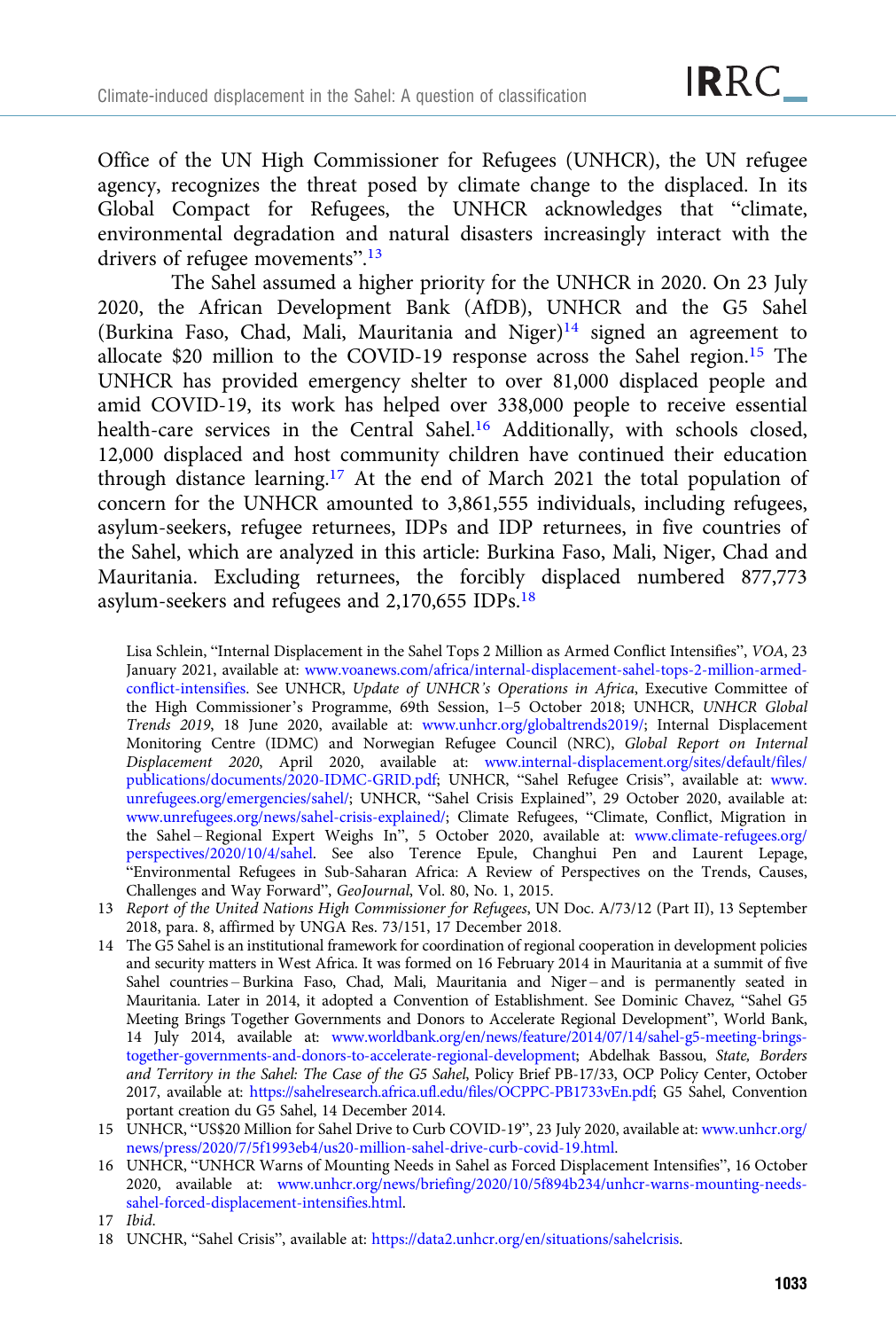Office of the UN High Commissioner for Refugees (UNHCR), the UN refugee agency, recognizes the threat posed by climate change to the displaced. In its Global Compact for Refugees, the UNHCR acknowledges that "climate, environmental degradation and natural disasters increasingly interact with the drivers of refugee movements".[13]

The Sahel assumed a higher priority for the UNHCR in 2020. On 23 July 2020, the African Development Bank (AfDB), UNHCR and the G5 Sahel (Burkina Faso, Chad, Mali, Mauritania and Niger)[14] signed an agreement to allocate $20 million to the COVID-19 response across the Sahel region.[15] The UNHCR has provided emergency shelter to over 81,000 displaced people and amid COVID-19, its work has helped over 338,000 people to receive essential health-care services in the Central Sahel.[16] Additionally, with schools closed, 12,000 displaced and host community children have continued their education through distance learning.[17] At the end of March 2021 the total population of concern for the UNHCR amounted to 3,861,555 individuals, including refugees, asylum-seekers, refugee returnees, IDPs and IDP returnees, in five countries of the Sahel, which are analyzed in this article: Burkina Faso, Mali, Niger, Chad and Mauritania. Excluding returnees, the forcibly displaced numbered 877,773 asylum-seekers and refugees and 2,170,655 IDPs.[18]

Lisa Schlein, "Internal Displacement in the Sahel Tops 2 Million as Armed Conflict Intensifies", *VOA*, 23 January 2021, available at: www.voanews.com/africa/internal-displacement-sahel-tops-2-million-armed-conflict-intensifies. See UNHCR, *Update of UNHCR's Operations in Africa*, Executive Committee of the High Commissioner's Programme, 69th Session, 1–5 October 2018; UNHCR, *UNHCR Global Trends 2019*, 18 June 2020, available at: www.unhcr.org/globaltrends2019/; Internal Displacement Monitoring Centre (IDMC) and Norwegian Refugee Council (NRC), *Global Report on Internal Displacement 2020*, April 2020, available at: www.internal-displacement.org/sites/default/files/publications/documents/2020-IDMC-GRID.pdf; UNHCR, "Sahel Refugee Crisis", available at: www.unrefugees.org/emergencies/sahel/; UNHCR, "Sahel Crisis Explained", 29 October 2020, available at: www.unrefugees.org/news/sahel-crisis-explained/; Climate Refugees, "Climate, Conflict, Migration in the Sahel – Regional Expert Weighs In", 5 October 2020, available at: www.climate-refugees.org/perspectives/2020/10/4/sahel. See also Terence Epule, Changhui Pen and Laurent Lepage, "Environmental Refugees in Sub-Saharan Africa: A Review of Perspectives on the Trends, Causes, Challenges and Way Forward", *GeoJournal*, Vol. 80, No. 1, 2015.

13 *Report of the United Nations High Commissioner for Refugees*, UN Doc. A/73/12 (Part II), 13 September 2018, para. 8, affirmed by UNGA Res. 73/151, 17 December 2018.

14 The G5 Sahel is an institutional framework for coordination of regional cooperation in development policies and security matters in West Africa. It was formed on 16 February 2014 in Mauritania at a summit of five Sahel countries – Burkina Faso, Chad, Mali, Mauritania and Niger – and is permanently seated in Mauritania. Later in 2014, it adopted a Convention of Establishment. See Dominic Chavez, "Sahel G5 Meeting Brings Together Governments and Donors to Accelerate Regional Development", World Bank, 14 July 2014, available at: www.worldbank.org/en/news/feature/2014/07/14/sahel-g5-meeting-brings-together-governments-and-donors-to-accelerate-regional-development; Abdelhak Bassou, *State, Borders and Territory in the Sahel: The Case of the G5 Sahel*, Policy Brief PB-17/33, OCP Policy Center, October 2017, available at: https://sahelresearch.africa.ufl.edu/files/OCPPC-PB1733vEn.pdf; G5 Sahel, Convention portant création du G5 Sahel, 14 December 2014.

15 UNHCR, "US$20 Million for Sahel Drive to Curb COVID-19", 23 July 2020, available at: www.unhcr.org/news/press/2020/7/5f1993eb4/us20-million-sahel-drive-curb-covid-19.html.

16 UNHCR, "UNHCR Warns of Mounting Needs in Sahel as Forced Displacement Intensifies", 16 October 2020, available at: www.unhcr.org/news/briefing/2020/10/5f894b234/unhcr-warns-mounting-needs-sahel-forced-displacement-intensifies.html.

17 *Ibid*.

18 UNCHR, "Sahel Crisis", available at: https://data2.unhcr.org/en/situations/sahelcrisis.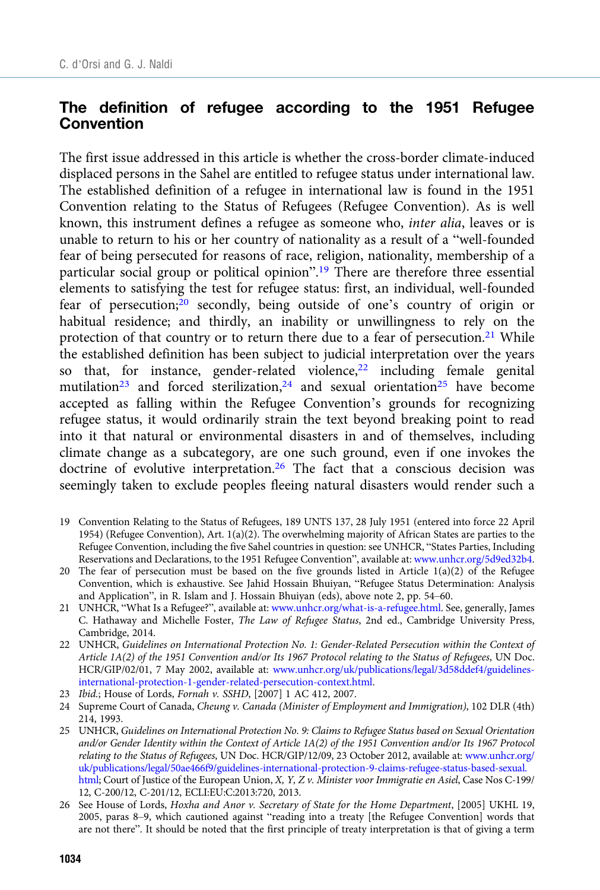## The definition of refugee according to the 1951 Refugee Convention

The first issue addressed in this article is whether the cross-border climate-induced displaced persons in the Sahel are entitled to refugee status under international law. The established definition of a refugee in international law is found in the 1951 Convention relating to the Status of Refugees (Refugee Convention). As is well known, this instrument defines a refugee as someone who, *inter alia*, leaves or is unable to return to his or her country of nationality as a result of a "well-founded fear of being persecuted for reasons of race, religion, nationality, membership of a particular social group or political opinion".[19] There are therefore three essential elements to satisfying the test for refugee status: first, an individual, well-founded fear of persecution;[20] secondly, being outside of one's country of origin or habitual residence; and thirdly, an inability or unwillingness to rely on the protection of that country or to return there due to a fear of persecution.[21] While the established definition has been subject to judicial interpretation over the years so that, for instance, gender-related violence,[22] including female genital mutilation[23] and forced sterilization,[24] and sexual orientation[25] have become accepted as falling within the Refugee Convention's grounds for recognizing refugee status, it would ordinarily strain the text beyond breaking point to read into it that natural or environmental disasters in and of themselves, including climate change as a subcategory, are one such ground, even if one invokes the doctrine of evolutive interpretation.[26] The fact that a conscious decision was seemingly taken to exclude peoples fleeing natural disasters would render such a

19 Convention Relating to the Status of Refugees, 189 UNTS 137, 28 July 1951 (entered into force 22 April 1954) (Refugee Convention), Art. 1(a)(2). The overwhelming majority of African States are parties to the Refugee Convention, including the five Sahel countries in question: see UNHCR, "States Parties, Including Reservations and Declarations, to the 1951 Refugee Convention", available at: www.unhcr.org/5d9ed32b4.

20 The fear of persecution must be based on the five grounds listed in Article 1(a)(2) of the Refugee Convention, which is exhaustive. See Jahid Hossain Bhuiyan, "Refugee Status Determination: Analysis and Application", in R. Islam and J. Hossain Bhuiyan (eds), above note 2, pp. 54–60.

21 UNHCR, "What Is a Refugee?", available at: www.unhcr.org/what-is-a-refugee.html. See, generally, James C. Hathaway and Michelle Foster, *The Law of Refugee Status*, 2nd ed., Cambridge University Press, Cambridge, 2014.

22 UNHCR, *Guidelines on International Protection No. 1: Gender-Related Persecution within the Context of Article 1A(2) of the 1951 Convention and/or Its 1967 Protocol relating to the Status of Refugees*, UN Doc. HCR/GIP/02/01, 7 May 2002, available at: www.unhcr.org/publications/legal/3d58ddef4/guidelines-international-protection-1-gender-related-persecution-context.html.

23 *Ibid.*; House of Lords, *Fornah v. SSHD*, [2007] 1 AC 412, 2007.

24 Supreme Court of Canada, *Cheung v. Canada (Minister of Employment and Immigration)*, 102 DLR (4th) 214, 1993.

25 UNHCR, *Guidelines on International Protection No. 9: Claims to Refugee Status based on Sexual Orientation and/or Gender Identity within the Context of Article 1A(2) of the 1951 Convention and/or Its 1967 Protocol relating to the Status of Refugees*, UN Doc. HCR/GIP/12/09, 23 October 2012, available at: www.unhcr.org/uk/publications/legal/50ae466f9/guidelines-international-protection-9-claims-refugee-status-based-sexual.html; Court of Justice of the European Union, *X, Y, Z v. Minister voor Immigratie en Asiel*, Case Nos C-199/12, C-200/12, C-201/12, ECLI:EU:C:2013:720, 2013.

26 See House of Lords, *Hoxha and Anor v. Secretary of State for the Home Department*, [2005] UKHL 19, 2005, paras 8–9, which cautioned against "reading into a treaty [the Refugee Convention] words that are not there". It should be noted that the first principle of treaty interpretation is that of giving a term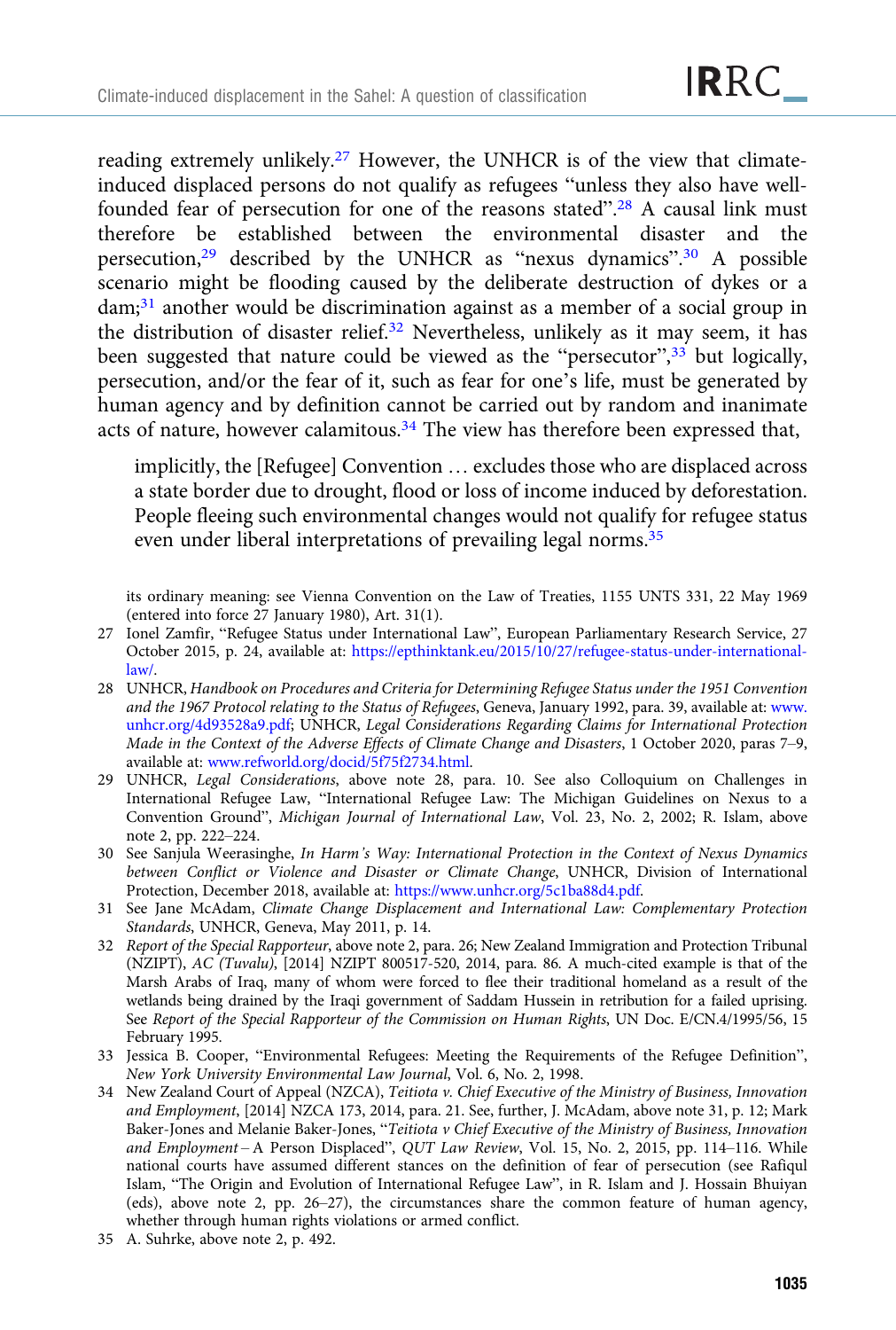reading extremely unlikely.[27] However, the UNHCR is of the view that climate-induced displaced persons do not qualify as refugees "unless they also have well-founded fear of persecution for one of the reasons stated".[28] A causal link must therefore be established between the environmental disaster and the persecution,[29] described by the UNHCR as "nexus dynamics".[30] A possible scenario might be flooding caused by the deliberate destruction of dykes or a dam;[31] another would be discrimination against as a member of a social group in the distribution of disaster relief.[32] Nevertheless, unlikely as it may seem, it has been suggested that nature could be viewed as the "persecutor",[33] but logically, persecution, and/or the fear of it, such as fear for one's life, must be generated by human agency and by definition cannot be carried out by random and inanimate acts of nature, however calamitous.[34] The view has therefore been expressed that,

> implicitly, the [Refugee] Convention … excludes those who are displaced across a state border due to drought, flood or loss of income induced by deforestation. People fleeing such environmental changes would not qualify for refugee status even under liberal interpretations of prevailing legal norms.[35]

its ordinary meaning: see Vienna Convention on the Law of Treaties, 1155 UNTS 331, 22 May 1969 (entered into force 27 January 1980), Art. 31(1).

27 Ionel Zamfir, "Refugee Status under International Law", European Parliamentary Research Service, 27 October 2015, p. 24, available at: https://epthinktank.eu/2015/10/27/refugee-status-under-international-law/.

28 UNHCR, *Handbook on Procedures and Criteria for Determining Refugee Status under the 1951 Convention and the 1967 Protocol relating to the Status of Refugees*, Geneva, January 1992, para. 39, available at: www.unhcr.org/4d93528a9.pdf; UNHCR, *Legal Considerations Regarding Claims for International Protection Made in the Context of the Adverse Effects of Climate Change and Disasters*, 1 October 2020, paras 7–9, available at: www.refworld.org/docid/5f75f2734.html.

29 UNHCR, *Legal Considerations*, above note 28, para. 10. See also Colloquium on Challenges in International Refugee Law, "International Refugee Law: The Michigan Guidelines on Nexus to a Convention Ground", *Michigan Journal of International Law*, Vol. 23, No. 2, 2002; R. Islam, above note 2, pp. 222–224.

30 See Sanjula Weerasinghe, *In Harm's Way: International Protection in the Context of Nexus Dynamics between Conflict or Violence and Disaster or Climate Change*, UNHCR, Division of International Protection, December 2018, available at: https://www.unhcr.org/5c1ba88d4.pdf.

31 See Jane McAdam, *Climate Change Displacement and International Law: Complementary Protection Standards*, UNHCR, Geneva, May 2011, p. 14.

32 *Report of the Special Rapporteur*, above note 2, para. 26; New Zealand Immigration and Protection Tribunal (NZIPT), *AC (Tuvalu)*, [2014] NZIPT 800517-520, 2014, para. 86. A much-cited example is that of the Marsh Arabs of Iraq, many of whom were forced to flee their traditional homeland as a result of the wetlands being drained by the Iraqi government of Saddam Hussein in retribution for a failed uprising. See *Report of the Special Rapporteur of the Commission on Human Rights*, UN Doc. E/CN.4/1995/56, 15 February 1995.

33 Jessica B. Cooper, "Environmental Refugees: Meeting the Requirements of the Refugee Definition", *New York University Environmental Law Journal*, Vol. 6, No. 2, 1998.

34 New Zealand Court of Appeal (NZCA), *Teitiota v. Chief Executive of the Ministry of Business, Innovation and Employment*, [2014] NZCA 173, 2014, para. 21. See, further, J. McAdam, above note 31, p. 12; Mark Baker-Jones and Melanie Baker-Jones, "*Teitiota v Chief Executive of the Ministry of Business, Innovation and Employment* – A Person Displaced", *QUT Law Review*, Vol. 15, No. 2, 2015, pp. 114–116. While national courts have assumed different stances on the definition of fear of persecution (see Rafiqul Islam, "The Origin and Evolution of International Refugee Law", in R. Islam and J. Hossain Bhuiyan (eds), above note 2, pp. 26–27), the circumstances share the common feature of human agency, whether through human rights violations or armed conflict.

35 A. Suhrke, above note 2, p. 492.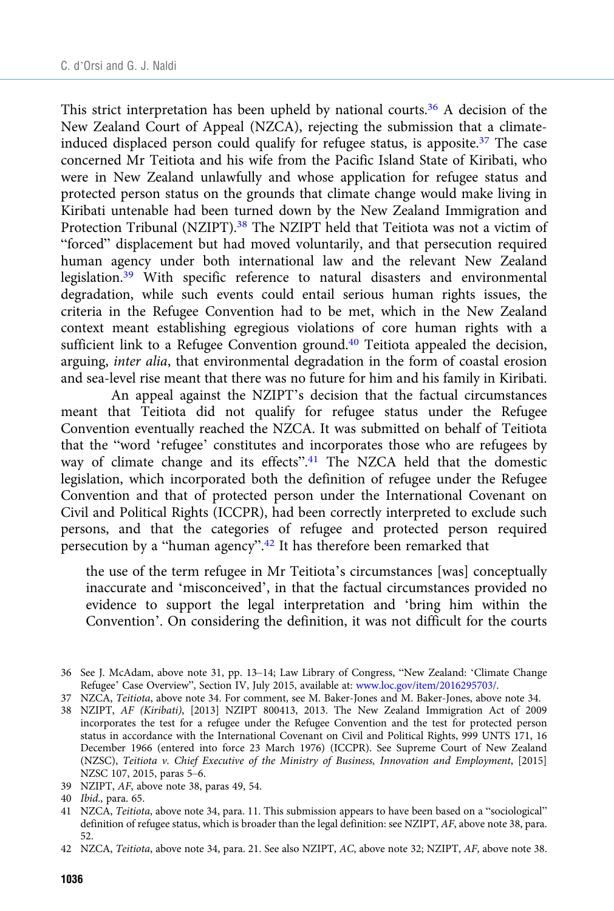This strict interpretation has been upheld by national courts.[36] A decision of the New Zealand Court of Appeal (NZCA), rejecting the submission that a climate-induced displaced person could qualify for refugee status, is apposite.[37] The case concerned Mr Teitiota and his wife from the Pacific Island State of Kiribati, who were in New Zealand unlawfully and whose application for refugee status and protected person status on the grounds that climate change would make living in Kiribati untenable had been turned down by the New Zealand Immigration and Protection Tribunal (NZIPT).[38] The NZIPT held that Teitiota was not a victim of "forced" displacement but had moved voluntarily, and that persecution required human agency under both international law and the relevant New Zealand legislation.[39] With specific reference to natural disasters and environmental degradation, while such events could entail serious human rights issues, the criteria in the Refugee Convention had to be met, which in the New Zealand context meant establishing egregious violations of core human rights with a sufficient link to a Refugee Convention ground.[40] Teitiota appealed the decision, arguing, *inter alia*, that environmental degradation in the form of coastal erosion and sea-level rise meant that there was no future for him and his family in Kiribati.

An appeal against the NZIPT's decision that the factual circumstances meant that Teitiota did not qualify for refugee status under the Refugee Convention eventually reached the NZCA. It was submitted on behalf of Teitiota that the "word 'refugee' constitutes and incorporates those who are refugees by way of climate change and its effects".[41] The NZCA held that the domestic legislation, which incorporated both the definition of refugee under the Refugee Convention and that of protected person under the International Covenant on Civil and Political Rights (ICCPR), had been correctly interpreted to exclude such persons, and that the categories of refugee and protected person required persecution by a "human agency".[42] It has therefore been remarked that

> the use of the term refugee in Mr Teitiota's circumstances [was] conceptually inaccurate and 'misconceived', in that the factual circumstances provided no evidence to support the legal interpretation and 'bring him within the Convention'. On considering the definition, it was not difficult for the courts

---

36 See J. McAdam, above note 31, pp. 13–14; Law Library of Congress, "New Zealand: 'Climate Change Refugee' Case Overview", Section IV, July 2015, available at: www.loc.gov/item/2016295703/.

37 NZCA, *Teitiota*, above note 34. For comment, see M. Baker-Jones and M. Baker-Jones, above note 34.

38 NZIPT, *AF (Kiribati)*, [2013] NZIPT 800413, 2013. The New Zealand Immigration Act of 2009 incorporates the test for a refugee under the Refugee Convention and the test for protected person status in accordance with the International Covenant on Civil and Political Rights, 999 UNTS 171, 16 December 1966 (entered into force 23 March 1976) (ICCPR). See Supreme Court of New Zealand (NZSC), *Teitiota v. Chief Executive of the Ministry of Business, Innovation and Employment*, [2015] NZSC 107, 2015, paras 5–6.

39 NZIPT, *AF*, above note 38, paras 49, 54.

40 *Ibid*., para. 65.

41 NZCA, *Teitiota*, above note 34, para. 11. This submission appears to have been based on a "sociological" definition of refugee status, which is broader than the legal definition: see NZIPT, *AF*, above note 38, para. 52.

42 NZCA, *Teitiota*, above note 34, para. 21. See also NZIPT, *AC*, above note 32; NZIPT, *AF*, above note 38.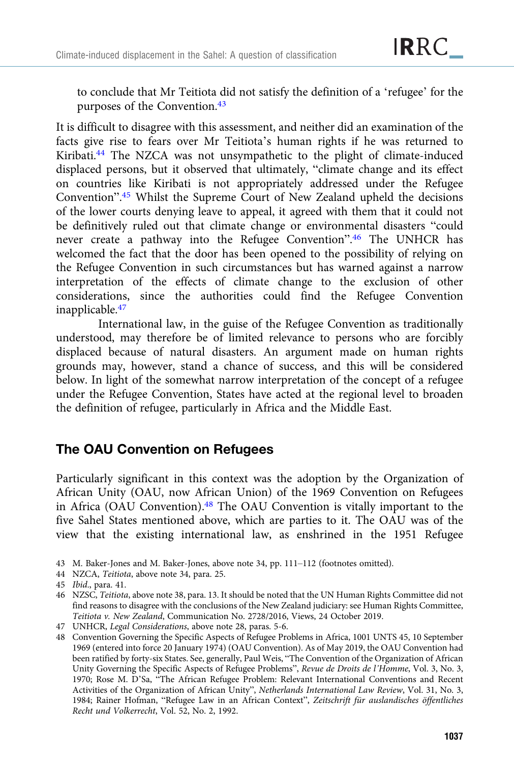to conclude that Mr Teitiota did not satisfy the definition of a 'refugee' for the purposes of the Convention.[43]

It is difficult to disagree with this assessment, and neither did an examination of the facts give rise to fears over Mr Teitiota's human rights if he was returned to Kiribati.[44] The NZCA was not unsympathetic to the plight of climate-induced displaced persons, but it observed that ultimately, "climate change and its effect on countries like Kiribati is not appropriately addressed under the Refugee Convention".[45] Whilst the Supreme Court of New Zealand upheld the decisions of the lower courts denying leave to appeal, it agreed with them that it could not be definitively ruled out that climate change or environmental disasters "could never create a pathway into the Refugee Convention".[46] The UNHCR has welcomed the fact that the door has been opened to the possibility of relying on the Refugee Convention in such circumstances but has warned against a narrow interpretation of the effects of climate change to the exclusion of other considerations, since the authorities could find the Refugee Convention inapplicable.[47]

International law, in the guise of the Refugee Convention as traditionally understood, may therefore be of limited relevance to persons who are forcibly displaced because of natural disasters. An argument made on human rights grounds may, however, stand a chance of success, and this will be considered below. In light of the somewhat narrow interpretation of the concept of a refugee under the Refugee Convention, States have acted at the regional level to broaden the definition of refugee, particularly in Africa and the Middle East.

## The OAU Convention on Refugees

Particularly significant in this context was the adoption by the Organization of African Unity (OAU, now African Union) of the 1969 Convention on Refugees in Africa (OAU Convention).[48] The OAU Convention is vitally important to the five Sahel States mentioned above, which are parties to it. The OAU was of the view that the existing international law, as enshrined in the 1951 Refugee

---

43 M. Baker-Jones and M. Baker-Jones, above note 34, pp. 111–112 (footnotes omitted).

44 NZCA, *Teitiota*, above note 34, para. 25.

45 *Ibid.*, para. 41.

46 NZSC, *Teitiota*, above note 38, para. 13. It should be noted that the UN Human Rights Committee did not find reasons to disagree with the conclusions of the New Zealand judiciary: see Human Rights Committee, *Teitiota v. New Zealand*, Communication No. 2728/2016, Views, 24 October 2019.

47 UNHCR, *Legal Considerations*, above note 28, paras. 5-6.

48 Convention Governing the Specific Aspects of Refugee Problems in Africa, 1001 UNTS 45, 10 September 1969 (entered into force 20 January 1974) (OAU Convention). As of May 2019, the OAU Convention had been ratified by forty-six States. See, generally, Paul Weis, "The Convention of the Organization of African Unity Governing the Specific Aspects of Refugee Problems", *Revue de Droits de l'Homme*, Vol. 3, No. 3, 1970; Rose M. D'Sa, "The African Refugee Problem: Relevant International Conventions and Recent Activities of the Organization of African Unity", *Netherlands International Law Review*, Vol. 31, No. 3, 1984; Rainer Hofman, "Refugee Law in an African Context", *Zeitschrift für auslandisches öffentliches Recht und Volkerrecht*, Vol. 52, No. 2, 1992.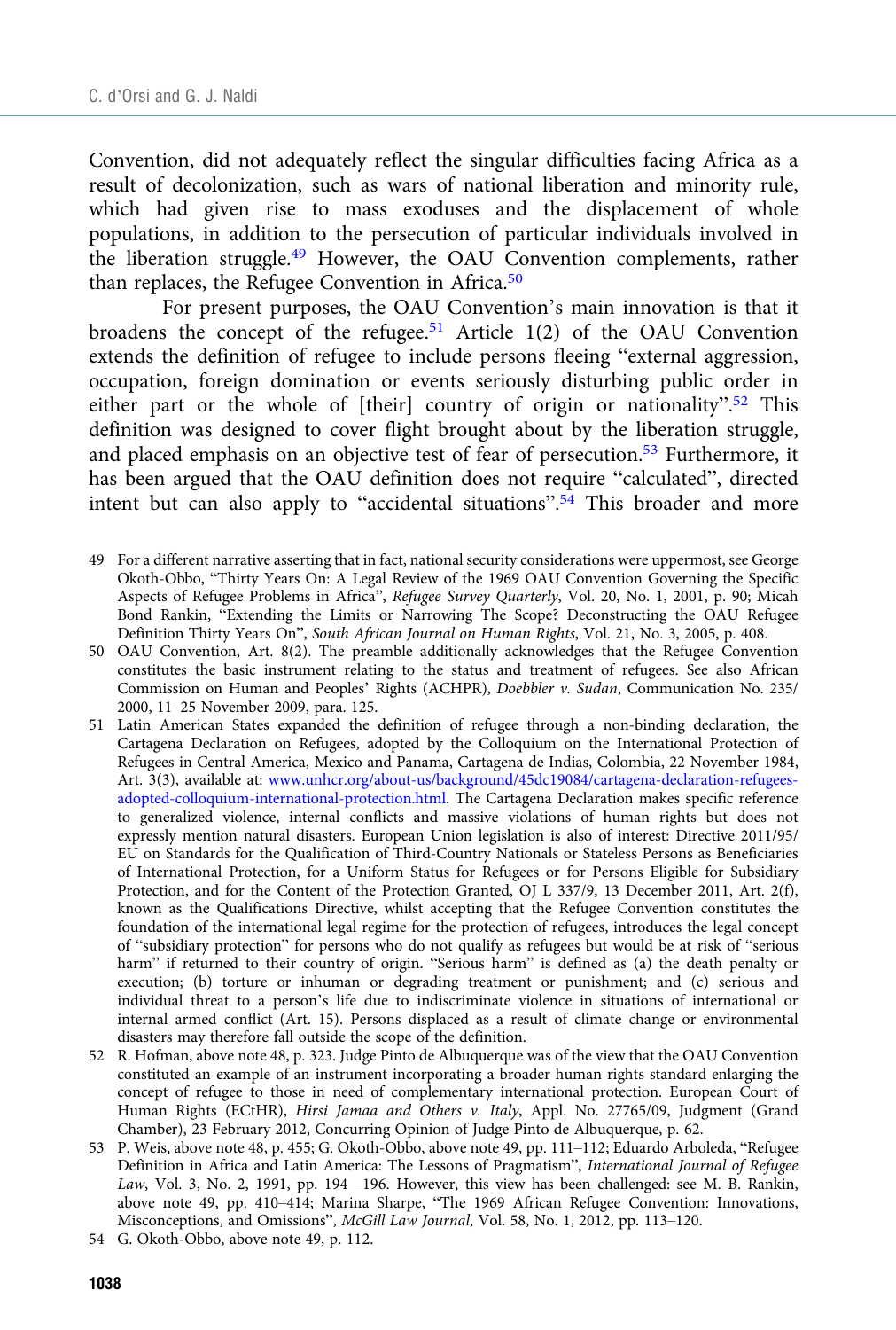Convention, did not adequately reflect the singular difficulties facing Africa as a result of decolonization, such as wars of national liberation and minority rule, which had given rise to mass exoduses and the displacement of whole populations, in addition to the persecution of particular individuals involved in the liberation struggle.[49] However, the OAU Convention complements, rather than replaces, the Refugee Convention in Africa.[50]

For present purposes, the OAU Convention's main innovation is that it broadens the concept of the refugee.[51] Article 1(2) of the OAU Convention extends the definition of refugee to include persons fleeing "external aggression, occupation, foreign domination or events seriously disturbing public order in either part or the whole of [their] country of origin or nationality".[52] This definition was designed to cover flight brought about by the liberation struggle, and placed emphasis on an objective test of fear of persecution.[53] Furthermore, it has been argued that the OAU definition does not require "calculated", directed intent but can also apply to "accidental situations".[54] This broader and more

---

49 For a different narrative asserting that in fact, national security considerations were uppermost, see George Okoth-Obbo, "Thirty Years On: A Legal Review of the 1969 OAU Convention Governing the Specific Aspects of Refugee Problems in Africa", *Refugee Survey Quarterly*, Vol. 20, No. 1, 2001, p. 90; Micah Bond Rankin, "Extending the Limits or Narrowing The Scope? Deconstructing the OAU Refugee Definition Thirty Years On", *South African Journal on Human Rights*, Vol. 21, No. 3, 2005, p. 408.

50 OAU Convention, Art. 8(2). The preamble additionally acknowledges that the Refugee Convention constitutes the basic instrument relating to the status and treatment of refugees. See also African Commission on Human and Peoples' Rights (ACHPR), *Doebbler v. Sudan*, Communication No. 235/2000, 11–25 November 2009, para. 125.

51 Latin American States expanded the definition of refugee through a non-binding declaration, the Cartagena Declaration on Refugees, adopted by the Colloquium on the International Protection of Refugees in Central America, Mexico and Panama, Cartagena de Indias, Colombia, 22 November 1984, Art. 3(3), available at: www.unhcr.org/about-us/background/45dc19084/cartagena-declaration-refugees-adopted-colloquium-international-protection.html. The Cartagena Declaration makes specific reference to generalized violence, internal conflicts and massive violations of human rights but does not expressly mention natural disasters. European Union legislation is also of interest: Directive 2011/95/EU on Standards for the Qualification of Third-Country Nationals or Stateless Persons as Beneficiaries of International Protection, for a Uniform Status for Refugees or for Persons Eligible for Subsidiary Protection, and for the Content of the Protection Granted, OJ L 337/9, 13 December 2011, Art. 2(f), known as the Qualifications Directive, whilst accepting that the Refugee Convention constitutes the foundation of the international legal regime for the protection of refugees, introduces the legal concept of "subsidiary protection" for persons who do not qualify as refugees but would be at risk of "serious harm" if returned to their country of origin. "Serious harm" is defined as (a) the death penalty or execution; (b) torture or inhuman or degrading treatment or punishment; and (c) serious and individual threat to a person's life due to indiscriminate violence in situations of international or internal armed conflict (Art. 15). Persons displaced as a result of climate change or environmental disasters may therefore fall outside the scope of the definition.

52 R. Hofman, above note 48, p. 323. Judge Pinto de Albuquerque was of the view that the OAU Convention constituted an example of an instrument incorporating a broader human rights standard enlarging the concept of refugee to those in need of complementary international protection. European Court of Human Rights (ECtHR), *Hirsi Jamaa and Others v. Italy*, Appl. No. 27765/09, Judgment (Grand Chamber), 23 February 2012, Concurring Opinion of Judge Pinto de Albuquerque, p. 62.

53 P. Weis, above note 48, p. 455; G. Okoth-Obbo, above note 49, pp. 111–112; Eduardo Arboleda, "Refugee Definition in Africa and Latin America: The Lessons of Pragmatism", *International Journal of Refugee Law*, Vol. 3, No. 2, 1991, pp. 194 –196. However, this view has been challenged: see M. B. Rankin, above note 49, pp. 410–414; Marina Sharpe, "The 1969 African Refugee Convention: Innovations, Misconceptions, and Omissions", *McGill Law Journal*, Vol. 58, No. 1, 2012, pp. 113–120.

54 G. Okoth-Obbo, above note 49, p. 112.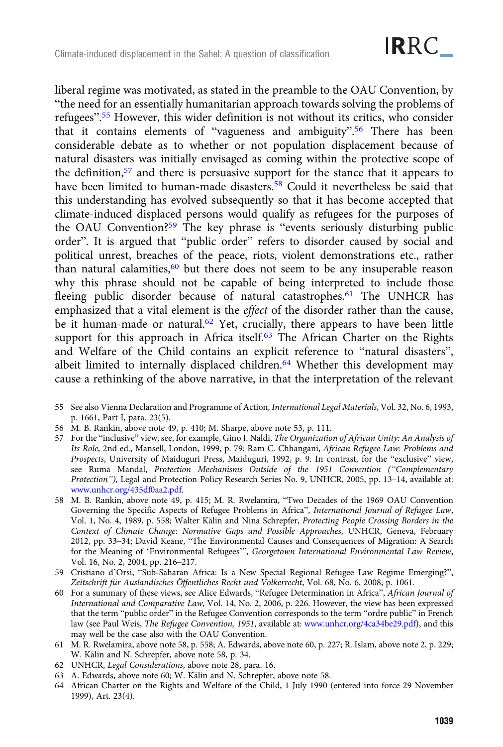liberal regime was motivated, as stated in the preamble to the OAU Convention, by "the need for an essentially humanitarian approach towards solving the problems of refugees".[55] However, this wider definition is not without its critics, who consider that it contains elements of "vagueness and ambiguity".[56] There has been considerable debate as to whether or not population displacement because of natural disasters was initially envisaged as coming within the protective scope of the definition,[57] and there is persuasive support for the stance that it appears to have been limited to human-made disasters.[58] Could it nevertheless be said that this understanding has evolved subsequently so that it has become accepted that climate-induced displaced persons would qualify as refugees for the purposes of the OAU Convention?[59] The key phrase is "events seriously disturbing public order". It is argued that "public order" refers to disorder caused by social and political unrest, breaches of the peace, riots, violent demonstrations etc., rather than natural calamities,[60] but there does not seem to be any insuperable reason why this phrase should not be capable of being interpreted to include those fleeing public disorder because of natural catastrophes.[61] The UNHCR has emphasized that a vital element is the *effect* of the disorder rather than the cause, be it human-made or natural.[62] Yet, crucially, there appears to have been little support for this approach in Africa itself.[63] The African Charter on the Rights and Welfare of the Child contains an explicit reference to "natural disasters", albeit limited to internally displaced children.[64] Whether this development may cause a rethinking of the above narrative, in that the interpretation of the relevant

55 See also Vienna Declaration and Programme of Action, *International Legal Materials*, Vol. 32, No. 6, 1993, p. 1661, Part I, para. 23(5).

56 M. B. Rankin, above note 49, p. 410; M. Sharpe, above note 53, p. 111.

57 For the "inclusive" view, see, for example, Gino J. Naldi, *The Organization of African Unity: An Analysis of Its Role*, 2nd ed., Mansell, London, 1999, p. 79; Ram C. Chhangani, *African Refugee Law: Problems and Prospects*, University of Maiduguri Press, Maiduguri, 1992, p. 9. In contrast, for the "exclusive" view, see Ruma Mandal, *Protection Mechanisms Outside of the 1951 Convention ("Complementary Protection")*, Legal and Protection Policy Research Series No. 9, UNHCR, 2005, pp. 13–14, available at: www.unhcr.org/435df0aa2.pdf.

58 M. B. Rankin, above note 49, p. 415; M. R. Rwelamira, "Two Decades of the 1969 OAU Convention Governing the Specific Aspects of Refugee Problems in Africa", *International Journal of Refugee Law*, Vol. 1, No. 4, 1989, p. 558; Walter Kälin and Nina Schrepfer, *Protecting People Crossing Borders in the Context of Climate Change: Normative Gaps and Possible Approaches*, UNHCR, Geneva, February 2012, pp. 33–34; David Keane, "The Environmental Causes and Consequences of Migration: A Search for the Meaning of 'Environmental Refugees'", *Georgetown International Environmental Law Review*, Vol. 16, No. 2, 2004, pp. 216–217.

59 Cristiano d'Orsi, "Sub-Saharan Africa: Is a New Special Regional Refugee Law Regime Emerging?", *Zeitschrift für Auslandisches Öffentliches Recht und Volkerrecht*, Vol. 68, No. 6, 2008, p. 1061.

60 For a summary of these views, see Alice Edwards, "Refugee Determination in Africa", *African Journal of International and Comparative Law*, Vol. 14, No. 2, 2006, p. 226. However, the view has been expressed that the term "public order" in the Refugee Convention corresponds to the term "ordre public" in French law (see Paul Weis, *The Refugee Convention, 1951*, available at: www.unhcr.org/4ca34be29.pdf), and this may well be the case also with the OAU Convention.

61 M. R. Rwelamira, above note 58, p. 558; A. Edwards, above note 60, p. 227; R. Islam, above note 2, p. 229; W. Kälin and N. Schrepfer, above note 58, p. 34.

62 UNHCR, *Legal Considerations*, above note 28, para. 16.

63 A. Edwards, above note 60; W. Kälin and N. Schrepfer, above note 58.

64 African Charter on the Rights and Welfare of the Child, 1 July 1990 (entered into force 29 November 1999), Art. 23(4).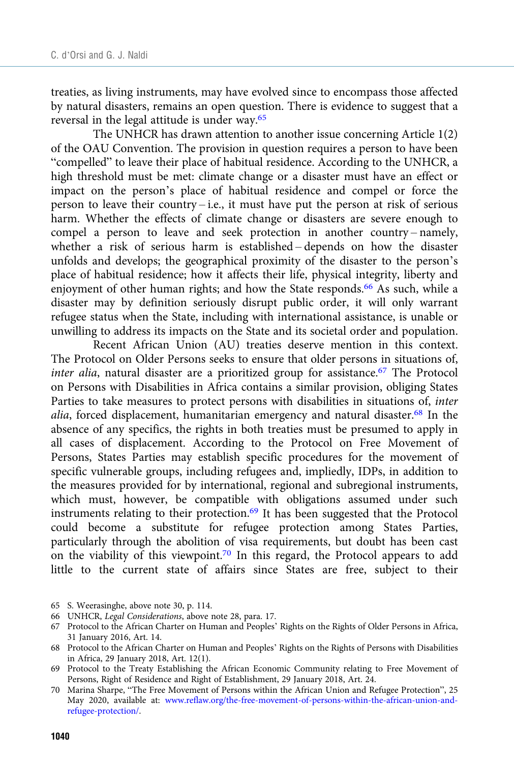treaties, as living instruments, may have evolved since to encompass those affected by natural disasters, remains an open question. There is evidence to suggest that a reversal in the legal attitude is under way.[65]

The UNHCR has drawn attention to another issue concerning Article 1(2) of the OAU Convention. The provision in question requires a person to have been "compelled" to leave their place of habitual residence. According to the UNHCR, a high threshold must be met: climate change or a disaster must have an effect or impact on the person's place of habitual residence and compel or force the person to leave their country – i.e., it must have put the person at risk of serious harm. Whether the effects of climate change or disasters are severe enough to compel a person to leave and seek protection in another country – namely, whether a risk of serious harm is established – depends on how the disaster unfolds and develops; the geographical proximity of the disaster to the person's place of habitual residence; how it affects their life, physical integrity, liberty and enjoyment of other human rights; and how the State responds.[66] As such, while a disaster may by definition seriously disrupt public order, it will only warrant refugee status when the State, including with international assistance, is unable or unwilling to address its impacts on the State and its societal order and population.

Recent African Union (AU) treaties deserve mention in this context. The Protocol on Older Persons seeks to ensure that older persons in situations of, *inter alia*, natural disaster are a prioritized group for assistance.[67] The Protocol on Persons with Disabilities in Africa contains a similar provision, obliging States Parties to take measures to protect persons with disabilities in situations of, *inter alia*, forced displacement, humanitarian emergency and natural disaster.[68] In the absence of any specifics, the rights in both treaties must be presumed to apply in all cases of displacement. According to the Protocol on Free Movement of Persons, States Parties may establish specific procedures for the movement of specific vulnerable groups, including refugees and, impliedly, IDPs, in addition to the measures provided for by international, regional and subregional instruments, which must, however, be compatible with obligations assumed under such instruments relating to their protection.[69] It has been suggested that the Protocol could become a substitute for refugee protection among States Parties, particularly through the abolition of visa requirements, but doubt has been cast on the viability of this viewpoint.[70] In this regard, the Protocol appears to add little to the current state of affairs since States are free, subject to their

65 S. Weerasinghe, above note 30, p. 114.

66 UNHCR, *Legal Considerations*, above note 28, para. 17.

67 Protocol to the African Charter on Human and Peoples' Rights on the Rights of Older Persons in Africa, 31 January 2016, Art. 14.

68 Protocol to the African Charter on Human and Peoples' Rights on the Rights of Persons with Disabilities in Africa, 29 January 2018, Art. 12(1).

69 Protocol to the Treaty Establishing the African Economic Community relating to Free Movement of Persons, Right of Residence and Right of Establishment, 29 January 2018, Art. 24.

70 Marina Sharpe, "The Free Movement of Persons within the African Union and Refugee Protection", 25 May 2020, available at: www.reflaw.org/the-free-movement-of-persons-within-the-african-union-and-refugee-protection/.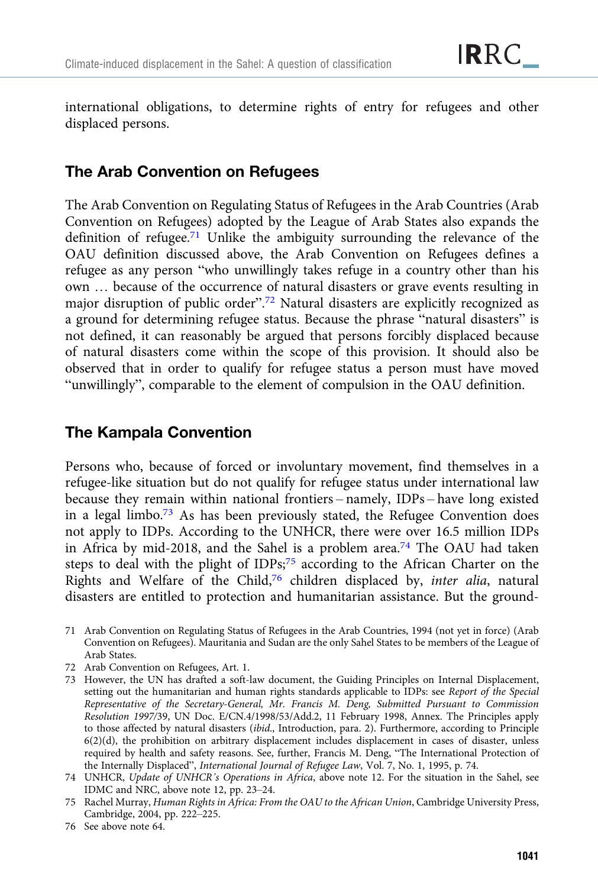international obligations, to determine rights of entry for refugees and other displaced persons.

## The Arab Convention on Refugees

The Arab Convention on Regulating Status of Refugees in the Arab Countries (Arab Convention on Refugees) adopted by the League of Arab States also expands the definition of refugee.[71] Unlike the ambiguity surrounding the relevance of the OAU definition discussed above, the Arab Convention on Refugees defines a refugee as any person "who unwillingly takes refuge in a country other than his own … because of the occurrence of natural disasters or grave events resulting in major disruption of public order".[72] Natural disasters are explicitly recognized as a ground for determining refugee status. Because the phrase "natural disasters" is not defined, it can reasonably be argued that persons forcibly displaced because of natural disasters come within the scope of this provision. It should also be observed that in order to qualify for refugee status a person must have moved "unwillingly", comparable to the element of compulsion in the OAU definition.

## The Kampala Convention

Persons who, because of forced or involuntary movement, find themselves in a refugee-like situation but do not qualify for refugee status under international law because they remain within national frontiers – namely, IDPs – have long existed in a legal limbo.[73] As has been previously stated, the Refugee Convention does not apply to IDPs. According to the UNHCR, there were over 16.5 million IDPs in Africa by mid-2018, and the Sahel is a problem area.[74] The OAU had taken steps to deal with the plight of IDPs;[75] according to the African Charter on the Rights and Welfare of the Child,[76] children displaced by, *inter alia*, natural disasters are entitled to protection and humanitarian assistance. But the ground-

71 Arab Convention on Regulating Status of Refugees in the Arab Countries, 1994 (not yet in force) (Arab Convention on Refugees). Mauritania and Sudan are the only Sahel States to be members of the League of Arab States.

72 Arab Convention on Refugees, Art. 1.

73 However, the UN has drafted a soft-law document, the Guiding Principles on Internal Displacement, setting out the humanitarian and human rights standards applicable to IDPs: see *Report of the Special Representative of the Secretary-General, Mr. Francis M. Deng, Submitted Pursuant to Commission Resolution 1997/39*, UN Doc. E/CN.4/1998/53/Add.2, 11 February 1998, Annex. The Principles apply to those affected by natural disasters (*ibid*., Introduction, para. 2). Furthermore, according to Principle 6(2)(d), the prohibition on arbitrary displacement includes displacement in cases of disaster, unless required by health and safety reasons. See, further, Francis M. Deng, "The International Protection of the Internally Displaced", *International Journal of Refugee Law*, Vol. 7, No. 1, 1995, p. 74.

74 UNHCR, *Update of UNHCR's Operations in Africa*, above note 12. For the situation in the Sahel, see IDMC and NRC, above note 12, pp. 23–24.

75 Rachel Murray, *Human Rights in Africa: From the OAU to the African Union*, Cambridge University Press, Cambridge, 2004, pp. 222–225.

76 See above note 64.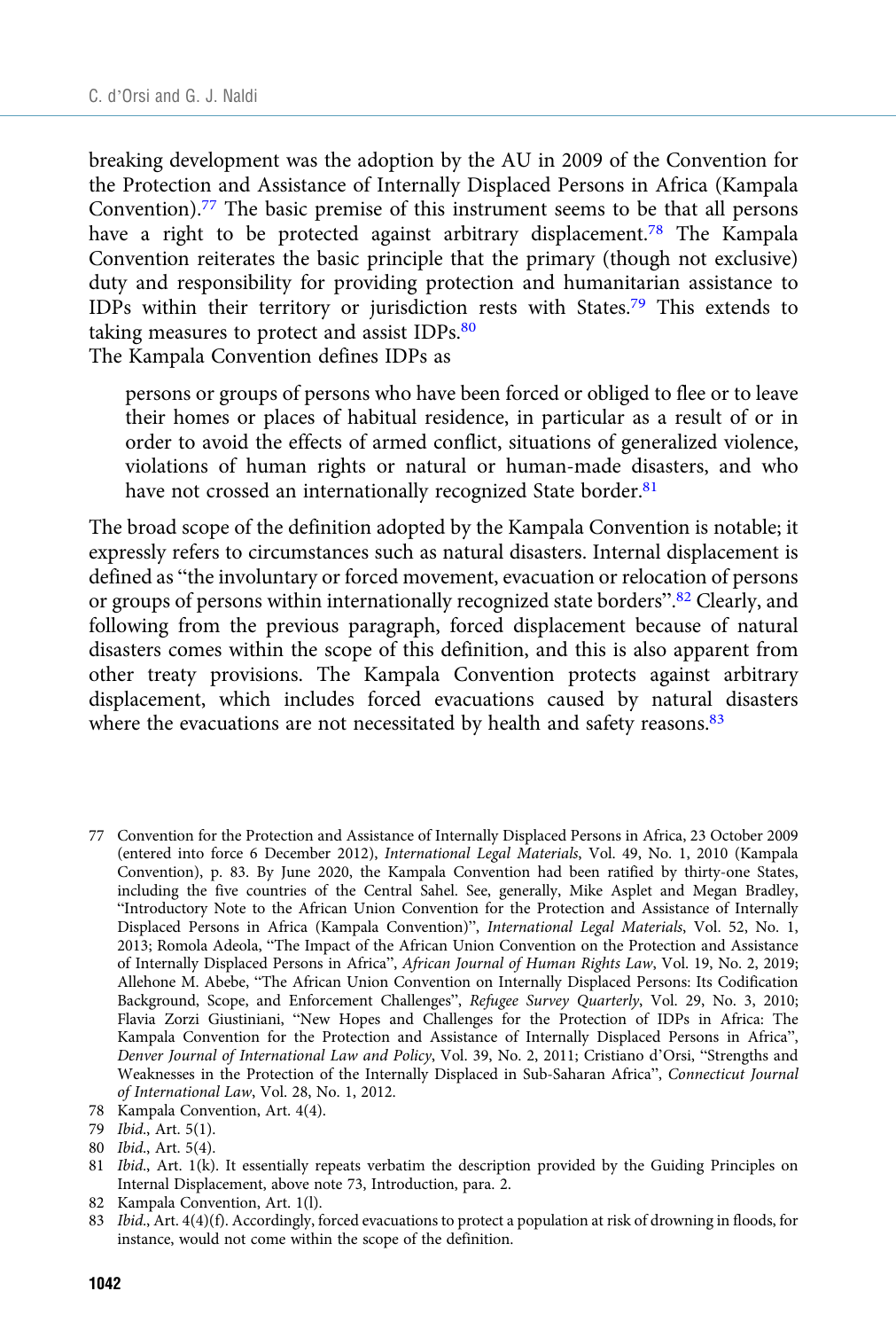breaking development was the adoption by the AU in 2009 of the Convention for the Protection and Assistance of Internally Displaced Persons in Africa (Kampala Convention).[77] The basic premise of this instrument seems to be that all persons have a right to be protected against arbitrary displacement.[78] The Kampala Convention reiterates the basic principle that the primary (though not exclusive) duty and responsibility for providing protection and humanitarian assistance to IDPs within their territory or jurisdiction rests with States.[79] This extends to taking measures to protect and assist IDPs.[80]

The Kampala Convention defines IDPs as

> persons or groups of persons who have been forced or obliged to flee or to leave their homes or places of habitual residence, in particular as a result of or in order to avoid the effects of armed conflict, situations of generalized violence, violations of human rights or natural or human-made disasters, and who have not crossed an internationally recognized State border.[81]

The broad scope of the definition adopted by the Kampala Convention is notable; it expressly refers to circumstances such as natural disasters. Internal displacement is defined as "the involuntary or forced movement, evacuation or relocation of persons or groups of persons within internationally recognized state borders".[82] Clearly, and following from the previous paragraph, forced displacement because of natural disasters comes within the scope of this definition, and this is also apparent from other treaty provisions. The Kampala Convention protects against arbitrary displacement, which includes forced evacuations caused by natural disasters where the evacuations are not necessitated by health and safety reasons.[83]

---

77 Convention for the Protection and Assistance of Internally Displaced Persons in Africa, 23 October 2009 (entered into force 6 December 2012), *International Legal Materials*, Vol. 49, No. 1, 2010 (Kampala Convention), p. 83. By June 2020, the Kampala Convention had been ratified by thirty-one States, including the five countries of the Central Sahel. See, generally, Mike Asplet and Megan Bradley, "Introductory Note to the African Union Convention for the Protection and Assistance of Internally Displaced Persons in Africa (Kampala Convention)", *International Legal Materials*, Vol. 52, No. 1, 2013; Romola Adeola, "The Impact of the African Union Convention on the Protection and Assistance of Internally Displaced Persons in Africa", *African Journal of Human Rights Law*, Vol. 19, No. 2, 2019; Allehone M. Abebe, "The African Union Convention on Internally Displaced Persons: Its Codification Background, Scope, and Enforcement Challenges", *Refugee Survey Quarterly*, Vol. 29, No. 3, 2010; Flavia Zorzi Giustiniani, "New Hopes and Challenges for the Protection of IDPs in Africa: The Kampala Convention for the Protection and Assistance of Internally Displaced Persons in Africa", *Denver Journal of International Law and Policy*, Vol. 39, No. 2, 2011; Cristiano d'Orsi, "Strengths and Weaknesses in the Protection of the Internally Displaced in Sub-Saharan Africa", *Connecticut Journal of International Law*, Vol. 28, No. 1, 2012.

78 Kampala Convention, Art. 4(4).

79 *Ibid*., Art. 5(1).

80 *Ibid*., Art. 5(4).

81 *Ibid*., Art. 1(k). It essentially repeats verbatim the description provided by the Guiding Principles on Internal Displacement, above note 73, Introduction, para. 2.

82 Kampala Convention, Art. 1(l).

83 *Ibid*., Art. 4(4)(f). Accordingly, forced evacuations to protect a population at risk of drowning in floods, for instance, would not come within the scope of the definition.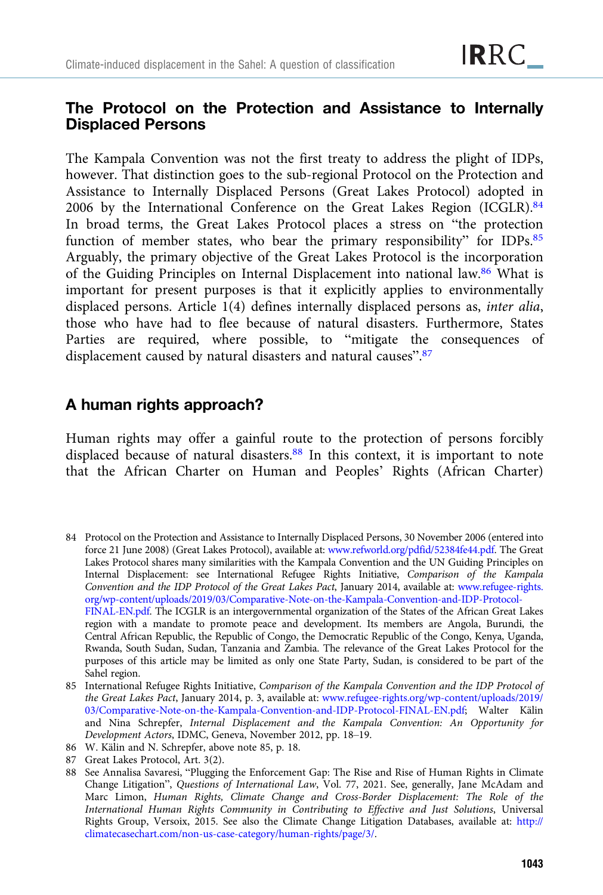## The Protocol on the Protection and Assistance to Internally Displaced Persons

The Kampala Convention was not the first treaty to address the plight of IDPs, however. That distinction goes to the sub-regional Protocol on the Protection and Assistance to Internally Displaced Persons (Great Lakes Protocol) adopted in 2006 by the International Conference on the Great Lakes Region (ICGLR).[84] In broad terms, the Great Lakes Protocol places a stress on "the protection function of member states, who bear the primary responsibility" for IDPs.[85] Arguably, the primary objective of the Great Lakes Protocol is the incorporation of the Guiding Principles on Internal Displacement into national law.[86] What is important for present purposes is that it explicitly applies to environmentally displaced persons. Article 1(4) defines internally displaced persons as, *inter alia*, those who have had to flee because of natural disasters. Furthermore, States Parties are required, where possible, to "mitigate the consequences of displacement caused by natural disasters and natural causes".[87]

## A human rights approach?

Human rights may offer a gainful route to the protection of persons forcibly displaced because of natural disasters.[88] In this context, it is important to note that the African Charter on Human and Peoples' Rights (African Charter)

---

84 Protocol on the Protection and Assistance to Internally Displaced Persons, 30 November 2006 (entered into force 21 June 2008) (Great Lakes Protocol), available at: www.refworld.org/pdfid/52384fe44.pdf. The Great Lakes Protocol shares many similarities with the Kampala Convention and the UN Guiding Principles on Internal Displacement: see International Refugee Rights Initiative, *Comparison of the Kampala Convention and the IDP Protocol of the Great Lakes Pact*, January 2014, available at: www.refugee-rights.org/wp-content/uploads/2019/03/Comparative-Note-on-the-Kampala-Convention-and-IDP-Protocol-FINAL-EN.pdf. The ICGLR is an intergovernmental organization of the States of the African Great Lakes region with a mandate to promote peace and development. Its members are Angola, Burundi, the Central African Republic, the Republic of Congo, the Democratic Republic of the Congo, Kenya, Uganda, Rwanda, South Sudan, Sudan, Tanzania and Zambia. The relevance of the Great Lakes Protocol for the purposes of this article may be limited as only one State Party, Sudan, is considered to be part of the Sahel region.

85 International Refugee Rights Initiative, *Comparison of the Kampala Convention and the IDP Protocol of the Great Lakes Pact*, January 2014, p. 3, available at: www.refugee-rights.org/wp-content/uploads/2019/03/Comparative-Note-on-the-Kampala-Convention-and-IDP-Protocol-FINAL-EN.pdf; Walter Kälin and Nina Schrepfer, *Internal Displacement and the Kampala Convention: An Opportunity for Development Actors*, IDMC, Geneva, November 2012, pp. 18–19.

86 W. Kälin and N. Schrepfer, above note 85, p. 18.

87 Great Lakes Protocol, Art. 3(2).

88 See Annalisa Savaresi, "Plugging the Enforcement Gap: The Rise and Rise of Human Rights in Climate Change Litigation", *Questions of International Law*, Vol. 77, 2021. See, generally, Jane McAdam and Marc Limon, *Human Rights, Climate Change and Cross-Border Displacement: The Role of the International Human Rights Community in Contributing to Effective and Just Solutions*, Universal Rights Group, Versoix, 2015. See also the Climate Change Litigation Databases, available at: http://climatecasechart.com/non-us-case-category/human-rights/page/3/.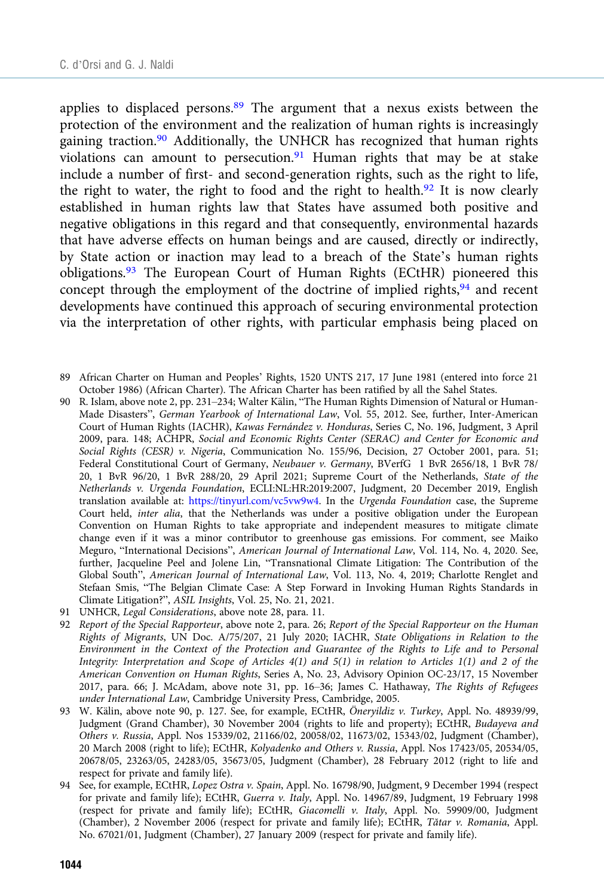applies to displaced persons.[89] The argument that a nexus exists between the protection of the environment and the realization of human rights is increasingly gaining traction.[90] Additionally, the UNHCR has recognized that human rights violations can amount to persecution.[91] Human rights that may be at stake include a number of first- and second-generation rights, such as the right to life, the right to water, the right to food and the right to health.[92] It is now clearly established in human rights law that States have assumed both positive and negative obligations in this regard and that consequently, environmental hazards that have adverse effects on human beings and are caused, directly or indirectly, by State action or inaction may lead to a breach of the State's human rights obligations.[93] The European Court of Human Rights (ECtHR) pioneered this concept through the employment of the doctrine of implied rights,[94] and recent developments have continued this approach of securing environmental protection via the interpretation of other rights, with particular emphasis being placed on

89 African Charter on Human and Peoples' Rights, 1520 UNTS 217, 17 June 1981 (entered into force 21 October 1986) (African Charter). The African Charter has been ratified by all the Sahel States.

90 R. Islam, above note 2, pp. 231–234; Walter Kälin, "The Human Rights Dimension of Natural or Human-Made Disasters", *German Yearbook of International Law*, Vol. 55, 2012. See, further, Inter-American Court of Human Rights (IACHR), *Kawas Fernández v. Honduras*, Series C, No. 196, Judgment, 3 April 2009, para. 148; ACHPR, *Social and Economic Rights Center (SERAC) and Center for Economic and Social Rights (CESR) v. Nigeria*, Communication No. 155/96, Decision, 27 October 2001, para. 51; Federal Constitutional Court of Germany, *Neubauer v. Germany*, BVerfG 1 BvR 2656/18, 1 BvR 78/20, 1 BvR 96/20, 1 BvR 288/20, 29 April 2021; Supreme Court of the Netherlands, *State of the Netherlands v. Urgenda Foundation*, ECLI:NL:HR:2019:2007, Judgment, 20 December 2019, English translation available at: https://tinyurl.com/vc5vw9w4. In the *Urgenda Foundation* case, the Supreme Court held, *inter alia*, that the Netherlands was under a positive obligation under the European Convention on Human Rights to take appropriate and independent measures to mitigate climate change even if it was a minor contributor to greenhouse gas emissions. For comment, see Maiko Meguro, "International Decisions", *American Journal of International Law*, Vol. 114, No. 4, 2020. See, further, Jacqueline Peel and Jolene Lin, "Transnational Climate Litigation: The Contribution of the Global South", *American Journal of International Law*, Vol. 113, No. 4, 2019; Charlotte Renglet and Stefaan Smis, "The Belgian Climate Case: A Step Forward in Invoking Human Rights Standards in Climate Litigation?", *ASIL Insights*, Vol. 25, No. 21, 2021.

91 UNHCR, *Legal Considerations*, above note 28, para. 11.

92 *Report of the Special Rapporteur*, above note 2, para. 26; *Report of the Special Rapporteur on the Human Rights of Migrants*, UN Doc. A/75/207, 21 July 2020; IACHR, *State Obligations in Relation to the Environment in the Context of the Protection and Guarantee of the Rights to Life and to Personal Integrity: Interpretation and Scope of Articles 4(1) and 5(1) in relation to Articles 1(1) and 2 of the American Convention on Human Rights*, Series A, No. 23, Advisory Opinion OC-23/17, 15 November 2017, para. 66; J. McAdam, above note 31, pp. 16–36; James C. Hathaway, *The Rights of Refugees under International Law*, Cambridge University Press, Cambridge, 2005.

93 W. Kälin, above note 90, p. 127. See, for example, ECtHR, *Öneryildiz v. Turkey*, Appl. No. 48939/99, Judgment (Grand Chamber), 30 November 2004 (rights to life and property); ECtHR, *Budayeva and Others v. Russia*, Appl. Nos 15339/02, 21166/02, 20058/02, 11673/02, 15343/02, Judgment (Chamber), 20 March 2008 (right to life); ECtHR, *Kolyadenko and Others v. Russia*, Appl. Nos 17423/05, 20534/05, 20678/05, 23263/05, 24283/05, 35673/05, Judgment (Chamber), 28 February 2012 (right to life and respect for private and family life).

94 See, for example, ECtHR, *Lopez Ostra v. Spain*, Appl. No. 16798/90, Judgment, 9 December 1994 (respect for private and family life); ECtHR, *Guerra v. Italy*, Appl. No. 14967/89, Judgment, 19 February 1998 (respect for private and family life); ECtHR, *Giacomelli v. Italy*, Appl. No. 59909/00, Judgment (Chamber), 2 November 2006 (respect for private and family life); ECtHR, *Tătar v. Romania*, Appl. No. 67021/01, Judgment (Chamber), 27 January 2009 (respect for private and family life).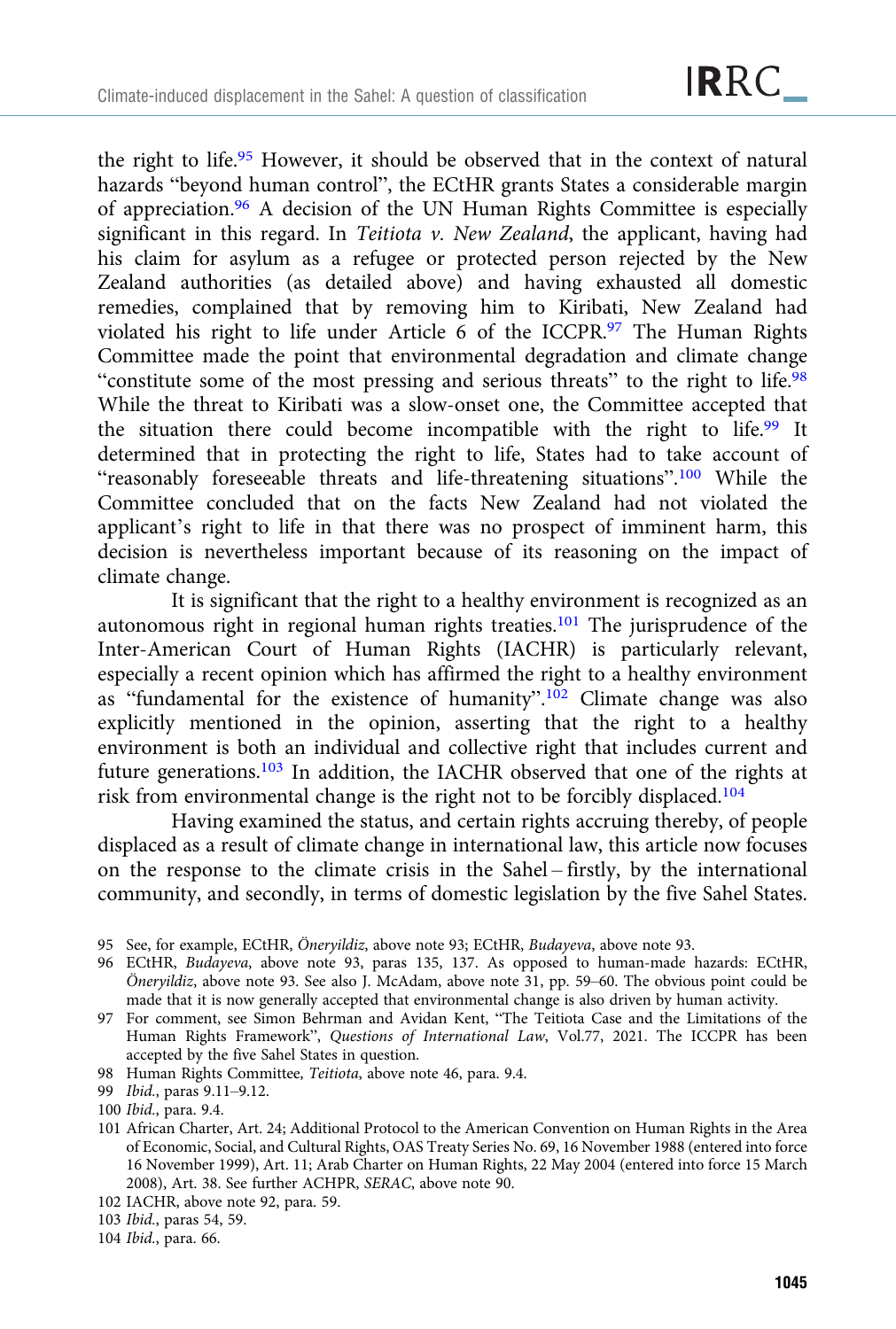the right to life.[95] However, it should be observed that in the context of natural hazards "beyond human control", the ECtHR grants States a considerable margin of appreciation.[96] A decision of the UN Human Rights Committee is especially significant in this regard. In *Teitiota v. New Zealand*, the applicant, having had his claim for asylum as a refugee or protected person rejected by the New Zealand authorities (as detailed above) and having exhausted all domestic remedies, complained that by removing him to Kiribati, New Zealand had violated his right to life under Article 6 of the ICCPR.[97] The Human Rights Committee made the point that environmental degradation and climate change "constitute some of the most pressing and serious threats" to the right to life.[98] While the threat to Kiribati was a slow-onset one, the Committee accepted that the situation there could become incompatible with the right to life.[99] It determined that in protecting the right to life, States had to take account of "reasonably foreseeable threats and life-threatening situations".[100] While the Committee concluded that on the facts New Zealand had not violated the applicant's right to life in that there was no prospect of imminent harm, this decision is nevertheless important because of its reasoning on the impact of climate change.

It is significant that the right to a healthy environment is recognized as an autonomous right in regional human rights treaties.[101] The jurisprudence of the Inter-American Court of Human Rights (IACHR) is particularly relevant, especially a recent opinion which has affirmed the right to a healthy environment as "fundamental for the existence of humanity".[102] Climate change was also explicitly mentioned in the opinion, asserting that the right to a healthy environment is both an individual and collective right that includes current and future generations.[103] In addition, the IACHR observed that one of the rights at risk from environmental change is the right not to be forcibly displaced.[104]

Having examined the status, and certain rights accruing thereby, of people displaced as a result of climate change in international law, this article now focuses on the response to the climate crisis in the Sahel – firstly, by the international community, and secondly, in terms of domestic legislation by the five Sahel States.

---

95 See, for example, ECtHR, *Öneryildiz*, above note 93; ECtHR, *Budayeva*, above note 93.

96 ECtHR, *Budayeva*, above note 93, paras 135, 137. As opposed to human-made hazards: ECtHR, *Öneryildiz*, above note 93. See also J. McAdam, above note 31, pp. 59–60. The obvious point could be made that it is now generally accepted that environmental change is also driven by human activity.

97 For comment, see Simon Behrman and Avidan Kent, "The Teitiota Case and the Limitations of the Human Rights Framework", *Questions of International Law*, Vol.77, 2021. The ICCPR has been accepted by the five Sahel States in question.

98 Human Rights Committee, *Teitiota*, above note 46, para. 9.4.

99 *Ibid.*, paras 9.11–9.12.

100 *Ibid.*, para. 9.4.

101 African Charter, Art. 24; Additional Protocol to the American Convention on Human Rights in the Area of Economic, Social, and Cultural Rights, OAS Treaty Series No. 69, 16 November 1988 (entered into force 16 November 1999), Art. 11; Arab Charter on Human Rights, 22 May 2004 (entered into force 15 March 2008), Art. 38. See further ACHPR, *SERAC*, above note 90.

102 IACHR, above note 92, para. 59.

103 *Ibid.*, paras 54, 59.

104 *Ibid.*, para. 66.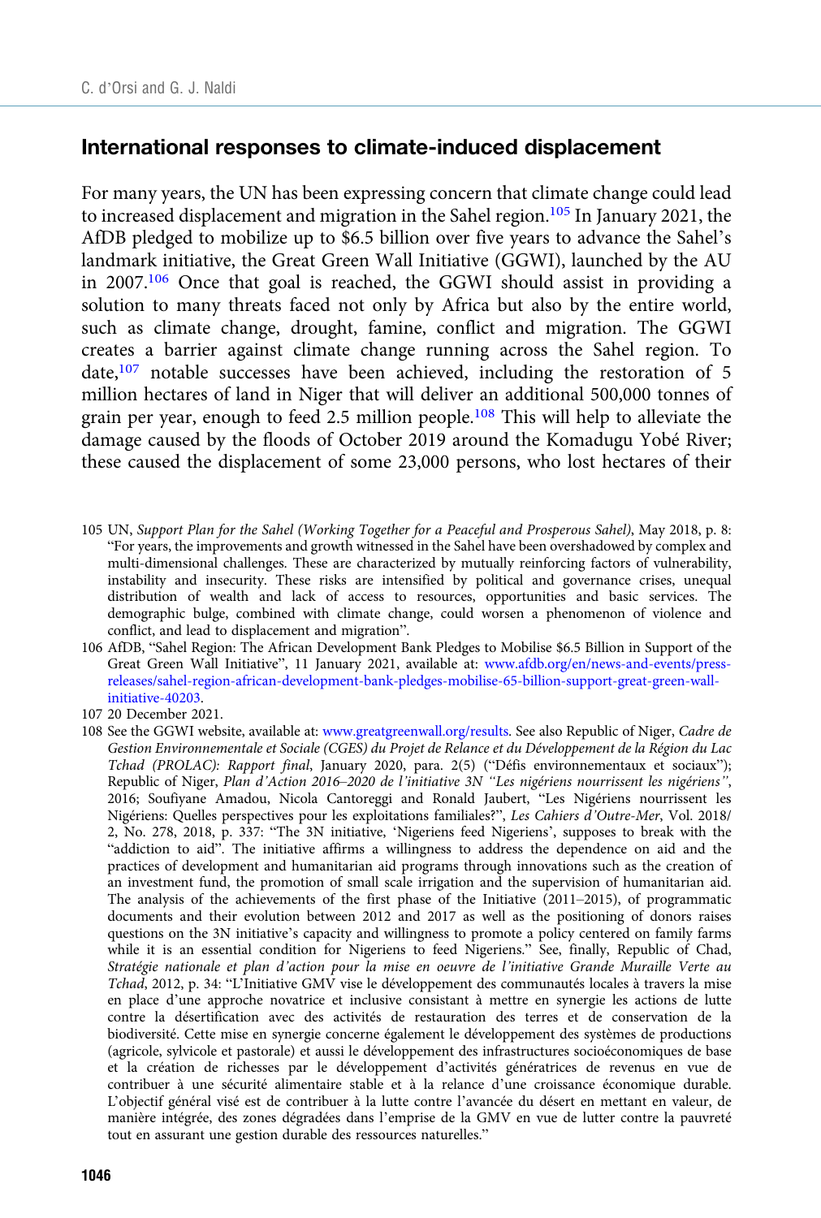## International responses to climate-induced displacement

For many years, the UN has been expressing concern that climate change could lead to increased displacement and migration in the Sahel region.[105] In January 2021, the AfDB pledged to mobilize up to $6.5 billion over five years to advance the Sahel's landmark initiative, the Great Green Wall Initiative (GGWI), launched by the AU in 2007.[106] Once that goal is reached, the GGWI should assist in providing a solution to many threats faced not only by Africa but also by the entire world, such as climate change, drought, famine, conflict and migration. The GGWI creates a barrier against climate change running across the Sahel region. To date,[107] notable successes have been achieved, including the restoration of 5 million hectares of land in Niger that will deliver an additional 500,000 tonnes of grain per year, enough to feed 2.5 million people.[108] This will help to alleviate the damage caused by the floods of October 2019 around the Komadugu Yobé River; these caused the displacement of some 23,000 persons, who lost hectares of their

105 UN, *Support Plan for the Sahel (Working Together for a Peaceful and Prosperous Sahel)*, May 2018, p. 8: "For years, the improvements and growth witnessed in the Sahel have been overshadowed by complex and multi-dimensional challenges. These are characterized by mutually reinforcing factors of vulnerability, instability and insecurity. These risks are intensified by political and governance crises, unequal distribution of wealth and lack of access to resources, opportunities and basic services. The demographic bulge, combined with climate change, could worsen a phenomenon of violence and conflict, and lead to displacement and migration".

106 AfDB, "Sahel Region: The African Development Bank Pledges to Mobilise $6.5 Billion in Support of the Great Green Wall Initiative", 11 January 2021, available at: www.afdb.org/en/news-and-events/press-releases/sahel-region-african-development-bank-pledges-mobilise-65-billion-support-great-green-wall-initiative-40203.

107 20 December 2021.

108 See the GGWI website, available at: www.greatgreenwall.org/results. See also Republic of Niger, *Cadre de Gestion Environnementale et Sociale (CGES) du Projet de Relance et du Développement de la Région du Lac Tchad (PROLAC): Rapport final*, January 2020, para. 2(5) ("Défis environnementaux et sociaux"); Republic of Niger, *Plan d'Action 2016–2020 de l'initiative 3N "Les nigériens nourrissent les nigériens"*, 2016; Soufiyane Amadou, Nicola Cantoreggi and Ronald Jaubert, "Les Nigériens nourrissent les Nigériens: Quelles perspectives pour les exploitations familiales?", *Les Cahiers d'Outre-Mer*, Vol. 2018/2, No. 278, 2018, p. 337: "The 3N initiative, 'Nigeriens feed Nigeriens', supposes to break with the "addiction to aid". The initiative affirms a willingness to address the dependence on aid and the practices of development and humanitarian aid programs through innovations such as the creation of an investment fund, the promotion of small scale irrigation and the supervision of humanitarian aid. The analysis of the achievements of the first phase of the Initiative (2011–2015), of programmatic documents and their evolution between 2012 and 2017 as well as the positioning of donors raises questions on the 3N initiative's capacity and willingness to promote a policy centered on family farms while it is an essential condition for Nigeriens to feed Nigeriens." See, finally, Republic of Chad, *Stratégie nationale et plan d'action pour la mise en oeuvre de l'initiative Grande Muraille Verte au Tchad*, 2012, p. 34: "L'Initiative GMV vise le développement des communautés locales à travers la mise en place d'une approche novatrice et inclusive consistant à mettre en synergie les actions de lutte contre la désertification avec des activités de restauration des terres et de conservation de la biodiversité. Cette mise en synergie concerne également le développement des systèmes de productions (agricole, sylvicole et pastorale) et aussi le développement des infrastructures socioéconomiques de base et la création de richesses par le développement d'activités génératrices de revenus en vue de contribuer à une sécurité alimentaire stable et à la relance d'une croissance économique durable. L'objectif général visé est de contribuer à la lutte contre l'avancée du désert en mettant en valeur, de manière intégrée, des zones dégradées dans l'emprise de la GMV en vue de lutter contre la pauvreté tout en assurant une gestion durable des ressources naturelles."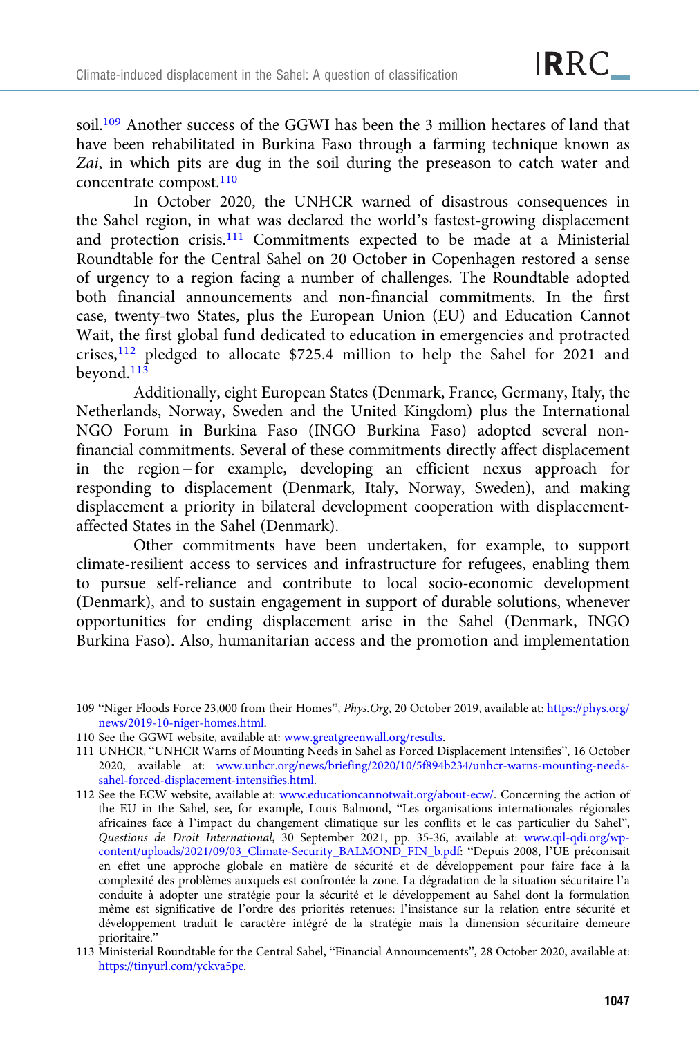soil.[109] Another success of the GGWI has been the 3 million hectares of land that have been rehabilitated in Burkina Faso through a farming technique known as *Zai*, in which pits are dug in the soil during the preseason to catch water and concentrate compost.[110]

In October 2020, the UNHCR warned of disastrous consequences in the Sahel region, in what was declared the world's fastest-growing displacement and protection crisis.[111] Commitments expected to be made at a Ministerial Roundtable for the Central Sahel on 20 October in Copenhagen restored a sense of urgency to a region facing a number of challenges. The Roundtable adopted both financial announcements and non-financial commitments. In the first case, twenty-two States, plus the European Union (EU) and Education Cannot Wait, the first global fund dedicated to education in emergencies and protracted crises,[112] pledged to allocate $725.4 million to help the Sahel for 2021 and beyond.[113]

Additionally, eight European States (Denmark, France, Germany, Italy, the Netherlands, Norway, Sweden and the United Kingdom) plus the International NGO Forum in Burkina Faso (INGO Burkina Faso) adopted several non-financial commitments. Several of these commitments directly affect displacement in the region – for example, developing an efficient nexus approach for responding to displacement (Denmark, Italy, Norway, Sweden), and making displacement a priority in bilateral development cooperation with displacement-affected States in the Sahel (Denmark).

Other commitments have been undertaken, for example, to support climate-resilient access to services and infrastructure for refugees, enabling them to pursue self-reliance and contribute to local socio-economic development (Denmark), and to sustain engagement in support of durable solutions, whenever opportunities for ending displacement arise in the Sahel (Denmark, INGO Burkina Faso). Also, humanitarian access and the promotion and implementation

---

109 "Niger Floods Force 23,000 from their Homes", *Phys.Org*, 20 October 2019, available at: https://phys.org/news/2019-10-niger-homes.html.

110 See the GGWI website, available at: www.greatgreenwall.org/results.

111 UNHCR, "UNHCR Warns of Mounting Needs in Sahel as Forced Displacement Intensifies", 16 October 2020, available at: www.unhcr.org/news/briefing/2020/10/5f894b234/unhcr-warns-mounting-needs-sahel-forced-displacement-intensifies.html.

112 See the ECW website, available at: www.educationcannotwait.org/about-ecw/. Concerning the action of the EU in the Sahel, see, for example, Louis Balmond, "Les organisations internationales régionales africaines face à l'impact du changement climatique sur les conflits et le cas particulier du Sahel", *Questions de Droit International*, 30 September 2021, pp. 35-36, available at: www.qil-qdi.org/wp-content/uploads/2021/09/03_Climate-Security_BALMOND_FIN_b.pdf: "Depuis 2008, l'UE préconisait en effet une approche globale en matière de sécurité et de développement pour faire face à la complexité des problèmes auxquels est confrontée la zone. La dégradation de la situation sécuritaire l'a conduite à adopter une stratégie pour la sécurité et le développement au Sahel dont la formulation même est significative de l'ordre des priorités retenues: l'insistance sur la relation entre sécurité et développement traduit le caractère intégré de la stratégie mais la dimension sécuritaire demeure prioritaire."

113 Ministerial Roundtable for the Central Sahel, "Financial Announcements", 28 October 2020, available at: https://tinyurl.com/yckva5pe.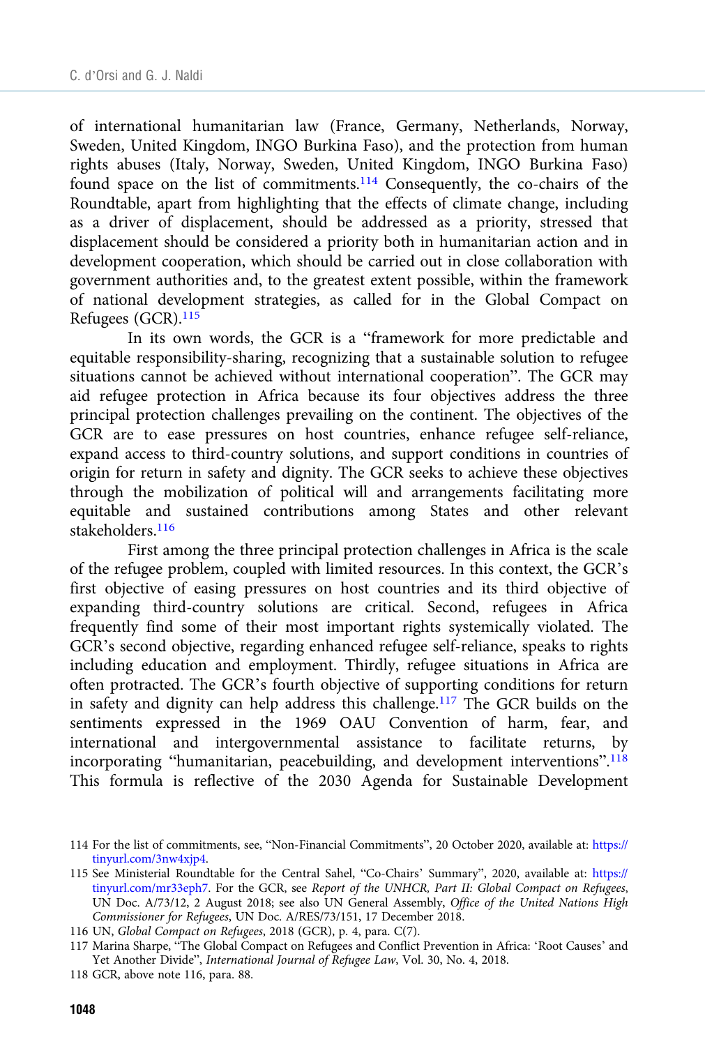of international humanitarian law (France, Germany, Netherlands, Norway, Sweden, United Kingdom, INGO Burkina Faso), and the protection from human rights abuses (Italy, Norway, Sweden, United Kingdom, INGO Burkina Faso) found space on the list of commitments.[114] Consequently, the co-chairs of the Roundtable, apart from highlighting that the effects of climate change, including as a driver of displacement, should be addressed as a priority, stressed that displacement should be considered a priority both in humanitarian action and in development cooperation, which should be carried out in close collaboration with government authorities and, to the greatest extent possible, within the framework of national development strategies, as called for in the Global Compact on Refugees (GCR).[115]

In its own words, the GCR is a "framework for more predictable and equitable responsibility-sharing, recognizing that a sustainable solution to refugee situations cannot be achieved without international cooperation". The GCR may aid refugee protection in Africa because its four objectives address the three principal protection challenges prevailing on the continent. The objectives of the GCR are to ease pressures on host countries, enhance refugee self-reliance, expand access to third-country solutions, and support conditions in countries of origin for return in safety and dignity. The GCR seeks to achieve these objectives through the mobilization of political will and arrangements facilitating more equitable and sustained contributions among States and other relevant stakeholders.[116]

First among the three principal protection challenges in Africa is the scale of the refugee problem, coupled with limited resources. In this context, the GCR's first objective of easing pressures on host countries and its third objective of expanding third-country solutions are critical. Second, refugees in Africa frequently find some of their most important rights systemically violated. The GCR's second objective, regarding enhanced refugee self-reliance, speaks to rights including education and employment. Thirdly, refugee situations in Africa are often protracted. The GCR's fourth objective of supporting conditions for return in safety and dignity can help address this challenge.[117] The GCR builds on the sentiments expressed in the 1969 OAU Convention of harm, fear, and international and intergovernmental assistance to facilitate returns, by incorporating "humanitarian, peacebuilding, and development interventions".[118] This formula is reflective of the 2030 Agenda for Sustainable Development

114 For the list of commitments, see, "Non-Financial Commitments", 20 October 2020, available at: https://tinyurl.com/3nw4xjp4.

115 See Ministerial Roundtable for the Central Sahel, "Co-Chairs' Summary", 2020, available at: https://tinyurl.com/mr33eph7. For the GCR, see *Report of the UNHCR, Part II: Global Compact on Refugees*, UN Doc. A/73/12, 2 August 2018; see also UN General Assembly, *Office of the United Nations High Commissioner for Refugees*, UN Doc. A/RES/73/151, 17 December 2018.

116 UN, *Global Compact on Refugees*, 2018 (GCR), p. 4, para. C(7).

117 Marina Sharpe, "The Global Compact on Refugees and Conflict Prevention in Africa: 'Root Causes' and Yet Another Divide", *International Journal of Refugee Law*, Vol. 30, No. 4, 2018.

118 GCR, above note 116, para. 88.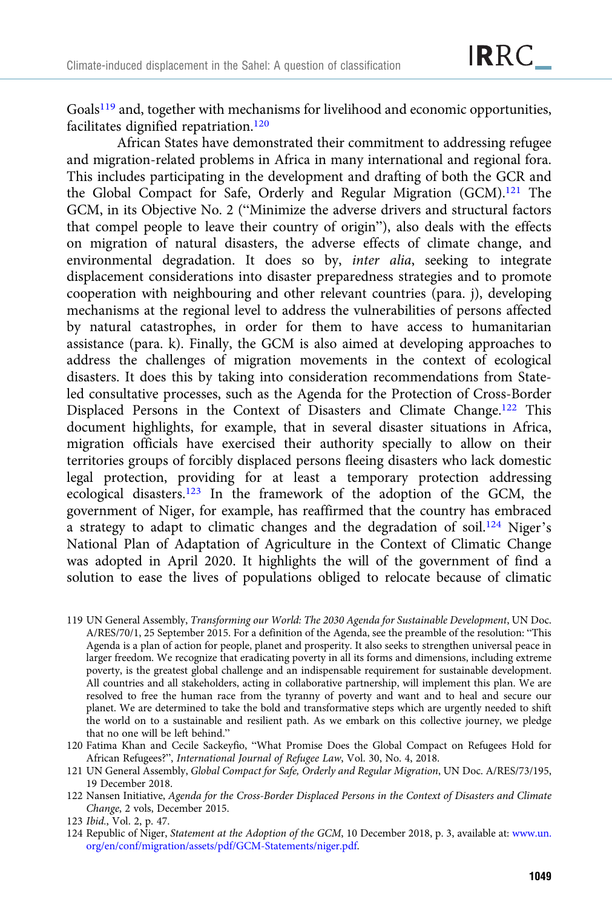Goals[119] and, together with mechanisms for livelihood and economic opportunities, facilitates dignified repatriation.[120]

African States have demonstrated their commitment to addressing refugee and migration-related problems in Africa in many international and regional fora. This includes participating in the development and drafting of both the GCR and the Global Compact for Safe, Orderly and Regular Migration (GCM).[121] The GCM, in its Objective No. 2 ("Minimize the adverse drivers and structural factors that compel people to leave their country of origin"), also deals with the effects on migration of natural disasters, the adverse effects of climate change, and environmental degradation. It does so by, *inter alia*, seeking to integrate displacement considerations into disaster preparedness strategies and to promote cooperation with neighbouring and other relevant countries (para. j), developing mechanisms at the regional level to address the vulnerabilities of persons affected by natural catastrophes, in order for them to have access to humanitarian assistance (para. k). Finally, the GCM is also aimed at developing approaches to address the challenges of migration movements in the context of ecological disasters. It does this by taking into consideration recommendations from State-led consultative processes, such as the Agenda for the Protection of Cross-Border Displaced Persons in the Context of Disasters and Climate Change.[122] This document highlights, for example, that in several disaster situations in Africa, migration officials have exercised their authority specially to allow on their territories groups of forcibly displaced persons fleeing disasters who lack domestic legal protection, providing for at least a temporary protection addressing ecological disasters.[123] In the framework of the adoption of the GCM, the government of Niger, for example, has reaffirmed that the country has embraced a strategy to adapt to climatic changes and the degradation of soil.[124] Niger's National Plan of Adaptation of Agriculture in the Context of Climatic Change was adopted in April 2020. It highlights the will of the government of find a solution to ease the lives of populations obliged to relocate because of climatic

119 UN General Assembly, *Transforming our World: The 2030 Agenda for Sustainable Development*, UN Doc. A/RES/70/1, 25 September 2015. For a definition of the Agenda, see the preamble of the resolution: "This Agenda is a plan of action for people, planet and prosperity. It also seeks to strengthen universal peace in larger freedom. We recognize that eradicating poverty in all its forms and dimensions, including extreme poverty, is the greatest global challenge and an indispensable requirement for sustainable development. All countries and all stakeholders, acting in collaborative partnership, will implement this plan. We are resolved to free the human race from the tyranny of poverty and want and to heal and secure our planet. We are determined to take the bold and transformative steps which are urgently needed to shift the world on to a sustainable and resilient path. As we embark on this collective journey, we pledge that no one will be left behind."

120 Fatima Khan and Cecile Sackeyfio, "What Promise Does the Global Compact on Refugees Hold for African Refugees?", *International Journal of Refugee Law*, Vol. 30, No. 4, 2018.

121 UN General Assembly, *Global Compact for Safe, Orderly and Regular Migration*, UN Doc. A/RES/73/195, 19 December 2018.

122 Nansen Initiative, *Agenda for the Cross-Border Displaced Persons in the Context of Disasters and Climate Change*, 2 vols, December 2015.

123 *Ibid.*, Vol. 2, p. 47.

124 Republic of Niger, *Statement at the Adoption of the GCM*, 10 December 2018, p. 3, available at: www.un.org/en/conf/migration/assets/pdf/GCM-Statements/niger.pdf.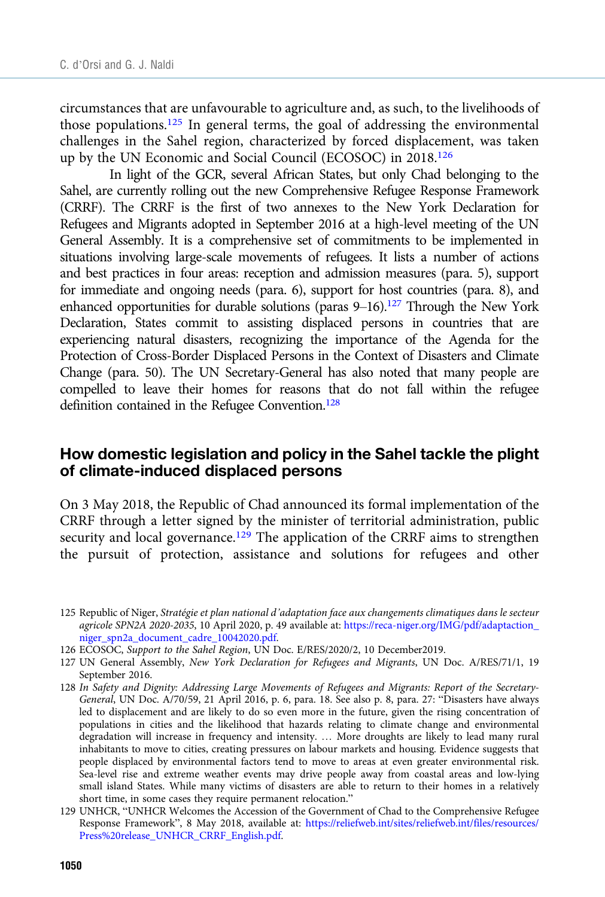circumstances that are unfavourable to agriculture and, as such, to the livelihoods of those populations.[125] In general terms, the goal of addressing the environmental challenges in the Sahel region, characterized by forced displacement, was taken up by the UN Economic and Social Council (ECOSOC) in 2018.[126]

In light of the GCR, several African States, but only Chad belonging to the Sahel, are currently rolling out the new Comprehensive Refugee Response Framework (CRRF). The CRRF is the first of two annexes to the New York Declaration for Refugees and Migrants adopted in September 2016 at a high-level meeting of the UN General Assembly. It is a comprehensive set of commitments to be implemented in situations involving large-scale movements of refugees. It lists a number of actions and best practices in four areas: reception and admission measures (para. 5), support for immediate and ongoing needs (para. 6), support for host countries (para. 8), and enhanced opportunities for durable solutions (paras 9–16).[127] Through the New York Declaration, States commit to assisting displaced persons in countries that are experiencing natural disasters, recognizing the importance of the Agenda for the Protection of Cross-Border Displaced Persons in the Context of Disasters and Climate Change (para. 50). The UN Secretary-General has also noted that many people are compelled to leave their homes for reasons that do not fall within the refugee definition contained in the Refugee Convention.[128]

## How domestic legislation and policy in the Sahel tackle the plight of climate-induced displaced persons

On 3 May 2018, the Republic of Chad announced its formal implementation of the CRRF through a letter signed by the minister of territorial administration, public security and local governance.[129] The application of the CRRF aims to strengthen the pursuit of protection, assistance and solutions for refugees and other

---

125 Republic of Niger, *Stratégie et plan national d'adaptation face aux changements climatiques dans le secteur agricole SPN2A 2020-2035*, 10 April 2020, p. 49 available at: https://reca-niger.org/IMG/pdf/adaptaction_niger_spn2a_document_cadre_10042020.pdf.

126 ECOSOC, *Support to the Sahel Region*, UN Doc. E/RES/2020/2, 10 December2019.

127 UN General Assembly, *New York Declaration for Refugees and Migrants*, UN Doc. A/RES/71/1, 19 September 2016.

128 *In Safety and Dignity: Addressing Large Movements of Refugees and Migrants: Report of the Secretary-General*, UN Doc. A/70/59, 21 April 2016, p. 6, para. 18. See also p. 8, para. 27: "Disasters have always led to displacement and are likely to do so even more in the future, given the rising concentration of populations in cities and the likelihood that hazards relating to climate change and environmental degradation will increase in frequency and intensity. … More droughts are likely to lead many rural inhabitants to move to cities, creating pressures on labour markets and housing. Evidence suggests that people displaced by environmental factors tend to move to areas at even greater environmental risk. Sea-level rise and extreme weather events may drive people away from coastal areas and low-lying small island States. While many victims of disasters are able to return to their homes in a relatively short time, in some cases they require permanent relocation."

129 UNHCR, "UNHCR Welcomes the Accession of the Government of Chad to the Comprehensive Refugee Response Framework", 8 May 2018, available at: https://reliefweb.int/sites/reliefweb.int/files/resources/Press%20release_UNHCR_CRRF_English.pdf.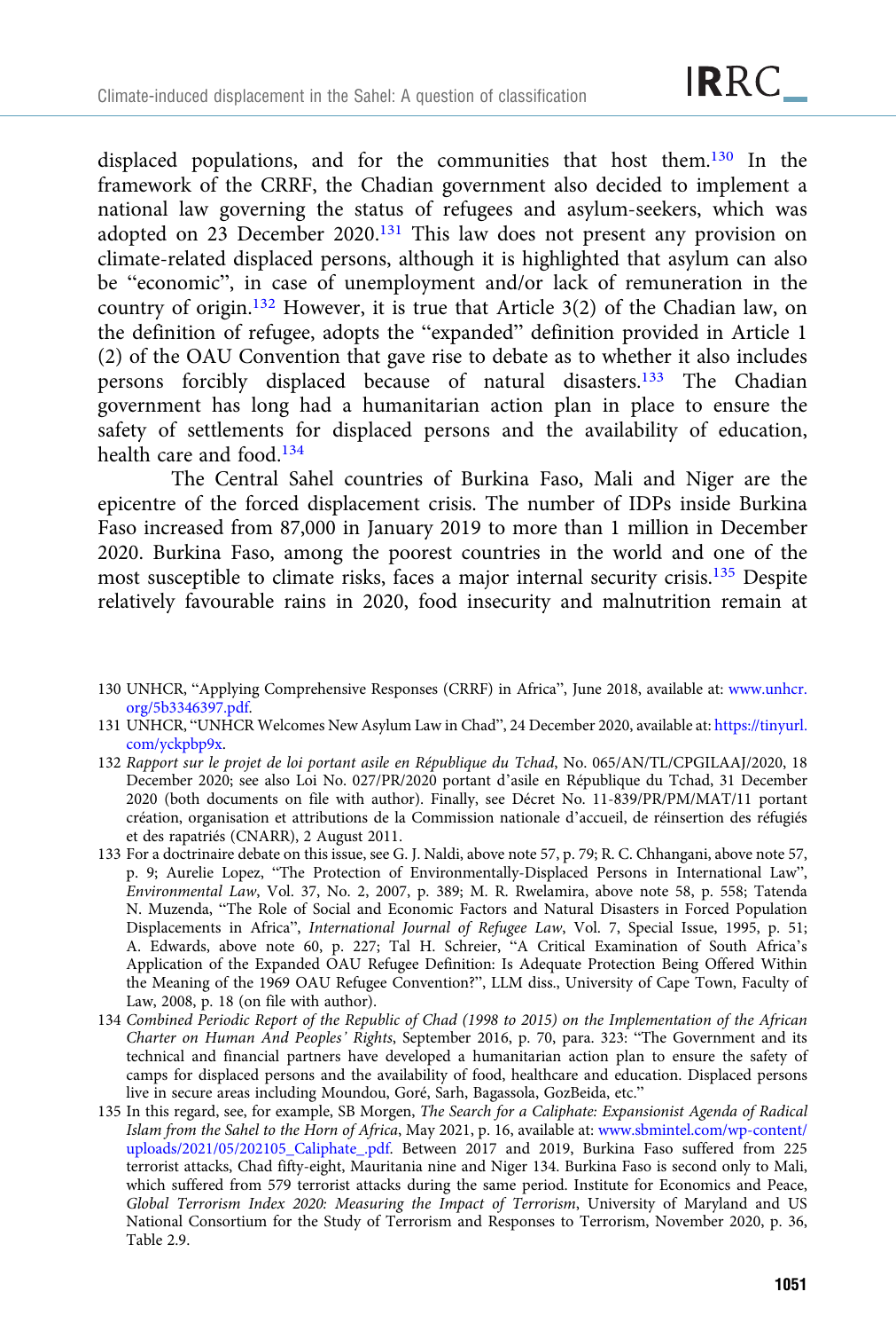displaced populations, and for the communities that host them.[130] In the framework of the CRRF, the Chadian government also decided to implement a national law governing the status of refugees and asylum-seekers, which was adopted on 23 December 2020.[131] This law does not present any provision on climate-related displaced persons, although it is highlighted that asylum can also be "economic", in case of unemployment and/or lack of remuneration in the country of origin.[132] However, it is true that Article 3(2) of the Chadian law, on the definition of refugee, adopts the "expanded" definition provided in Article 1 (2) of the OAU Convention that gave rise to debate as to whether it also includes persons forcibly displaced because of natural disasters.[133] The Chadian government has long had a humanitarian action plan in place to ensure the safety of settlements for displaced persons and the availability of education, health care and food.[134]

The Central Sahel countries of Burkina Faso, Mali and Niger are the epicentre of the forced displacement crisis. The number of IDPs inside Burkina Faso increased from 87,000 in January 2019 to more than 1 million in December 2020. Burkina Faso, among the poorest countries in the world and one of the most susceptible to climate risks, faces a major internal security crisis.[135] Despite relatively favourable rains in 2020, food insecurity and malnutrition remain at

---

130 UNHCR, "Applying Comprehensive Responses (CRRF) in Africa", June 2018, available at: www.unhcr.org/5b3346397.pdf.

131 UNHCR, "UNHCR Welcomes New Asylum Law in Chad", 24 December 2020, available at: https://tinyurl.com/yckpbp9x.

132 *Rapport sur le projet de loi portant asile en République du Tchad*, No. 065/AN/TL/CPGILAAJ/2020, 18 December 2020; see also Loi No. 027/PR/2020 portant d'asile en République du Tchad, 31 December 2020 (both documents on file with author). Finally, see Décret No. 11-839/PR/PM/MAT/11 portant création, organisation et attributions de la Commission nationale d'accueil, de réinsertion des réfugiés et des rapatriés (CNARR), 2 August 2011.

133 For a doctrinaire debate on this issue, see G. J. Naldi, above note 57, p. 79; R. C. Chhangani, above note 57, p. 9; Aurelie Lopez, "The Protection of Environmentally-Displaced Persons in International Law", *Environmental Law*, Vol. 37, No. 2, 2007, p. 389; M. R. Rwelamira, above note 58, p. 558; Tatenda N. Muzenda, "The Role of Social and Economic Factors and Natural Disasters in Forced Population Displacements in Africa", *International Journal of Refugee Law*, Vol. 7, Special Issue, 1995, p. 51; A. Edwards, above note 60, p. 227; Tal H. Schreier, "A Critical Examination of South Africa's Application of the Expanded OAU Refugee Definition: Is Adequate Protection Being Offered Within the Meaning of the 1969 OAU Refugee Convention?", LLM diss., University of Cape Town, Faculty of Law, 2008, p. 18 (on file with author).

134 *Combined Periodic Report of the Republic of Chad (1998 to 2015) on the Implementation of the African Charter on Human And Peoples' Rights*, September 2016, p. 70, para. 323: "The Government and its technical and financial partners have developed a humanitarian action plan to ensure the safety of camps for displaced persons and the availability of food, healthcare and education. Displaced persons live in secure areas including Moundou, Goré, Sarh, Bagassola, GozBeida, etc."

135 In this regard, see, for example, SB Morgen, *The Search for a Caliphate: Expansionist Agenda of Radical Islam from the Sahel to the Horn of Africa*, May 2021, p. 16, available at: www.sbmintel.com/wp-content/uploads/2021/05/202105_Caliphate_.pdf. Between 2017 and 2019, Burkina Faso suffered from 225 terrorist attacks, Chad fifty-eight, Mauritania nine and Niger 134. Burkina Faso is second only to Mali, which suffered from 579 terrorist attacks during the same period. Institute for Economics and Peace, *Global Terrorism Index 2020: Measuring the Impact of Terrorism*, University of Maryland and US National Consortium for the Study of Terrorism and Responses to Terrorism, November 2020, p. 36, Table 2.9.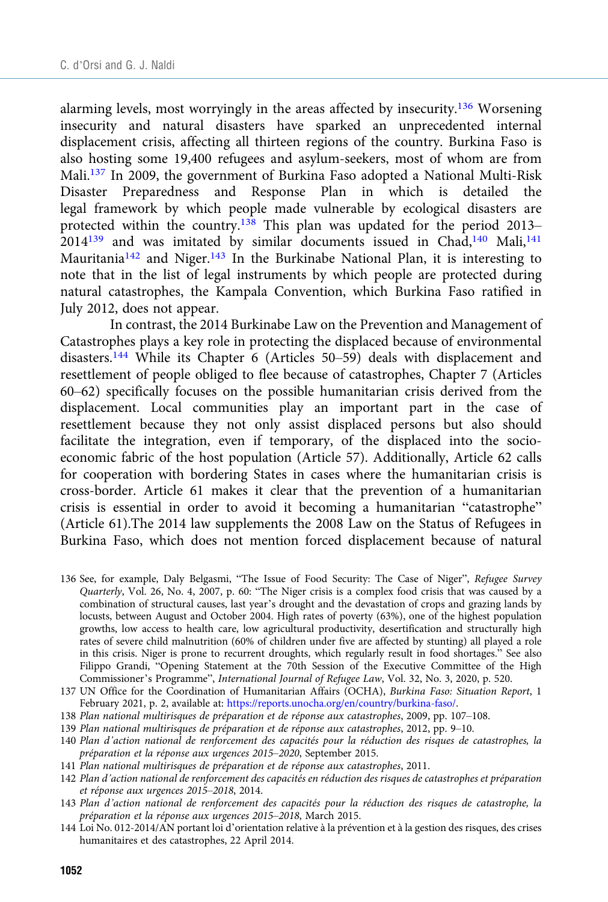alarming levels, most worryingly in the areas affected by insecurity.[136] Worsening insecurity and natural disasters have sparked an unprecedented internal displacement crisis, affecting all thirteen regions of the country. Burkina Faso is also hosting some 19,400 refugees and asylum-seekers, most of whom are from Mali.[137] In 2009, the government of Burkina Faso adopted a National Multi-Risk Disaster Preparedness and Response Plan in which is detailed the legal framework by which people made vulnerable by ecological disasters are protected within the country.[138] This plan was updated for the period 2013–2014[139] and was imitated by similar documents issued in Chad,[140] Mali,[141] Mauritania[142] and Niger.[143] In the Burkinabe National Plan, it is interesting to note that in the list of legal instruments by which people are protected during natural catastrophes, the Kampala Convention, which Burkina Faso ratified in July 2012, does not appear.

In contrast, the 2014 Burkinabe Law on the Prevention and Management of Catastrophes plays a key role in protecting the displaced because of environmental disasters.[144] While its Chapter 6 (Articles 50–59) deals with displacement and resettlement of people obliged to flee because of catastrophes, Chapter 7 (Articles 60–62) specifically focuses on the possible humanitarian crisis derived from the displacement. Local communities play an important part in the case of resettlement because they not only assist displaced persons but also should facilitate the integration, even if temporary, of the displaced into the socio-economic fabric of the host population (Article 57). Additionally, Article 62 calls for cooperation with bordering States in cases where the humanitarian crisis is cross-border. Article 61 makes it clear that the prevention of a humanitarian crisis is essential in order to avoid it becoming a humanitarian "catastrophe" (Article 61).The 2014 law supplements the 2008 Law on the Status of Refugees in Burkina Faso, which does not mention forced displacement because of natural

136 See, for example, Daly Belgasmi, "The Issue of Food Security: The Case of Niger", *Refugee Survey Quarterly*, Vol. 26, No. 4, 2007, p. 60: "The Niger crisis is a complex food crisis that was caused by a combination of structural causes, last year's drought and the devastation of crops and grazing lands by locusts, between August and October 2004. High rates of poverty (63%), one of the highest population growths, low access to health care, low agricultural productivity, desertification and structurally high rates of severe child malnutrition (60% of children under five are affected by stunting) all played a role in this crisis. Niger is prone to recurrent droughts, which regularly result in food shortages." See also Filippo Grandi, "Opening Statement at the 70th Session of the Executive Committee of the High Commissioner's Programme", *International Journal of Refugee Law*, Vol. 32, No. 3, 2020, p. 520.

137 UN Office for the Coordination of Humanitarian Affairs (OCHA), *Burkina Faso: Situation Report*, 1 February 2021, p. 2, available at: https://reports.unocha.org/en/country/burkina-faso/.

138 *Plan national multirisques de préparation et de réponse aux catastrophes*, 2009, pp. 107–108.

139 *Plan national multirisques de préparation et de réponse aux catastrophes*, 2012, pp. 9–10.

140 *Plan d'action national de renforcement des capacités pour la réduction des risques de catastrophes, la préparation et la réponse aux urgences 2015–2020*, September 2015.

141 *Plan national multirisques de préparation et de réponse aux catastrophes*, 2011.

142 *Plan d'action national de renforcement des capacités en réduction des risques de catastrophes et préparation et réponse aux urgences 2015–2018*, 2014.

143 *Plan d'action national de renforcement des capacités pour la réduction des risques de catastrophe, la préparation et la réponse aux urgences 2015–2018*, March 2015.

144 Loi No. 012-2014/AN portant loi d'orientation relative à la prévention et à la gestion des risques, des crises humanitaires et des catastrophes, 22 April 2014.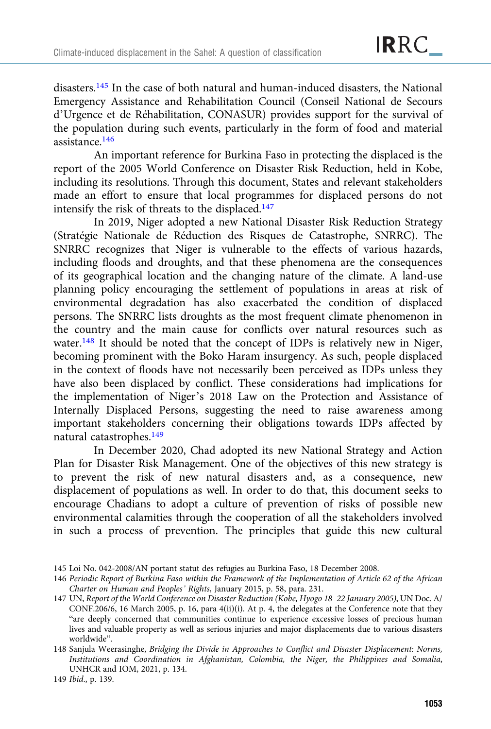disasters.[145] In the case of both natural and human-induced disasters, the National Emergency Assistance and Rehabilitation Council (Conseil National de Secours d'Urgence et de Réhabilitation, CONASUR) provides support for the survival of the population during such events, particularly in the form of food and material assistance.[146]

An important reference for Burkina Faso in protecting the displaced is the report of the 2005 World Conference on Disaster Risk Reduction, held in Kobe, including its resolutions. Through this document, States and relevant stakeholders made an effort to ensure that local programmes for displaced persons do not intensify the risk of threats to the displaced.[147]

In 2019, Niger adopted a new National Disaster Risk Reduction Strategy (Stratégie Nationale de Réduction des Risques de Catastrophe, SNRRC). The SNRRC recognizes that Niger is vulnerable to the effects of various hazards, including floods and droughts, and that these phenomena are the consequences of its geographical location and the changing nature of the climate. A land-use planning policy encouraging the settlement of populations in areas at risk of environmental degradation has also exacerbated the condition of displaced persons. The SNRRC lists droughts as the most frequent climate phenomenon in the country and the main cause for conflicts over natural resources such as water.[148] It should be noted that the concept of IDPs is relatively new in Niger, becoming prominent with the Boko Haram insurgency. As such, people displaced in the context of floods have not necessarily been perceived as IDPs unless they have also been displaced by conflict. These considerations had implications for the implementation of Niger's 2018 Law on the Protection and Assistance of Internally Displaced Persons, suggesting the need to raise awareness among important stakeholders concerning their obligations towards IDPs affected by natural catastrophes.[149]

In December 2020, Chad adopted its new National Strategy and Action Plan for Disaster Risk Management. One of the objectives of this new strategy is to prevent the risk of new natural disasters and, as a consequence, new displacement of populations as well. In order to do that, this document seeks to encourage Chadians to adopt a culture of prevention of risks of possible new environmental calamities through the cooperation of all the stakeholders involved in such a process of prevention. The principles that guide this new cultural

145 Loi No. 042-2008/AN portant statut des refugies au Burkina Faso, 18 December 2008.

146 *Periodic Report of Burkina Faso within the Framework of the Implementation of Article 62 of the African Charter on Human and Peoples' Rights*, January 2015, p. 58, para. 231.

147 UN, *Report of the World Conference on Disaster Reduction (Kobe, Hyogo 18–22 January 2005)*, UN Doc. A/CONF.206/6, 16 March 2005, p. 16, para 4(ii)(i). At p. 4, the delegates at the Conference note that they "are deeply concerned that communities continue to experience excessive losses of precious human lives and valuable property as well as serious injuries and major displacements due to various disasters worldwide".

148 Sanjula Weerasinghe, *Bridging the Divide in Approaches to Conflict and Disaster Displacement: Norms, Institutions and Coordination in Afghanistan, Colombia, the Niger, the Philippines and Somalia*, UNHCR and IOM, 2021, p. 134.

149 *Ibid.*, p. 139.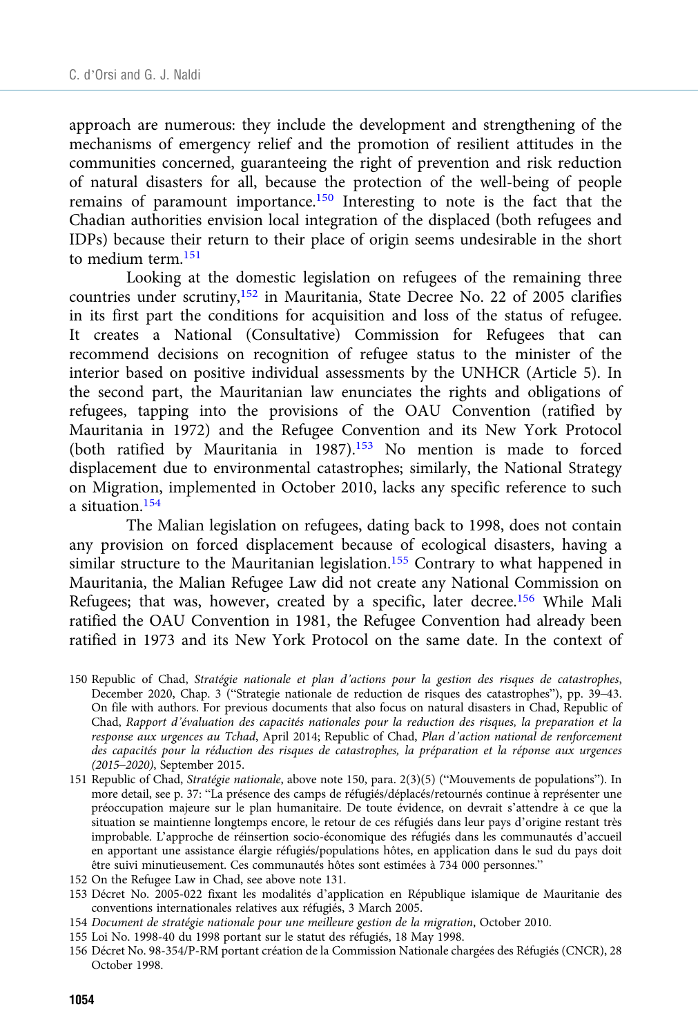approach are numerous: they include the development and strengthening of the mechanisms of emergency relief and the promotion of resilient attitudes in the communities concerned, guaranteeing the right of prevention and risk reduction of natural disasters for all, because the protection of the well-being of people remains of paramount importance.[150] Interesting to note is the fact that the Chadian authorities envision local integration of the displaced (both refugees and IDPs) because their return to their place of origin seems undesirable in the short to medium term.[151]

Looking at the domestic legislation on refugees of the remaining three countries under scrutiny,[152] in Mauritania, State Decree No. 22 of 2005 clarifies in its first part the conditions for acquisition and loss of the status of refugee. It creates a National (Consultative) Commission for Refugees that can recommend decisions on recognition of refugee status to the minister of the interior based on positive individual assessments by the UNHCR (Article 5). In the second part, the Mauritanian law enunciates the rights and obligations of refugees, tapping into the provisions of the OAU Convention (ratified by Mauritania in 1972) and the Refugee Convention and its New York Protocol (both ratified by Mauritania in 1987).[153] No mention is made to forced displacement due to environmental catastrophes; similarly, the National Strategy on Migration, implemented in October 2010, lacks any specific reference to such a situation.[154]

The Malian legislation on refugees, dating back to 1998, does not contain any provision on forced displacement because of ecological disasters, having a similar structure to the Mauritanian legislation.[155] Contrary to what happened in Mauritania, the Malian Refugee Law did not create any National Commission on Refugees; that was, however, created by a specific, later decree.[156] While Mali ratified the OAU Convention in 1981, the Refugee Convention had already been ratified in 1973 and its New York Protocol on the same date. In the context of

150 Republic of Chad, *Stratégie nationale et plan d'actions pour la gestion des risques de catastrophes*, December 2020, Chap. 3 ("Strategie nationale de reduction de risques des catastrophes"), pp. 39–43. On file with authors. For previous documents that also focus on natural disasters in Chad, Republic of Chad, *Rapport d'évaluation des capacités nationales pour la reduction des risques, la preparation et la response aux urgences au Tchad*, April 2014; Republic of Chad, *Plan d'action national de renforcement des capacités pour la réduction des risques de catastrophes, la préparation et la réponse aux urgences (2015–2020)*, September 2015.

151 Republic of Chad, *Stratégie nationale*, above note 150, para. 2(3)(5) ("Mouvements de populations"). In more detail, see p. 37: "La présence des camps de réfugiés/déplacés/retournés continue à représenter une préoccupation majeure sur le plan humanitaire. De toute évidence, on devrait s'attendre à ce que la situation se maintienne longtemps encore, le retour de ces réfugiés dans leur pays d'origine restant très improbable. L'approche de réinsertion socio-économique des réfugiés dans les communautés d'accueil en apportant une assistance élargie réfugiés/populations hôtes, en application dans le sud du pays doit être suivi minutieusement. Ces communautés hôtes sont estimées à 734 000 personnes."

152 On the Refugee Law in Chad, see above note 131.

153 Décret No. 2005-022 fixant les modalités d'application en République islamique de Mauritanie des conventions internationales relatives aux réfugiés, 3 March 2005.

154 *Document de stratégie nationale pour une meilleure gestion de la migration*, October 2010.

155 Loi No. 1998-40 du 1998 portant sur le statut des réfugiés, 18 May 1998.

156 Décret No. 98-354/P-RM portant création de la Commission Nationale chargées des Réfugiés (CNCR), 28 October 1998.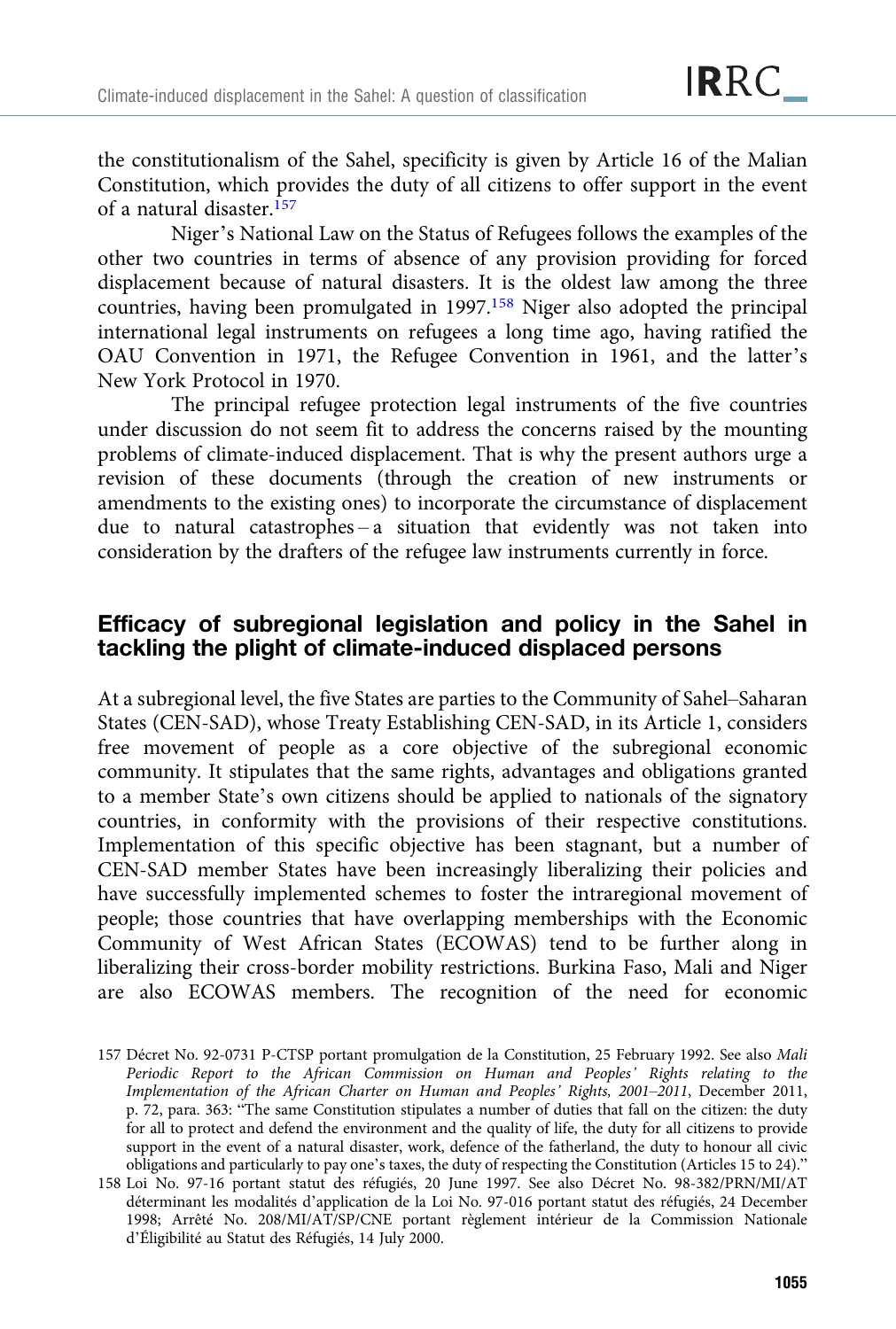the constitutionalism of the Sahel, specificity is given by Article 16 of the Malian Constitution, which provides the duty of all citizens to offer support in the event of a natural disaster.[157]

Niger's National Law on the Status of Refugees follows the examples of the other two countries in terms of absence of any provision providing for forced displacement because of natural disasters. It is the oldest law among the three countries, having been promulgated in 1997.[158] Niger also adopted the principal international legal instruments on refugees a long time ago, having ratified the OAU Convention in 1971, the Refugee Convention in 1961, and the latter's New York Protocol in 1970.

The principal refugee protection legal instruments of the five countries under discussion do not seem fit to address the concerns raised by the mounting problems of climate-induced displacement. That is why the present authors urge a revision of these documents (through the creation of new instruments or amendments to the existing ones) to incorporate the circumstance of displacement due to natural catastrophes – a situation that evidently was not taken into consideration by the drafters of the refugee law instruments currently in force.

## Efficacy of subregional legislation and policy in the Sahel in tackling the plight of climate-induced displaced persons

At a subregional level, the five States are parties to the Community of Sahel–Saharan States (CEN-SAD), whose Treaty Establishing CEN-SAD, in its Article 1, considers free movement of people as a core objective of the subregional economic community. It stipulates that the same rights, advantages and obligations granted to a member State's own citizens should be applied to nationals of the signatory countries, in conformity with the provisions of their respective constitutions. Implementation of this specific objective has been stagnant, but a number of CEN-SAD member States have been increasingly liberalizing their policies and have successfully implemented schemes to foster the intraregional movement of people; those countries that have overlapping memberships with the Economic Community of West African States (ECOWAS) tend to be further along in liberalizing their cross-border mobility restrictions. Burkina Faso, Mali and Niger are also ECOWAS members. The recognition of the need for economic

157 Décret No. 92-0731 P-CTSP portant promulgation de la Constitution, 25 February 1992. See also *Mali Periodic Report to the African Commission on Human and Peoples' Rights relating to the Implementation of the African Charter on Human and Peoples' Rights, 2001–2011*, December 2011, p. 72, para. 363: "The same Constitution stipulates a number of duties that fall on the citizen: the duty for all to protect and defend the environment and the quality of life, the duty for all citizens to provide support in the event of a natural disaster, work, defence of the fatherland, the duty to honour all civic obligations and particularly to pay one's taxes, the duty of respecting the Constitution (Articles 15 to 24)."

158 Loi No. 97-16 portant statut des réfugiés, 20 June 1997. See also Décret No. 98-382/PRN/MI/AT déterminant les modalités d'application de la Loi No. 97-016 portant statut des réfugiés, 24 December 1998; Arrêté No. 208/MI/AT/SP/CNE portant règlement intérieur de la Commission Nationale d'Éligibilité au Statut des Réfugiés, 14 July 2000.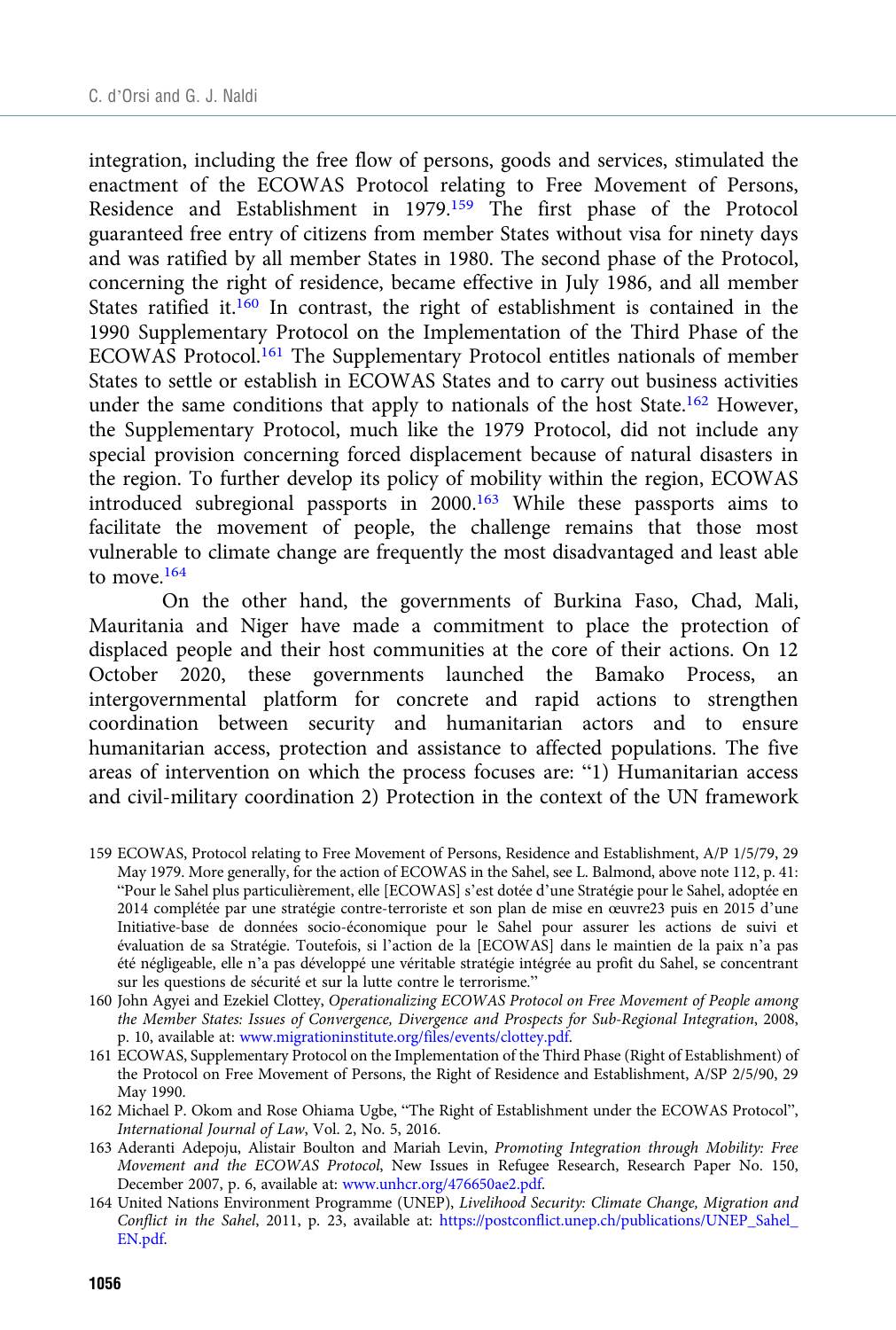integration, including the free flow of persons, goods and services, stimulated the enactment of the ECOWAS Protocol relating to Free Movement of Persons, Residence and Establishment in 1979.[159] The first phase of the Protocol guaranteed free entry of citizens from member States without visa for ninety days and was ratified by all member States in 1980. The second phase of the Protocol, concerning the right of residence, became effective in July 1986, and all member States ratified it.[160] In contrast, the right of establishment is contained in the 1990 Supplementary Protocol on the Implementation of the Third Phase of the ECOWAS Protocol.[161] The Supplementary Protocol entitles nationals of member States to settle or establish in ECOWAS States and to carry out business activities under the same conditions that apply to nationals of the host State.[162] However, the Supplementary Protocol, much like the 1979 Protocol, did not include any special provision concerning forced displacement because of natural disasters in the region. To further develop its policy of mobility within the region, ECOWAS introduced subregional passports in 2000.[163] While these passports aims to facilitate the movement of people, the challenge remains that those most vulnerable to climate change are frequently the most disadvantaged and least able to move.[164]

On the other hand, the governments of Burkina Faso, Chad, Mali, Mauritania and Niger have made a commitment to place the protection of displaced people and their host communities at the core of their actions. On 12 October 2020, these governments launched the Bamako Process, an intergovernmental platform for concrete and rapid actions to strengthen coordination between security and humanitarian actors and to ensure humanitarian access, protection and assistance to affected populations. The five areas of intervention on which the process focuses are: "1) Humanitarian access and civil-military coordination 2) Protection in the context of the UN framework

159 ECOWAS, Protocol relating to Free Movement of Persons, Residence and Establishment, A/P 1/5/79, 29 May 1979. More generally, for the action of ECOWAS in the Sahel, see L. Balmond, above note 112, p. 41: "Pour le Sahel plus particulièrement, elle [ECOWAS] s'est dotée d'une Stratégie pour le Sahel, adoptée en 2014 complétée par une stratégie contre-terroriste et son plan de mise en œuvre23 puis en 2015 d'une Initiative-base de données socio-économique pour le Sahel pour assurer les actions de suivi et évaluation de sa Stratégie. Toutefois, si l'action de la [ECOWAS] dans le maintien de la paix n'a pas été négligeable, elle n'a pas développé une véritable stratégie intégrée au profit du Sahel, se concentrant sur les questions de sécurité et sur la lutte contre le terrorisme."

160 John Agyei and Ezekiel Clottey, *Operationalizing ECOWAS Protocol on Free Movement of People among the Member States: Issues of Convergence, Divergence and Prospects for Sub-Regional Integration*, 2008, p. 10, available at: www.migrationinstitute.org/files/events/clottey.pdf.

161 ECOWAS, Supplementary Protocol on the Implementation of the Third Phase (Right of Establishment) of the Protocol on Free Movement of Persons, the Right of Residence and Establishment, A/SP 2/5/90, 29 May 1990.

162 Michael P. Okom and Rose Ohiama Ugbe, "The Right of Establishment under the ECOWAS Protocol", *International Journal of Law*, Vol. 2, No. 5, 2016.

163 Aderanti Adepoju, Alistair Boulton and Mariah Levin, *Promoting Integration through Mobility: Free Movement and the ECOWAS Protocol*, New Issues in Refugee Research, Research Paper No. 150, December 2007, p. 6, available at: www.unhcr.org/476650ae2.pdf.

164 United Nations Environment Programme (UNEP), *Livelihood Security: Climate Change, Migration and Conflict in the Sahel*, 2011, p. 23, available at: https://postconflict.unep.ch/publications/UNEP_Sahel_EN.pdf.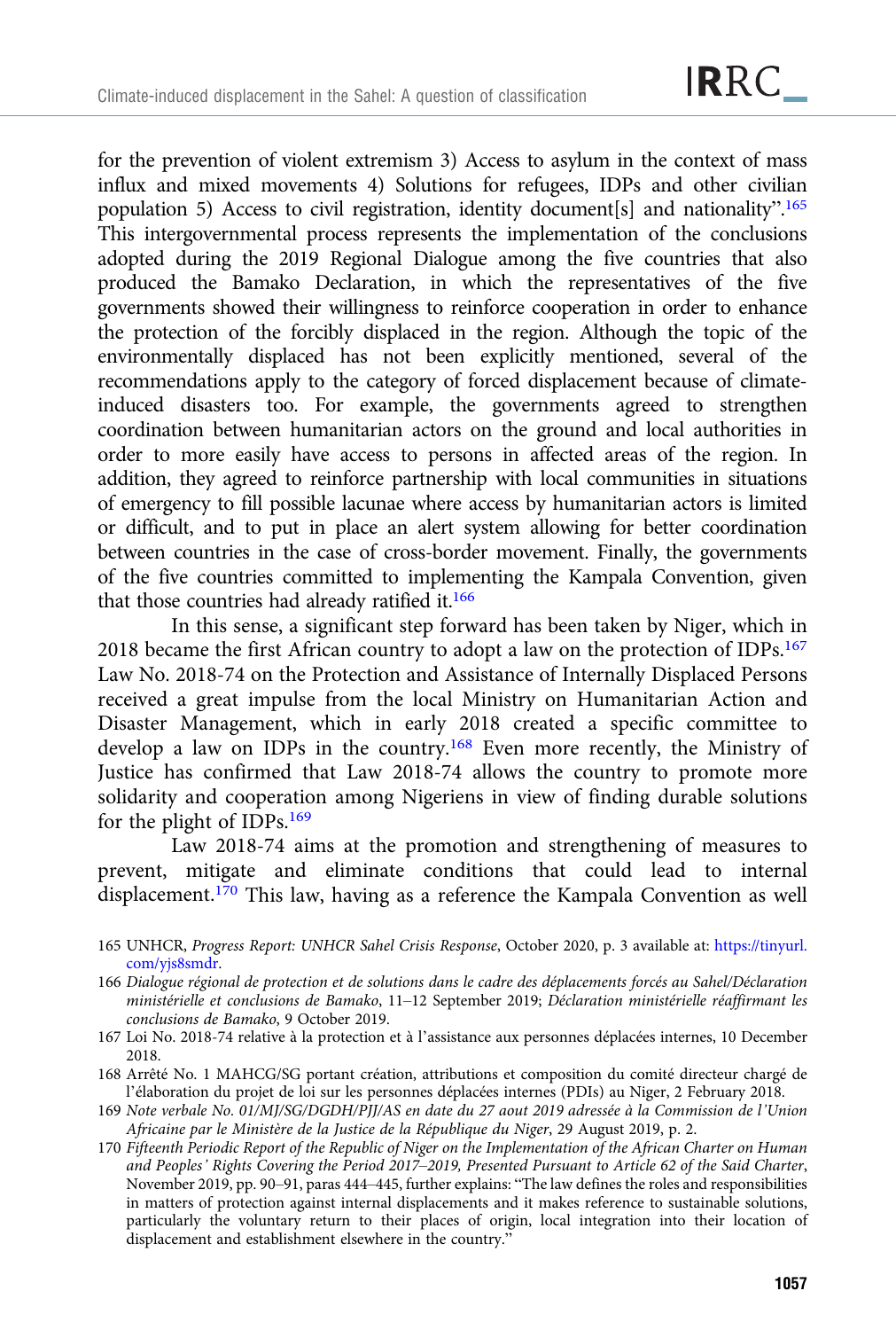for the prevention of violent extremism 3) Access to asylum in the context of mass influx and mixed movements 4) Solutions for refugees, IDPs and other civilian population 5) Access to civil registration, identity document[s] and nationality".[165] This intergovernmental process represents the implementation of the conclusions adopted during the 2019 Regional Dialogue among the five countries that also produced the Bamako Declaration, in which the representatives of the five governments showed their willingness to reinforce cooperation in order to enhance the protection of the forcibly displaced in the region. Although the topic of the environmentally displaced has not been explicitly mentioned, several of the recommendations apply to the category of forced displacement because of climate-induced disasters too. For example, the governments agreed to strengthen coordination between humanitarian actors on the ground and local authorities in order to more easily have access to persons in affected areas of the region. In addition, they agreed to reinforce partnership with local communities in situations of emergency to fill possible lacunae where access by humanitarian actors is limited or difficult, and to put in place an alert system allowing for better coordination between countries in the case of cross-border movement. Finally, the governments of the five countries committed to implementing the Kampala Convention, given that those countries had already ratified it.[166]

In this sense, a significant step forward has been taken by Niger, which in 2018 became the first African country to adopt a law on the protection of IDPs.[167] Law No. 2018-74 on the Protection and Assistance of Internally Displaced Persons received a great impulse from the local Ministry on Humanitarian Action and Disaster Management, which in early 2018 created a specific committee to develop a law on IDPs in the country.[168] Even more recently, the Ministry of Justice has confirmed that Law 2018-74 allows the country to promote more solidarity and cooperation among Nigeriens in view of finding durable solutions for the plight of IDPs.[169]

Law 2018-74 aims at the promotion and strengthening of measures to prevent, mitigate and eliminate conditions that could lead to internal displacement.[170] This law, having as a reference the Kampala Convention as well

165 UNHCR, *Progress Report: UNHCR Sahel Crisis Response*, October 2020, p. 3 available at: https://tinyurl.com/yjs8smdr.

166 *Dialogue régional de protection et de solutions dans le cadre des déplacements forcés au Sahel/Déclaration ministérielle et conclusions de Bamako*, 11–12 September 2019; *Déclaration ministérielle réaffirmant les conclusions de Bamako*, 9 October 2019.

167 Loi No. 2018-74 relative à la protection et à l'assistance aux personnes déplacées internes, 10 December 2018.

168 Arrêté No. 1 MAHCG/SG portant création, attributions et composition du comité directeur chargé de l'élaboration du projet de loi sur les personnes déplacées internes (PDIs) au Niger, 2 February 2018.

169 *Note verbale No. 01/MJ/SG/DGDH/PJJ/AS en date du 27 aout 2019 adressée à la Commission de l'Union Africaine par le Ministère de la Justice de la République du Niger*, 29 August 2019, p. 2.

170 *Fifteenth Periodic Report of the Republic of Niger on the Implementation of the African Charter on Human and Peoples' Rights Covering the Period 2017–2019, Presented Pursuant to Article 62 of the Said Charter*, November 2019, pp. 90–91, paras 444–445, further explains: "The law defines the roles and responsibilities in matters of protection against internal displacements and it makes reference to sustainable solutions, particularly the voluntary return to their places of origin, local integration into their location of displacement and establishment elsewhere in the country."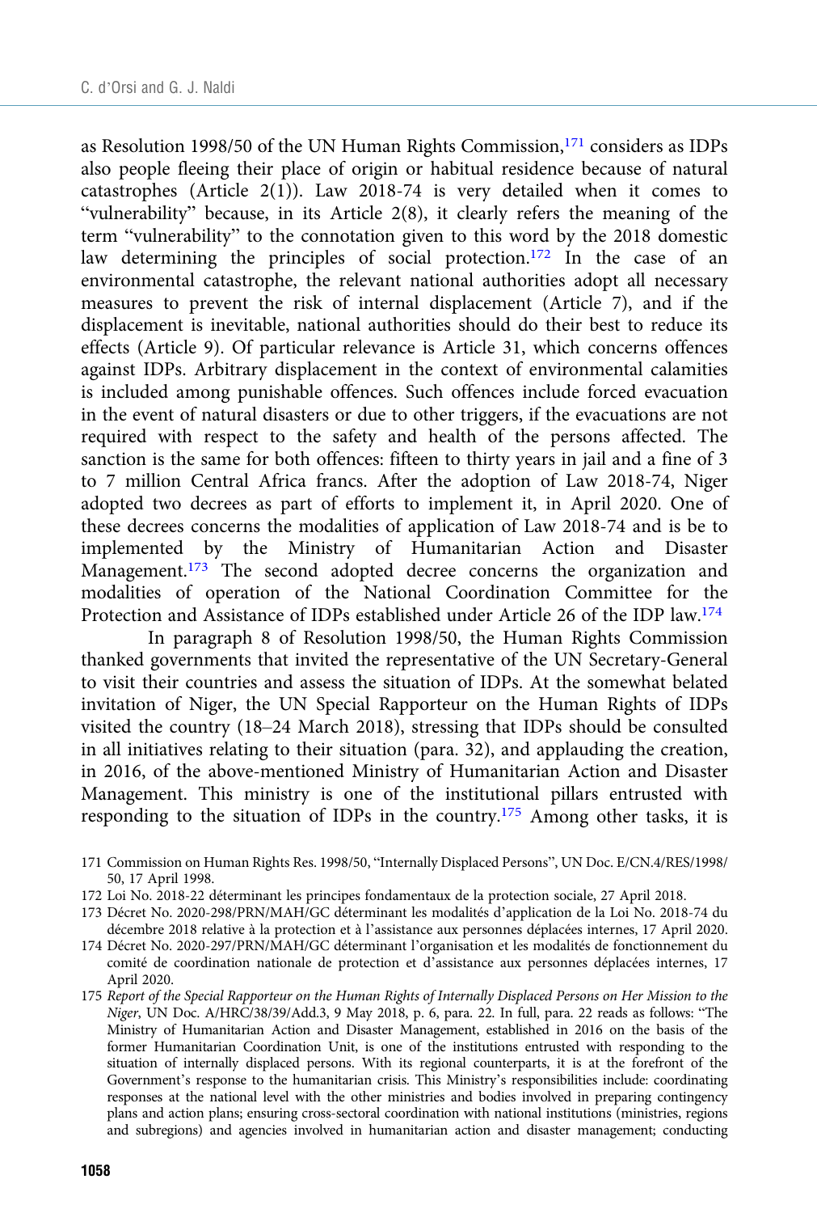as Resolution 1998/50 of the UN Human Rights Commission,[171] considers as IDPs also people fleeing their place of origin or habitual residence because of natural catastrophes (Article 2(1)). Law 2018-74 is very detailed when it comes to "vulnerability" because, in its Article 2(8), it clearly refers the meaning of the term "vulnerability" to the connotation given to this word by the 2018 domestic law determining the principles of social protection.[172] In the case of an environmental catastrophe, the relevant national authorities adopt all necessary measures to prevent the risk of internal displacement (Article 7), and if the displacement is inevitable, national authorities should do their best to reduce its effects (Article 9). Of particular relevance is Article 31, which concerns offences against IDPs. Arbitrary displacement in the context of environmental calamities is included among punishable offences. Such offences include forced evacuation in the event of natural disasters or due to other triggers, if the evacuations are not required with respect to the safety and health of the persons affected. The sanction is the same for both offences: fifteen to thirty years in jail and a fine of 3 to 7 million Central Africa francs. After the adoption of Law 2018-74, Niger adopted two decrees as part of efforts to implement it, in April 2020. One of these decrees concerns the modalities of application of Law 2018-74 and is to be implemented by the Ministry of Humanitarian Action and Disaster Management.[173] The second adopted decree concerns the organization and modalities of operation of the National Coordination Committee for the Protection and Assistance of IDPs established under Article 26 of the IDP law.[174]

In paragraph 8 of Resolution 1998/50, the Human Rights Commission thanked governments that invited the representative of the UN Secretary-General to visit their countries and assess the situation of IDPs. At the somewhat belated invitation of Niger, the UN Special Rapporteur on the Human Rights of IDPs visited the country (18–24 March 2018), stressing that IDPs should be consulted in all initiatives relating to their situation (para. 32), and applauding the creation, in 2016, of the above-mentioned Ministry of Humanitarian Action and Disaster Management. This ministry is one of the institutional pillars entrusted with responding to the situation of IDPs in the country.[175] Among other tasks, it is

171 Commission on Human Rights Res. 1998/50, "Internally Displaced Persons", UN Doc. E/CN.4/RES/1998/50, 17 April 1998.

172 Loi No. 2018-22 déterminant les principes fondamentaux de la protection sociale, 27 April 2018.

173 Décret No. 2020-298/PRN/MAH/GC déterminant les modalités d'application de la Loi No. 2018-74 du décembre 2018 relative à la protection et à l'assistance aux personnes déplacées internes, 17 April 2020.

174 Décret No. 2020-297/PRN/MAH/GC déterminant l'organisation et les modalités de fonctionnement du comité de coordination nationale de protection et d'assistance aux personnes déplacées internes, 17 April 2020.

175 *Report of the Special Rapporteur on the Human Rights of Internally Displaced Persons on Her Mission to the Niger*, UN Doc. A/HRC/38/39/Add.3, 9 May 2018, p. 6, para. 22. In full, para. 22 reads as follows: "The Ministry of Humanitarian Action and Disaster Management, established in 2016 on the basis of the former Humanitarian Coordination Unit, is one of the institutions entrusted with responding to the situation of internally displaced persons. With its regional counterparts, it is at the forefront of the Government's response to the humanitarian crisis. This Ministry's responsibilities include: coordinating responses at the national level with the other ministries and bodies involved in preparing contingency plans and action plans; ensuring cross-sectoral coordination with national institutions (ministries, regions and subregions) and agencies involved in humanitarian action and disaster management; conducting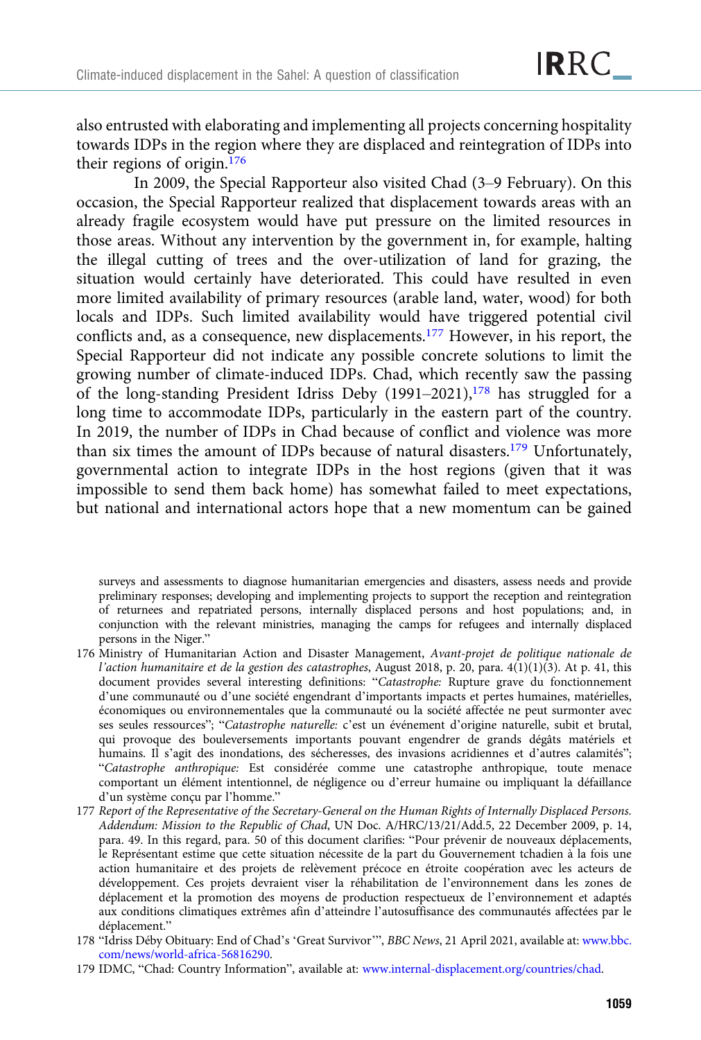also entrusted with elaborating and implementing all projects concerning hospitality towards IDPs in the region where they are displaced and reintegration of IDPs into their regions of origin.[176]

In 2009, the Special Rapporteur also visited Chad (3–9 February). On this occasion, the Special Rapporteur realized that displacement towards areas with an already fragile ecosystem would have put pressure on the limited resources in those areas. Without any intervention by the government in, for example, halting the illegal cutting of trees and the over-utilization of land for grazing, the situation would certainly have deteriorated. This could have resulted in even more limited availability of primary resources (arable land, water, wood) for both locals and IDPs. Such limited availability would have triggered potential civil conflicts and, as a consequence, new displacements.[177] However, in his report, the Special Rapporteur did not indicate any possible concrete solutions to limit the growing number of climate-induced IDPs. Chad, which recently saw the passing of the long-standing President Idriss Deby (1991–2021),[178] has struggled for a long time to accommodate IDPs, particularly in the eastern part of the country. In 2019, the number of IDPs in Chad because of conflict and violence was more than six times the amount of IDPs because of natural disasters.[179] Unfortunately, governmental action to integrate IDPs in the host regions (given that it was impossible to send them back home) has somewhat failed to meet expectations, but national and international actors hope that a new momentum can be gained

surveys and assessments to diagnose humanitarian emergencies and disasters, assess needs and provide preliminary responses; developing and implementing projects to support the reception and reintegration of returnees and repatriated persons, internally displaced persons and host populations; and, in conjunction with the relevant ministries, managing the camps for refugees and internally displaced persons in the Niger."

176 Ministry of Humanitarian Action and Disaster Management, *Avant-projet de politique nationale de l'action humanitaire et de la gestion des catastrophes*, August 2018, p. 20, para. 4(1)(1)(3). At p. 41, this document provides several interesting definitions: "*Catastrophe:* Rupture grave du fonctionnement d'une communauté ou d'une société engendrant d'importants impacts et pertes humaines, matérielles, économiques ou environnementales que la communauté ou la société affectée ne peut surmonter avec ses seules ressources"; "*Catastrophe naturelle:* c'est un événement d'origine naturelle, subit et brutal, qui provoque des bouleversements importants pouvant engendrer de grands dégâts matériels et humains. Il s'agit des inondations, des sécheresses, des invasions acridiennes et d'autres calamités"; "*Catastrophe anthropique:* Est considérée comme une catastrophe anthropique, toute menace comportant un élément intentionnel, de négligence ou d'erreur humaine ou impliquant la défaillance d'un système conçu par l'homme."

177 *Report of the Representative of the Secretary-General on the Human Rights of Internally Displaced Persons. Addendum: Mission to the Republic of Chad*, UN Doc. A/HRC/13/21/Add.5, 22 December 2009, p. 14, para. 49. In this regard, para. 50 of this document clarifies: "Pour prévenir de nouveaux déplacements, le Représentant estime que cette situation nécessite de la part du Gouvernement tchadien à la fois une action humanitaire et des projets de relèvement précoce en étroite coopération avec les acteurs de développement. Ces projets devraient viser la réhabilitation de l'environnement dans les zones de déplacement et la promotion des moyens de production respectueux de l'environnement et adaptés aux conditions climatiques extrêmes afin d'atteindre l'autosuffisance des communautés affectées par le déplacement."

178 "Idriss Déby Obituary: End of Chad's 'Great Survivor'", *BBC News*, 21 April 2021, available at: www.bbc.com/news/world-africa-56816290.

179 IDMC, "Chad: Country Information", available at: www.internal-displacement.org/countries/chad.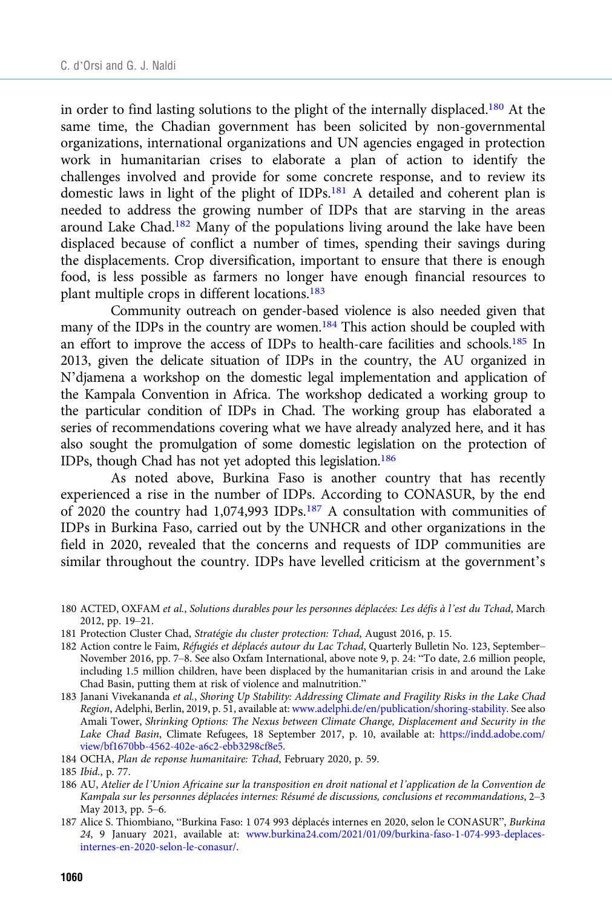in order to find lasting solutions to the plight of the internally displaced.[180] At the same time, the Chadian government has been solicited by non-governmental organizations, international organizations and UN agencies engaged in protection work in humanitarian crises to elaborate a plan of action to identify the challenges involved and provide for some concrete response, and to review its domestic laws in light of the plight of IDPs.[181] A detailed and coherent plan is needed to address the growing number of IDPs that are starving in the areas around Lake Chad.[182] Many of the populations living around the lake have been displaced because of conflict a number of times, spending their savings during the displacements. Crop diversification, important to ensure that there is enough food, is less possible as farmers no longer have enough financial resources to plant multiple crops in different locations.[183]

Community outreach on gender-based violence is also needed given that many of the IDPs in the country are women.[184] This action should be coupled with an effort to improve the access of IDPs to health-care facilities and schools.[185] In 2013, given the delicate situation of IDPs in the country, the AU organized in N'djamena a workshop on the domestic legal implementation and application of the Kampala Convention in Africa. The workshop dedicated a working group to the particular condition of IDPs in Chad. The working group has elaborated a series of recommendations covering what we have already analyzed here, and it has also sought the promulgation of some domestic legislation on the protection of IDPs, though Chad has not yet adopted this legislation.[186]

As noted above, Burkina Faso is another country that has recently experienced a rise in the number of IDPs. According to CONASUR, by the end of 2020 the country had 1,074,993 IDPs.[187] A consultation with communities of IDPs in Burkina Faso, carried out by the UNHCR and other organizations in the field in 2020, revealed that the concerns and requests of IDP communities are similar throughout the country. IDPs have levelled criticism at the government's

---

180 ACTED, OXFAM *et al.*, *Solutions durables pour les personnes déplacées: Les défis à l'est du Tchad*, March 2012, pp. 19–21.

181 Protection Cluster Chad, *Stratégie du cluster protection: Tchad*, August 2016, p. 15.

182 Action contre le Faim, *Réfugiés et déplacés autour du Lac Tchad*, Quarterly Bulletin No. 123, September–November 2016, pp. 7–8. See also Oxfam International, above note 9, p. 24: "To date, 2.6 million people, including 1.5 million children, have been displaced by the humanitarian crisis in and around the Lake Chad Basin, putting them at risk of violence and malnutrition."

183 Janani Vivekananda *et al.*, *Shoring Up Stability: Addressing Climate and Fragility Risks in the Lake Chad Region*, Adelphi, Berlin, 2019, p. 51, available at: www.adelphi.de/en/publication/shoring-stability. See also Amali Tower, *Shrinking Options: The Nexus between Climate Change, Displacement and Security in the Lake Chad Basin*, Climate Refugees, 18 September 2017, p. 10, available at: https://indd.adobe.com/view/bf1670bb-4562-402e-a6c2-ebb3298cf8e5.

184 OCHA, *Plan de reponse humanitaire: Tchad*, February 2020, p. 59.

185 *Ibid.*, p. 77.

186 AU, *Atelier de l'Union Africaine sur la transposition en droit national et l'application de la Convention de Kampala sur les personnes déplacées internes: Résumé de discussions, conclusions et recommandations*, 2–3 May 2013, pp. 5–6.

187 Alice S. Thiombiano, "Burkina Faso: 1 074 993 déplacés internes en 2020, selon le CONASUR", *Burkina 24*, 9 January 2021, available at: www.burkina24.com/2021/01/09/burkina-faso-1-074-993-deplaces-internes-en-2020-selon-le-conasur/.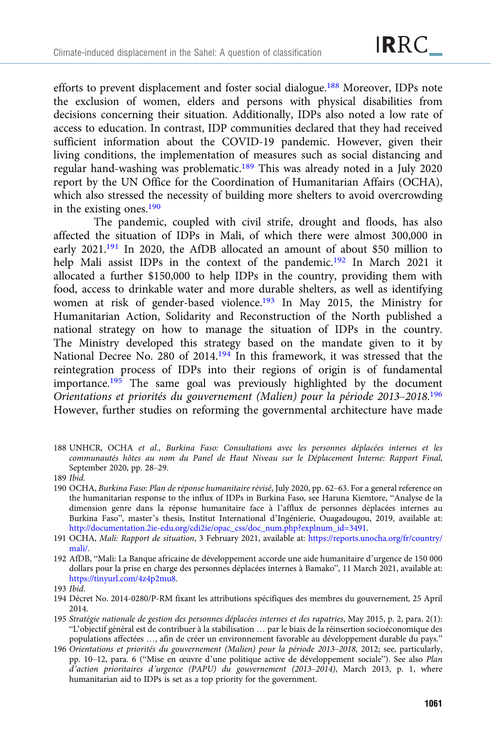efforts to prevent displacement and foster social dialogue.[188] Moreover, IDPs note the exclusion of women, elders and persons with physical disabilities from decisions concerning their situation. Additionally, IDPs also noted a low rate of access to education. In contrast, IDP communities declared that they had received sufficient information about the COVID-19 pandemic. However, given their living conditions, the implementation of measures such as social distancing and regular hand-washing was problematic.[189] This was already noted in a July 2020 report by the UN Office for the Coordination of Humanitarian Affairs (OCHA), which also stressed the necessity of building more shelters to avoid overcrowding in the existing ones.[190]

The pandemic, coupled with civil strife, drought and floods, has also affected the situation of IDPs in Mali, of which there were almost 300,000 in early 2021.[191] In 2020, the AfDB allocated an amount of about $50 million to help Mali assist IDPs in the context of the pandemic.[192] In March 2021 it allocated a further $150,000 to help IDPs in the country, providing them with food, access to drinkable water and more durable shelters, as well as identifying women at risk of gender-based violence.[193] In May 2015, the Ministry for Humanitarian Action, Solidarity and Reconstruction of the North published a national strategy on how to manage the situation of IDPs in the country. The Ministry developed this strategy based on the mandate given to it by National Decree No. 280 of 2014.[194] In this framework, it was stressed that the reintegration process of IDPs into their regions of origin is of fundamental importance.[195] The same goal was previously highlighted by the document *Orientations et priorités du gouvernement (Malien) pour la période 2013–2018*.[196] However, further studies on reforming the governmental architecture have made

188 UNHCR, OCHA *et al.*, *Burkina Faso: Consultations avec les personnes déplacées internes et les communautés hôtes au nom du Panel de Haut Niveau sur le Déplacement Interne: Rapport Final*, September 2020, pp. 28–29.

189 *Ibid.*

190 OCHA, *Burkina Faso: Plan de réponse humanitaire révisé*, July 2020, pp. 62–63. For a general reference on the humanitarian response to the influx of IDPs in Burkina Faso, see Haruna Kiemtore, "Analyse de la dimension genre dans la réponse humanitaire face à l'afflux de personnes déplacées internes au Burkina Faso", master's thesis, Institut International d'Ingénierie, Ouagadougou, 2019, available at: http://documentation.2ie-edu.org/cdi2ie/opac_css/doc_num.php?explnum_id=3491.

191 OCHA, *Mali: Rapport de situation*, 3 February 2021, available at: https://reports.unocha.org/fr/country/mali/.

192 AfDB, "Mali: La Banque africaine de développement accorde une aide humanitaire d'urgence de 150 000 dollars pour la prise en charge des personnes déplacées internes à Bamako", 11 March 2021, available at: https://tinyurl.com/4z4p2mu8.

193 *Ibid.*

194 Décret No. 2014-0280/P-RM fixant les attributions spécifiques des membres du gouvernement, 25 April 2014.

195 *Stratégie nationale de gestion des personnes déplacées internes et des rapatries*, May 2015, p. 2, para. 2(1): "L'objectif général est de contribuer à la stabilisation … par le biais de la réinsertion socioéconomique des populations affectées …, afin de créer un environnement favorable au développement durable du pays."

196 *Orientations et priorités du gouvernement (Malien) pour la période 2013–2018*, 2012; see, particularly, pp. 10–12, para. 6 ("Mise en œuvre d'une politique active de développement sociale"). See also *Plan d'action prioritaires d'urgence (PAPU) du gouvernement (2013–2014)*, March 2013, p. 1, where humanitarian aid to IDPs is set as a top priority for the government.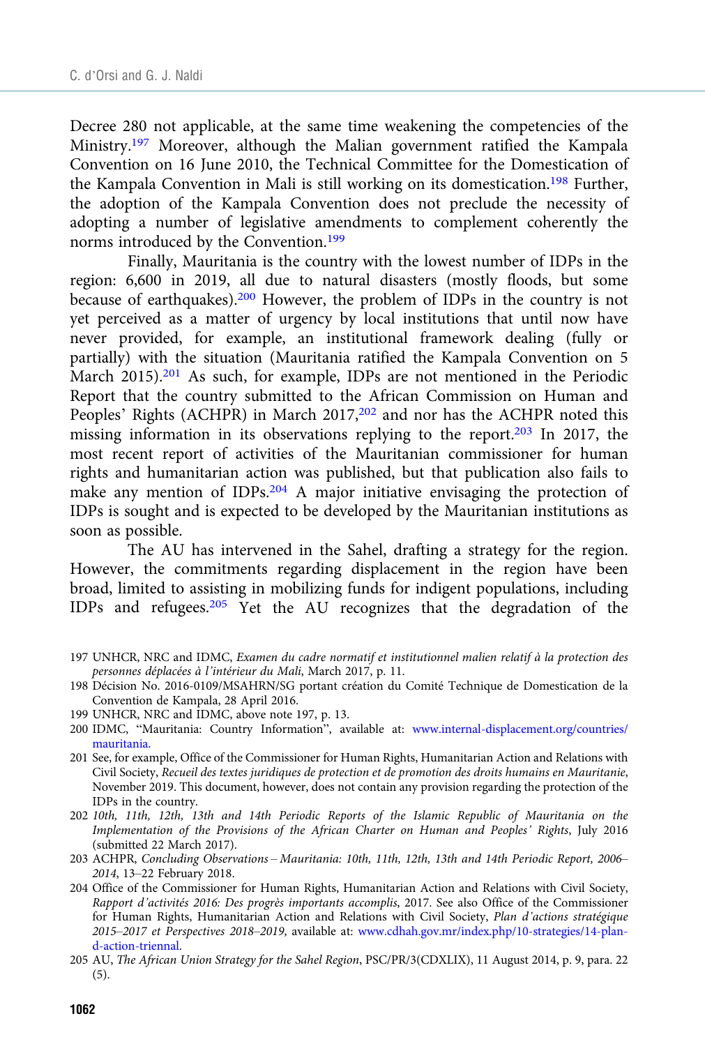Decree 280 not applicable, at the same time weakening the competencies of the Ministry.[197] Moreover, although the Malian government ratified the Kampala Convention on 16 June 2010, the Technical Committee for the Domestication of the Kampala Convention in Mali is still working on its domestication.[198] Further, the adoption of the Kampala Convention does not preclude the necessity of adopting a number of legislative amendments to complement coherently the norms introduced by the Convention.[199]

Finally, Mauritania is the country with the lowest number of IDPs in the region: 6,600 in 2019, all due to natural disasters (mostly floods, but some because of earthquakes).[200] However, the problem of IDPs in the country is not yet perceived as a matter of urgency by local institutions that until now have never provided, for example, an institutional framework dealing (fully or partially) with the situation (Mauritania ratified the Kampala Convention on 5 March 2015).[201] As such, for example, IDPs are not mentioned in the Periodic Report that the country submitted to the African Commission on Human and Peoples' Rights (ACHPR) in March 2017,[202] and nor has the ACHPR noted this missing information in its observations replying to the report.[203] In 2017, the most recent report of activities of the Mauritanian commissioner for human rights and humanitarian action was published, but that publication also fails to make any mention of IDPs.[204] A major initiative envisaging the protection of IDPs is sought and is expected to be developed by the Mauritanian institutions as soon as possible.

The AU has intervened in the Sahel, drafting a strategy for the region. However, the commitments regarding displacement in the region have been broad, limited to assisting in mobilizing funds for indigent populations, including IDPs and refugees.[205] Yet the AU recognizes that the degradation of the

197 UNHCR, NRC and IDMC, *Examen du cadre normatif et institutionnel malien relatif à la protection des personnes déplacées à l'intérieur du Mali*, March 2017, p. 11.

198 Décision No. 2016-0109/MSAHRN/SG portant création du Comité Technique de Domestication de la Convention de Kampala, 28 April 2016.

199 UNHCR, NRC and IDMC, above note 197, p. 13.

200 IDMC, "Mauritania: Country Information", available at: www.internal-displacement.org/countries/mauritania.

201 See, for example, Office of the Commissioner for Human Rights, Humanitarian Action and Relations with Civil Society, *Recueil des textes juridiques de protection et de promotion des droits humains en Mauritanie*, November 2019. This document, however, does not contain any provision regarding the protection of the IDPs in the country.

202 *10th, 11th, 12th, 13th and 14th Periodic Reports of the Islamic Republic of Mauritania on the Implementation of the Provisions of the African Charter on Human and Peoples' Rights*, July 2016 (submitted 22 March 2017).

203 ACHPR, *Concluding Observations – Mauritania: 10th, 11th, 12th, 13th and 14th Periodic Report, 2006–2014*, 13–22 February 2018.

204 Office of the Commissioner for Human Rights, Humanitarian Action and Relations with Civil Society, *Rapport d'activités 2016: Des progrès importants accomplis*, 2017. See also Office of the Commissioner for Human Rights, Humanitarian Action and Relations with Civil Society, *Plan d'actions stratégique 2015–2017 et Perspectives 2018–2019*, available at: www.cdhah.gov.mr/index.php/10-strategies/14-plan-d-action-triennal.

205 AU, *The African Union Strategy for the Sahel Region*, PSC/PR/3(CDXLIX), 11 August 2014, p. 9, para. 22 (5).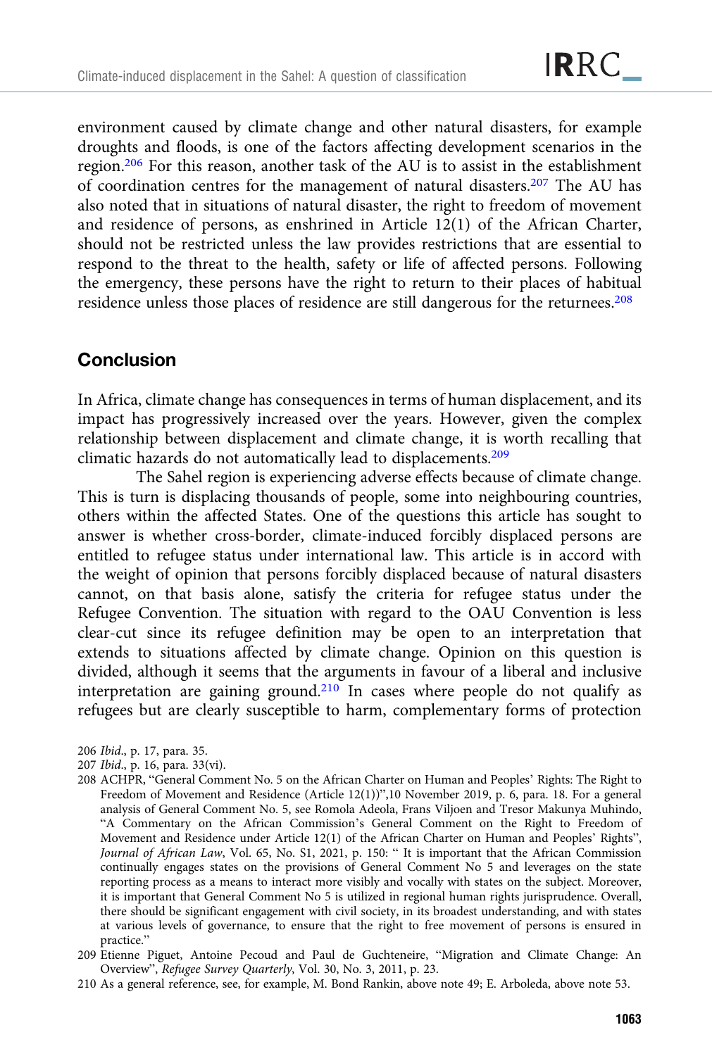environment caused by climate change and other natural disasters, for example droughts and floods, is one of the factors affecting development scenarios in the region.[206] For this reason, another task of the AU is to assist in the establishment of coordination centres for the management of natural disasters.[207] The AU has also noted that in situations of natural disaster, the right to freedom of movement and residence of persons, as enshrined in Article 12(1) of the African Charter, should not be restricted unless the law provides restrictions that are essential to respond to the threat to the health, safety or life of affected persons. Following the emergency, these persons have the right to return to their places of habitual residence unless those places of residence are still dangerous for the returnees.[208]

## Conclusion

In Africa, climate change has consequences in terms of human displacement, and its impact has progressively increased over the years. However, given the complex relationship between displacement and climate change, it is worth recalling that climatic hazards do not automatically lead to displacements.[209]

The Sahel region is experiencing adverse effects because of climate change. This is turn is displacing thousands of people, some into neighbouring countries, others within the affected States. One of the questions this article has sought to answer is whether cross-border, climate-induced forcibly displaced persons are entitled to refugee status under international law. This article is in accord with the weight of opinion that persons forcibly displaced because of natural disasters cannot, on that basis alone, satisfy the criteria for refugee status under the Refugee Convention. The situation with regard to the OAU Convention is less clear-cut since its refugee definition may be open to an interpretation that extends to situations affected by climate change. Opinion on this question is divided, although it seems that the arguments in favour of a liberal and inclusive interpretation are gaining ground.[210] In cases where people do not qualify as refugees but are clearly susceptible to harm, complementary forms of protection

206 *Ibid*., p. 17, para. 35.

207 *Ibid*., p. 16, para. 33(vi).

208 ACHPR, "General Comment No. 5 on the African Charter on Human and Peoples' Rights: The Right to Freedom of Movement and Residence (Article 12(1))",10 November 2019, p. 6, para. 18. For a general analysis of General Comment No. 5, see Romola Adeola, Frans Viljoen and Tresor Makunya Muhindo, "A Commentary on the African Commission's General Comment on the Right to Freedom of Movement and Residence under Article 12(1) of the African Charter on Human and Peoples' Rights", *Journal of African Law*, Vol. 65, No. S1, 2021, p. 150: " It is important that the African Commission continually engages states on the provisions of General Comment No 5 and leverages on the state reporting process as a means to interact more visibly and vocally with states on the subject. Moreover, it is important that General Comment No 5 is utilized in regional human rights jurisprudence. Overall, there should be significant engagement with civil society, in its broadest understanding, and with states at various levels of governance, to ensure that the right to free movement of persons is ensured in practice."

209 Etienne Piguet, Antoine Pecoud and Paul de Guchteneire, "Migration and Climate Change: An Overview", *Refugee Survey Quarterly*, Vol. 30, No. 3, 2011, p. 23.

210 As a general reference, see, for example, M. Bond Rankin, above note 49; E. Arboleda, above note 53.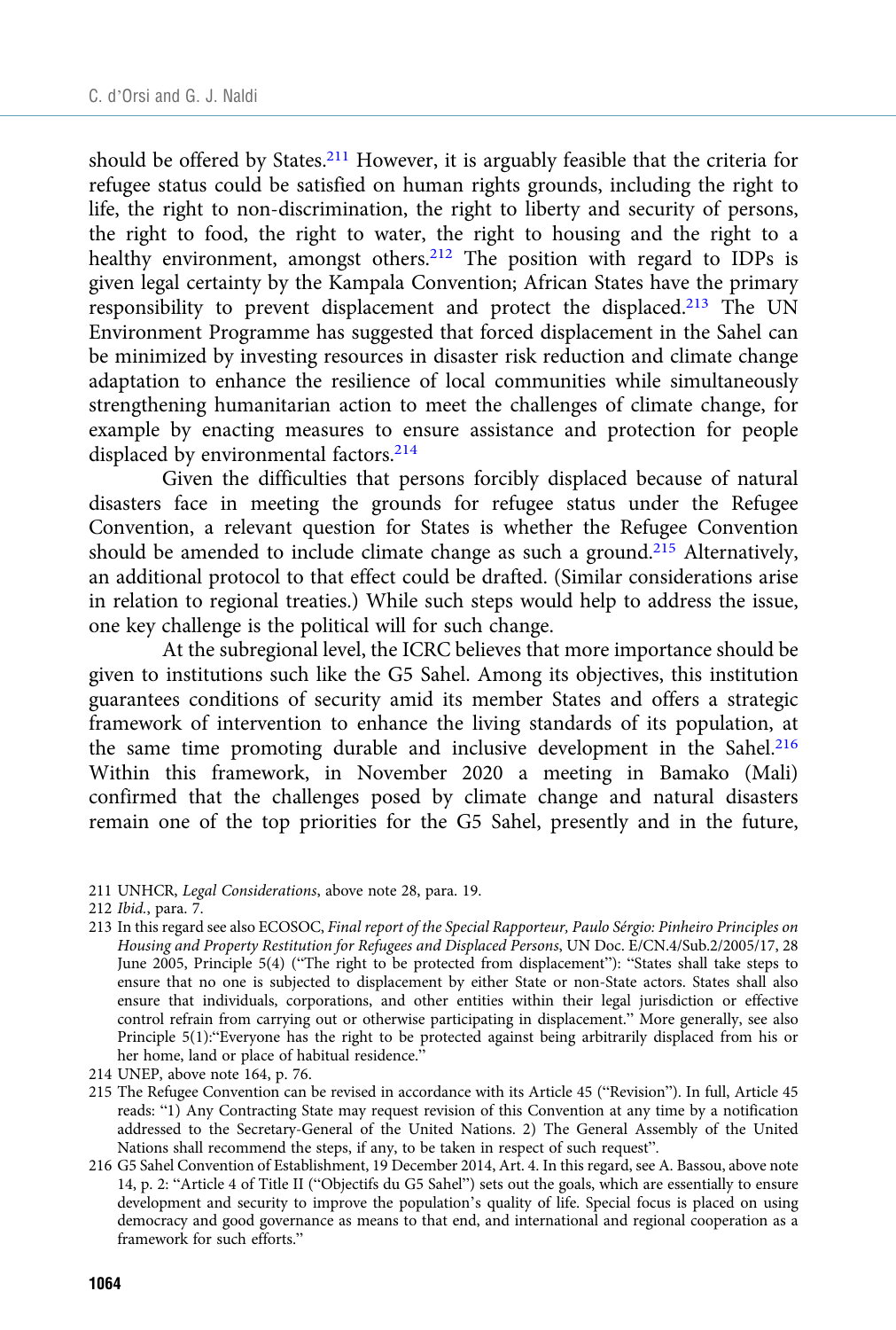should be offered by States.[211] However, it is arguably feasible that the criteria for refugee status could be satisfied on human rights grounds, including the right to life, the right to non-discrimination, the right to liberty and security of persons, the right to food, the right to water, the right to housing and the right to a healthy environment, amongst others.[212] The position with regard to IDPs is given legal certainty by the Kampala Convention; African States have the primary responsibility to prevent displacement and protect the displaced.[213] The UN Environment Programme has suggested that forced displacement in the Sahel can be minimized by investing resources in disaster risk reduction and climate change adaptation to enhance the resilience of local communities while simultaneously strengthening humanitarian action to meet the challenges of climate change, for example by enacting measures to ensure assistance and protection for people displaced by environmental factors.[214]

Given the difficulties that persons forcibly displaced because of natural disasters face in meeting the grounds for refugee status under the Refugee Convention, a relevant question for States is whether the Refugee Convention should be amended to include climate change as such a ground.[215] Alternatively, an additional protocol to that effect could be drafted. (Similar considerations arise in relation to regional treaties.) While such steps would help to address the issue, one key challenge is the political will for such change.

At the subregional level, the ICRC believes that more importance should be given to institutions such like the G5 Sahel. Among its objectives, this institution guarantees conditions of security amid its member States and offers a strategic framework of intervention to enhance the living standards of its population, at the same time promoting durable and inclusive development in the Sahel.[216] Within this framework, in November 2020 a meeting in Bamako (Mali) confirmed that the challenges posed by climate change and natural disasters remain one of the top priorities for the G5 Sahel, presently and in the future,

211 UNHCR, *Legal Considerations*, above note 28, para. 19.

212 *Ibid.*, para. 7.

213 In this regard see also ECOSOC, *Final report of the Special Rapporteur, Paulo Sérgio: Pinheiro Principles on Housing and Property Restitution for Refugees and Displaced Persons*, UN Doc. E/CN.4/Sub.2/2005/17, 28 June 2005, Principle 5(4) ("The right to be protected from displacement"): "States shall take steps to ensure that no one is subjected to displacement by either State or non-State actors. States shall also ensure that individuals, corporations, and other entities within their legal jurisdiction or effective control refrain from carrying out or otherwise participating in displacement." More generally, see also Principle 5(1):"Everyone has the right to be protected against being arbitrarily displaced from his or her home, land or place of habitual residence."

214 UNEP, above note 164, p. 76.

215 The Refugee Convention can be revised in accordance with its Article 45 ("Revision"). In full, Article 45 reads: "1) Any Contracting State may request revision of this Convention at any time by a notification addressed to the Secretary-General of the United Nations. 2) The General Assembly of the United Nations shall recommend the steps, if any, to be taken in respect of such request".

216 G5 Sahel Convention of Establishment, 19 December 2014, Art. 4. In this regard, see A. Bassou, above note 14, p. 2: "Article 4 of Title II ("Objectifs du G5 Sahel") sets out the goals, which are essentially to ensure development and security to improve the population's quality of life. Special focus is placed on using democracy and good governance as means to that end, and international and regional cooperation as a framework for such efforts."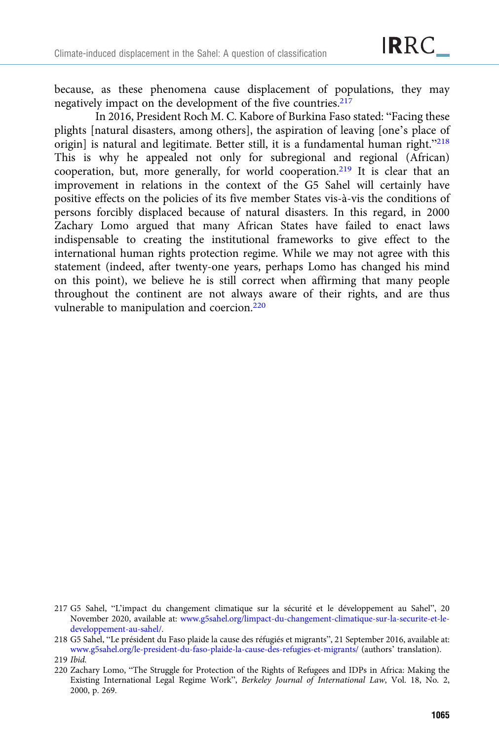because, as these phenomena cause displacement of populations, they may negatively impact on the development of the five countries.[217]

In 2016, President Roch M. C. Kabore of Burkina Faso stated: "Facing these plights [natural disasters, among others], the aspiration of leaving [one's place of origin] is natural and legitimate. Better still, it is a fundamental human right."[218] This is why he appealed not only for subregional and regional (African) cooperation, but, more generally, for world cooperation.[219] It is clear that an improvement in relations in the context of the G5 Sahel will certainly have positive effects on the policies of its five member States vis-à-vis the conditions of persons forcibly displaced because of natural disasters. In this regard, in 2000 Zachary Lomo argued that many African States have failed to enact laws indispensable to creating the institutional frameworks to give effect to the international human rights protection regime. While we may not agree with this statement (indeed, after twenty-one years, perhaps Lomo has changed his mind on this point), we believe he is still correct when affirming that many people throughout the continent are not always aware of their rights, and are thus vulnerable to manipulation and coercion.[220]

---

217 G5 Sahel, "L'impact du changement climatique sur la sécurité et le développement au Sahel", 20 November 2020, available at: www.g5sahel.org/limpact-du-changement-climatique-sur-la-securite-et-le-developpement-au-sahel/.

218 G5 Sahel, "Le président du Faso plaide la cause des réfugiés et migrants", 21 September 2016, available at: www.g5sahel.org/le-president-du-faso-plaide-la-cause-des-refugies-et-migrants/ (authors' translation).

219 *Ibid.*

220 Zachary Lomo, "The Struggle for Protection of the Rights of Refugees and IDPs in Africa: Making the Existing International Legal Regime Work", *Berkeley Journal of International Law*, Vol. 18, No. 2, 2000, p. 269.